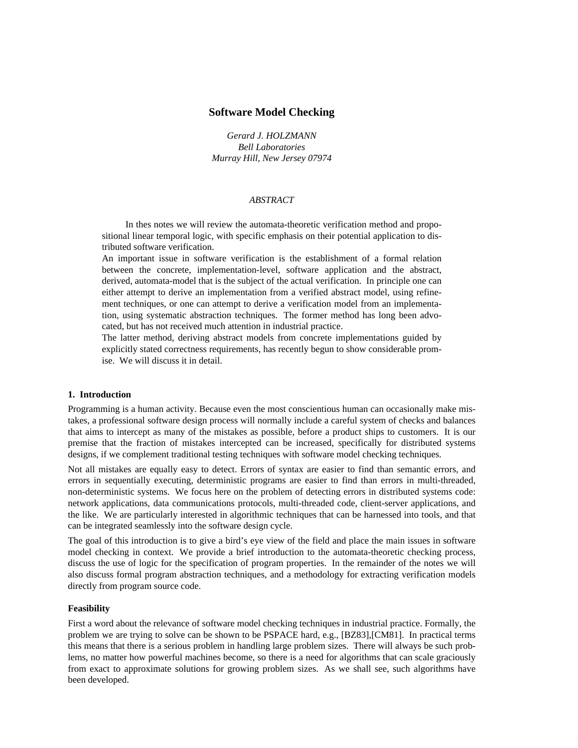# Software Model Checking

*Gerard J. HOLZMANN*
*Bell Laboratories*
*Murray Hill, New Jersey 07974*

*ABSTRACT*

In thes notes we will review the automata-theoretic verification method and propositional linear temporal logic, with specific emphasis on their potential application to distributed software verification.

An important issue in software verification is the establishment of a formal relation between the concrete, implementation-level, software application and the abstract, derived, automata-model that is the subject of the actual verification. In principle one can either attempt to derive an implementation from a verified abstract model, using refinement techniques, or one can attempt to derive a verification model from an implementation, using systematic abstraction techniques. The former method has long been advocated, but has not received much attention in industrial practice.

The latter method, deriving abstract models from concrete implementations guided by explicitly stated correctness requirements, has recently begun to show considerable promise. We will discuss it in detail.

## 1. Introduction

Programming is a human activity. Because even the most conscientious human can occasionally make mistakes, a professional software design process will normally include a careful system of checks and balances that aims to intercept as many of the mistakes as possible, before a product ships to customers. It is our premise that the fraction of mistakes intercepted can be increased, specifically for distributed systems designs, if we complement traditional testing techniques with software model checking techniques.

Not all mistakes are equally easy to detect. Errors of syntax are easier to find than semantic errors, and errors in sequentially executing, deterministic programs are easier to find than errors in multi-threaded, non-deterministic systems. We focus here on the problem of detecting errors in distributed systems code: network applications, data communications protocols, multi-threaded code, client-server applications, and the like. We are particularly interested in algorithmic techniques that can be harnessed into tools, and that can be integrated seamlessly into the software design cycle.

The goal of this introduction is to give a bird's eye view of the field and place the main issues in software model checking in context. We provide a brief introduction to the automata-theoretic checking process, discuss the use of logic for the specification of program properties. In the remainder of the notes we will also discuss formal program abstraction techniques, and a methodology for extracting verification models directly from program source code.

### Feasibility

First a word about the relevance of software model checking techniques in industrial practice. Formally, the problem we are trying to solve can be shown to be PSPACE hard, e.g., [BZ83],[CM81]. In practical terms this means that there is a serious problem in handling large problem sizes. There will always be such problems, no matter how powerful machines become, so there is a need for algorithms that can scale graciously from exact to approximate solutions for growing problem sizes. As we shall see, such algorithms have been developed.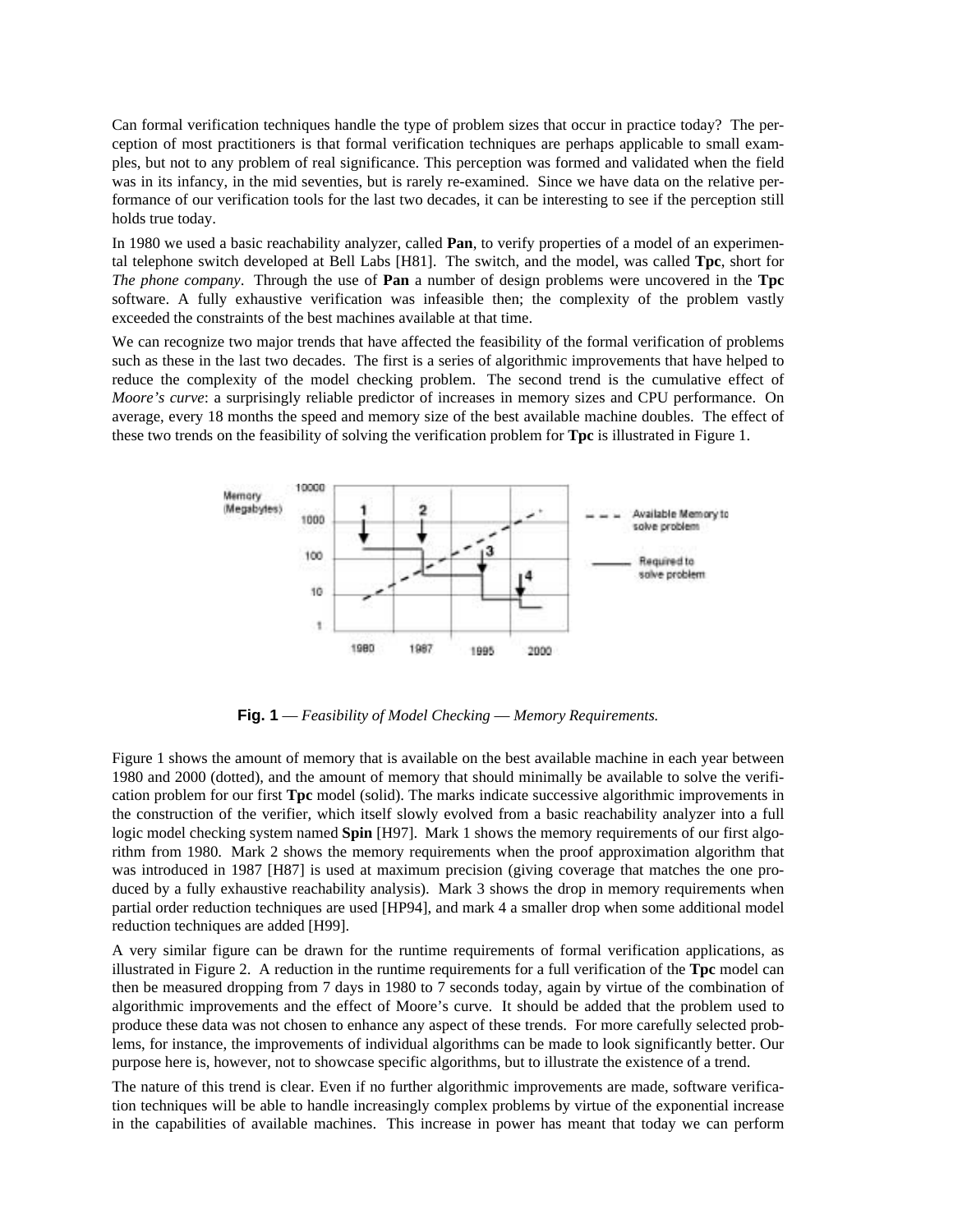Can formal verification techniques handle the type of problem sizes that occur in practice today? The perception of most practitioners is that formal verification techniques are perhaps applicable to small examples, but not to any problem of real significance. This perception was formed and validated when the field was in its infancy, in the mid seventies, but is rarely re-examined. Since we have data on the relative performance of our verification tools for the last two decades, it can be interesting to see if the perception still holds true today.

In 1980 we used a basic reachability analyzer, called **Pan**, to verify properties of a model of an experimental telephone switch developed at Bell Labs [H81]. The switch, and the model, was called **Tpc**, short for *The phone company*. Through the use of **Pan** a number of design problems were uncovered in the **Tpc** software. A fully exhaustive verification was infeasible then; the complexity of the problem vastly exceeded the constraints of the best machines available at that time.

We can recognize two major trends that have affected the feasibility of the formal verification of problems such as these in the last two decades. The first is a series of algorithmic improvements that have helped to reduce the complexity of the model checking problem. The second trend is the cumulative effect of *Moore's curve*: a surprisingly reliable predictor of increases in memory sizes and CPU performance. On average, every 18 months the speed and memory size of the best available machine doubles. The effect of these two trends on the feasibility of solving the verification problem for **Tpc** is illustrated in Figure 1.

**Fig. 1** — *Feasibility of Model Checking — Memory Requirements.*

Figure 1 shows the amount of memory that is available on the best available machine in each year between 1980 and 2000 (dotted), and the amount of memory that should minimally be available to solve the verification problem for our first **Tpc** model (solid). The marks indicate successive algorithmic improvements in the construction of the verifier, which itself slowly evolved from a basic reachability analyzer into a full logic model checking system named **Spin** [H97]. Mark 1 shows the memory requirements of our first algorithm from 1980. Mark 2 shows the memory requirements when the proof approximation algorithm that was introduced in 1987 [H87] is used at maximum precision (giving coverage that matches the one produced by a fully exhaustive reachability analysis). Mark 3 shows the drop in memory requirements when partial order reduction techniques are used [HP94], and mark 4 a smaller drop when some additional model reduction techniques are added [H99].

A very similar figure can be drawn for the runtime requirements of formal verification applications, as illustrated in Figure 2. A reduction in the runtime requirements for a full verification of the **Tpc** model can then be measured dropping from 7 days in 1980 to 7 seconds today, again by virtue of the combination of algorithmic improvements and the effect of Moore's curve. It should be added that the problem used to produce these data was not chosen to enhance any aspect of these trends. For more carefully selected problems, for instance, the improvements of individual algorithms can be made to look significantly better. Our purpose here is, however, not to showcase specific algorithms, but to illustrate the existence of a trend.

The nature of this trend is clear. Even if no further algorithmic improvements are made, software verification techniques will be able to handle increasingly complex problems by virtue of the exponential increase in the capabilities of available machines. This increase in power has meant that today we can perform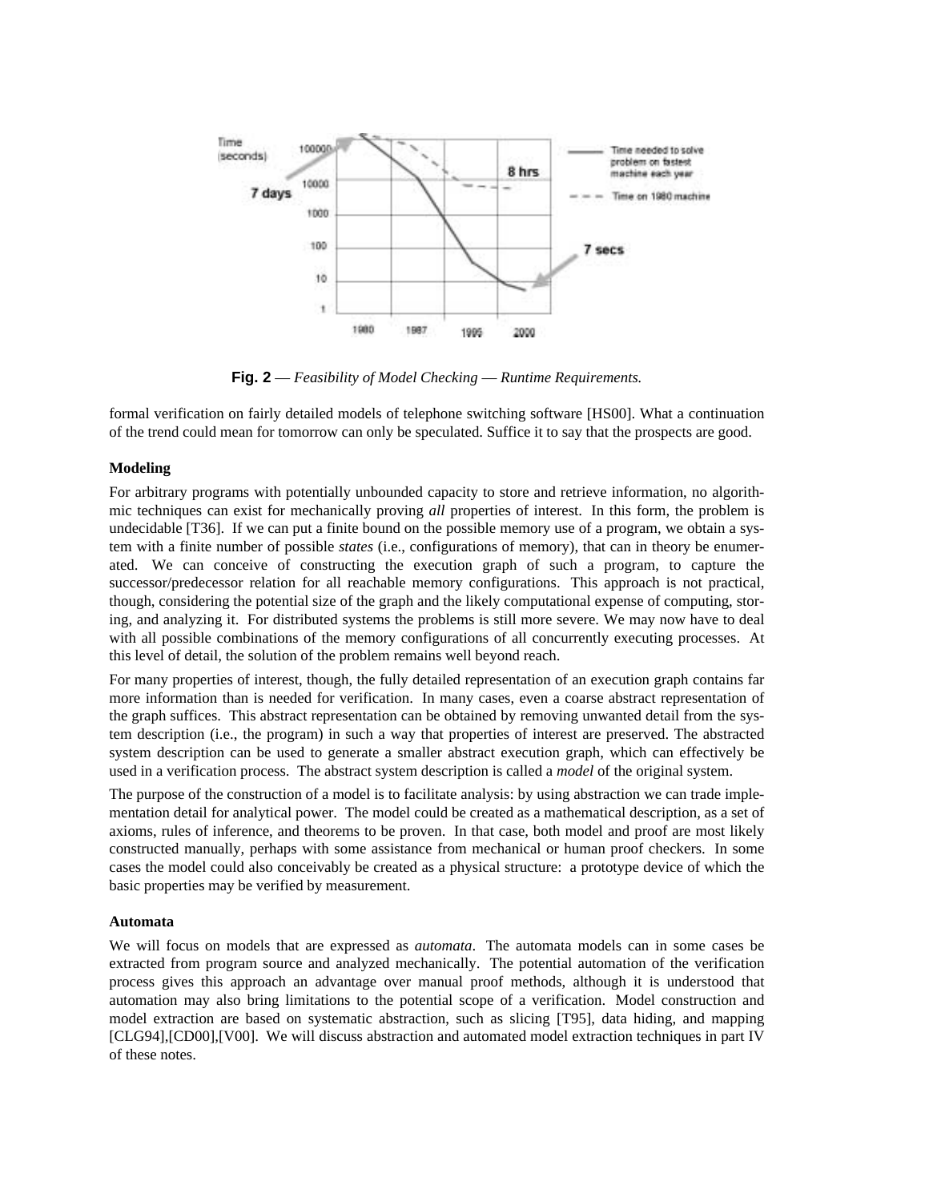**Fig. 2** — *Feasibility of Model Checking — Runtime Requirements.*

formal verification on fairly detailed models of telephone switching software [HS00]. What a continuation of the trend could mean for tomorrow can only be speculated. Suffice it to say that the prospects are good.

**Modeling**

For arbitrary programs with potentially unbounded capacity to store and retrieve information, no algorithmic techniques can exist for mechanically proving *all* properties of interest. In this form, the problem is undecidable [T36]. If we can put a finite bound on the possible memory use of a program, we obtain a system with a finite number of possible *states* (i.e., configurations of memory), that can in theory be enumerated. We can conceive of constructing the execution graph of such a program, to capture the successor/predecessor relation for all reachable memory configurations. This approach is not practical, though, considering the potential size of the graph and the likely computational expense of computing, storing, and analyzing it. For distributed systems the problems is still more severe. We may now have to deal with all possible combinations of the memory configurations of all concurrently executing processes. At this level of detail, the solution of the problem remains well beyond reach.

For many properties of interest, though, the fully detailed representation of an execution graph contains far more information than is needed for verification. In many cases, even a coarse abstract representation of the graph suffices. This abstract representation can be obtained by removing unwanted detail from the system description (i.e., the program) in such a way that properties of interest are preserved. The abstracted system description can be used to generate a smaller abstract execution graph, which can effectively be used in a verification process. The abstract system description is called a *model* of the original system.

The purpose of the construction of a model is to facilitate analysis: by using abstraction we can trade implementation detail for analytical power. The model could be created as a mathematical description, as a set of axioms, rules of inference, and theorems to be proven. In that case, both model and proof are most likely constructed manually, perhaps with some assistance from mechanical or human proof checkers. In some cases the model could also conceivably be created as a physical structure: a prototype device of which the basic properties may be verified by measurement.

**Automata**

We will focus on models that are expressed as *automata*. The automata models can in some cases be extracted from program source and analyzed mechanically. The potential automation of the verification process gives this approach an advantage over manual proof methods, although it is understood that automation may also bring limitations to the potential scope of a verification. Model construction and model extraction are based on systematic abstraction, such as slicing [T95], data hiding, and mapping [CLG94],[CD00],[V00]. We will discuss abstraction and automated model extraction techniques in part IV of these notes.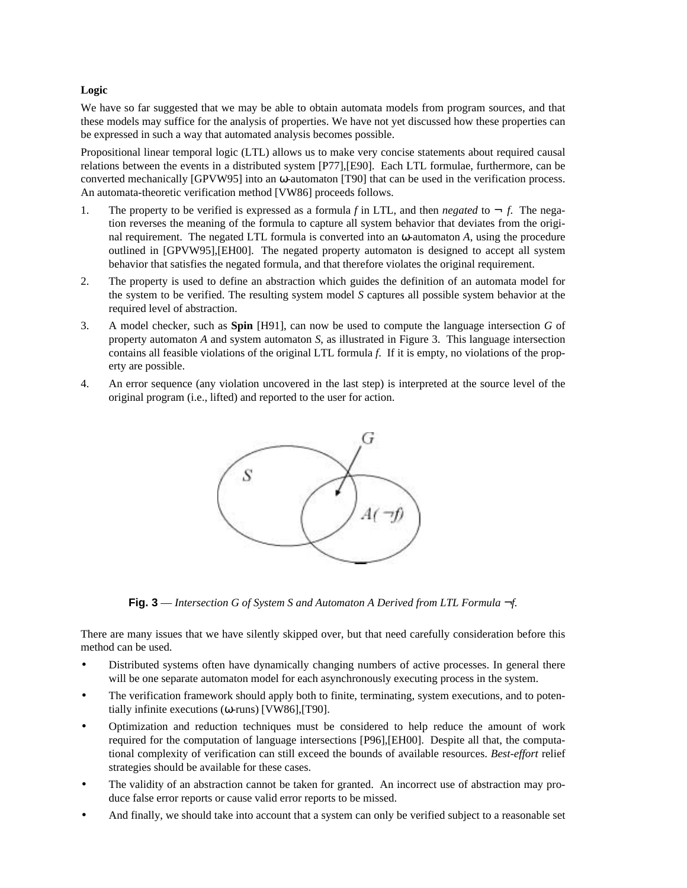**Logic**

We have so far suggested that we may be able to obtain automata models from program sources, and that these models may suffice for the analysis of properties. We have not yet discussed how these properties can be expressed in such a way that automated analysis becomes possible.

Propositional linear temporal logic (LTL) allows us to make very concise statements about required causal relations between the events in a distributed system [P77],[E90]. Each LTL formulae, furthermore, can be converted mechanically [GPVW95] into an ω-automaton [T90] that can be used in the verification process. An automata-theoretic verification method [VW86] proceeds follows.

1. The property to be verified is expressed as a formula *f* in LTL, and then *negated* to $\neg f$. The negation reverses the meaning of the formula to capture all system behavior that deviates from the original requirement. The negated LTL formula is converted into an ω-automaton *A*, using the procedure outlined in [GPVW95],[EH00]. The negated property automaton is designed to accept all system behavior that satisfies the negated formula, and that therefore violates the original requirement.
2. The property is used to define an abstraction which guides the definition of an automata model for the system to be verified. The resulting system model *S* captures all possible system behavior at the required level of abstraction.
3. A model checker, such as **Spin** [H91], can now be used to compute the language intersection *G* of property automaton *A* and system automaton *S*, as illustrated in Figure 3. This language intersection contains all feasible violations of the original LTL formula *f*. If it is empty, no violations of the property are possible.
4. An error sequence (any violation uncovered in the last step) is interpreted at the source level of the original program (i.e., lifted) and reported to the user for action.

**Fig. 3** — *Intersection G of System S and Automaton A Derived from LTL Formula* $\neg f$.

There are many issues that we have silently skipped over, but that need carefully consideration before this method can be used.

- Distributed systems often have dynamically changing numbers of active processes. In general there will be one separate automaton model for each asynchronously executing process in the system.
- The verification framework should apply both to finite, terminating, system executions, and to potentially infinite executions (ω-runs) [VW86],[T90].
- Optimization and reduction techniques must be considered to help reduce the amount of work required for the computation of language intersections [P96],[EH00]. Despite all that, the computational complexity of verification can still exceed the bounds of available resources. *Best-effort* relief strategies should be available for these cases.
- The validity of an abstraction cannot be taken for granted. An incorrect use of abstraction may produce false error reports or cause valid error reports to be missed.
- And finally, we should take into account that a system can only be verified subject to a reasonable set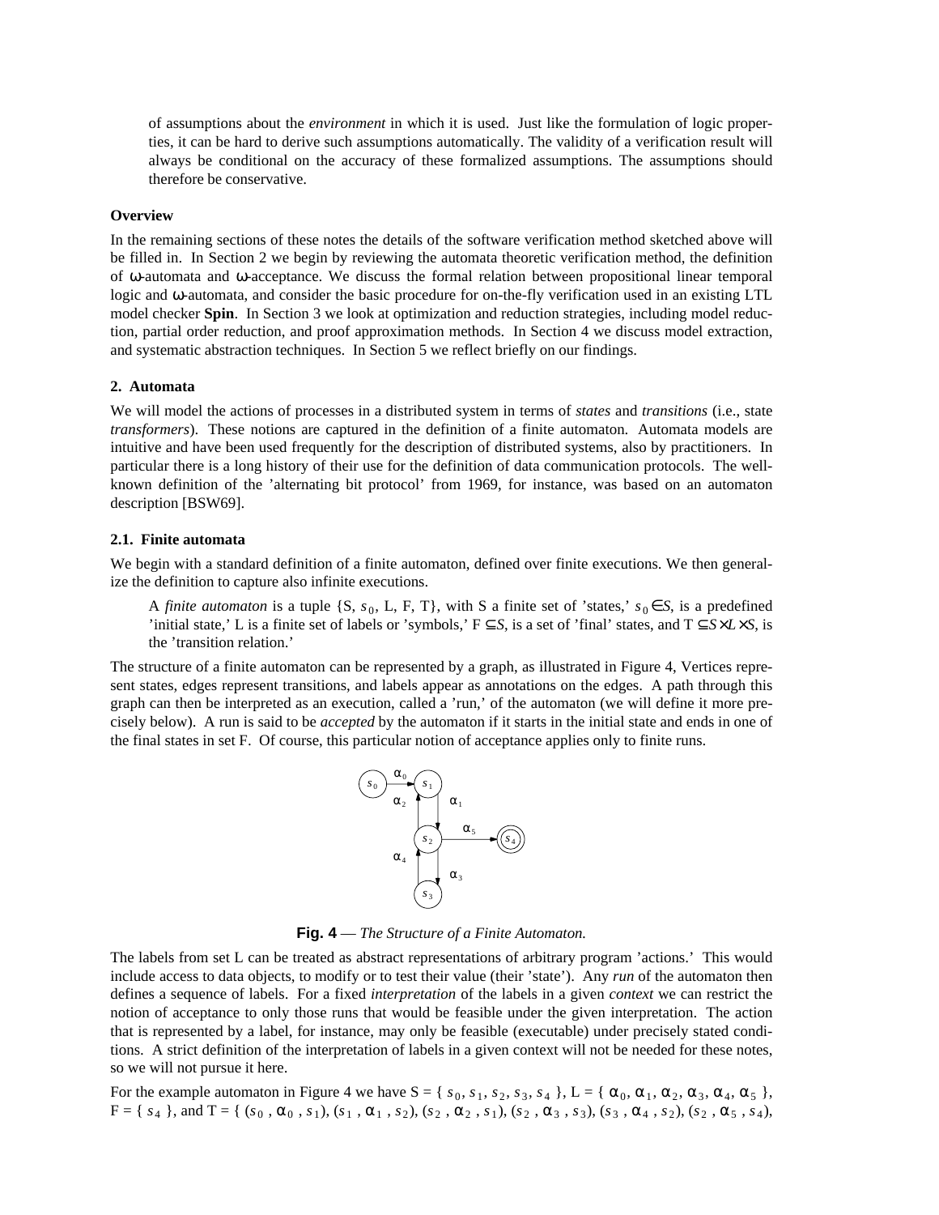of assumptions about the *environment* in which it is used. Just like the formulation of logic properties, it can be hard to derive such assumptions automatically. The validity of a verification result will always be conditional on the accuracy of these formalized assumptions. The assumptions should therefore be conservative.

**Overview**

In the remaining sections of these notes the details of the software verification method sketched above will be filled in. In Section 2 we begin by reviewing the automata theoretic verification method, the definition of ω-automata and ω-acceptance. We discuss the formal relation between propositional linear temporal logic and ω-automata, and consider the basic procedure for on-the-fly verification used in an existing LTL model checker **Spin**. In Section 3 we look at optimization and reduction strategies, including model reduction, partial order reduction, and proof approximation methods. In Section 4 we discuss model extraction, and systematic abstraction techniques. In Section 5 we reflect briefly on our findings.

## 2. Automata

We will model the actions of processes in a distributed system in terms of *states* and *transitions* (i.e., state *transformers*). These notions are captured in the definition of a finite automaton. Automata models are intuitive and have been used frequently for the description of distributed systems, also by practitioners. In particular there is a long history of their use for the definition of data communication protocols. The well-known definition of the 'alternating bit protocol' from 1969, for instance, was based on an automaton description [BSW69].

### 2.1. Finite automata

We begin with a standard definition of a finite automaton, defined over finite executions. We then generalize the definition to capture also infinite executions.

> A *finite automaton* is a tuple {S, $s_0$, L, F, T}, with S a finite set of 'states,' $s_0 \in S$, is a predefined 'initial state,' L is a finite set of labels or 'symbols,' F $\subseteq S$, is a set of 'final' states, and T $\subseteq S \times L \times S$, is the 'transition relation.'

The structure of a finite automaton can be represented by a graph, as illustrated in Figure 4, Vertices represent states, edges represent transitions, and labels appear as annotations on the edges. A path through this graph can then be interpreted as an execution, called a 'run,' of the automaton (we will define it more precisely below). A run is said to be *accepted* by the automaton if it starts in the initial state and ends in one of the final states in set F. Of course, this particular notion of acceptance applies only to finite runs.

**Fig. 4** — *The Structure of a Finite Automaton.*

The labels from set L can be treated as abstract representations of arbitrary program 'actions.' This would include access to data objects, to modify or to test their value (their 'state'). Any *run* of the automaton then defines a sequence of labels. For a fixed *interpretation* of the labels in a given *context* we can restrict the notion of acceptance to only those runs that would be feasible under the given interpretation. The action that is represented by a label, for instance, may only be feasible (executable) under precisely stated conditions. A strict definition of the interpretation of labels in a given context will not be needed for these notes, so we will not pursue it here.

For the example automaton in Figure 4 we have S = { $s_0$, $s_1$, $s_2$, $s_3$, $s_4$ }, L = { $\alpha_0$, $\alpha_1$, $\alpha_2$, $\alpha_3$, $\alpha_4$, $\alpha_5$ }, F = { $s_4$ }, and T = { ($s_0$ , $\alpha_0$ , $s_1$), ($s_1$ , $\alpha_1$ , $s_2$), ($s_2$ , $\alpha_2$ , $s_1$), ($s_2$ , $\alpha_3$ , $s_3$), ($s_3$ , $\alpha_4$ , $s_2$), ($s_2$ , $\alpha_5$ , $s_4$),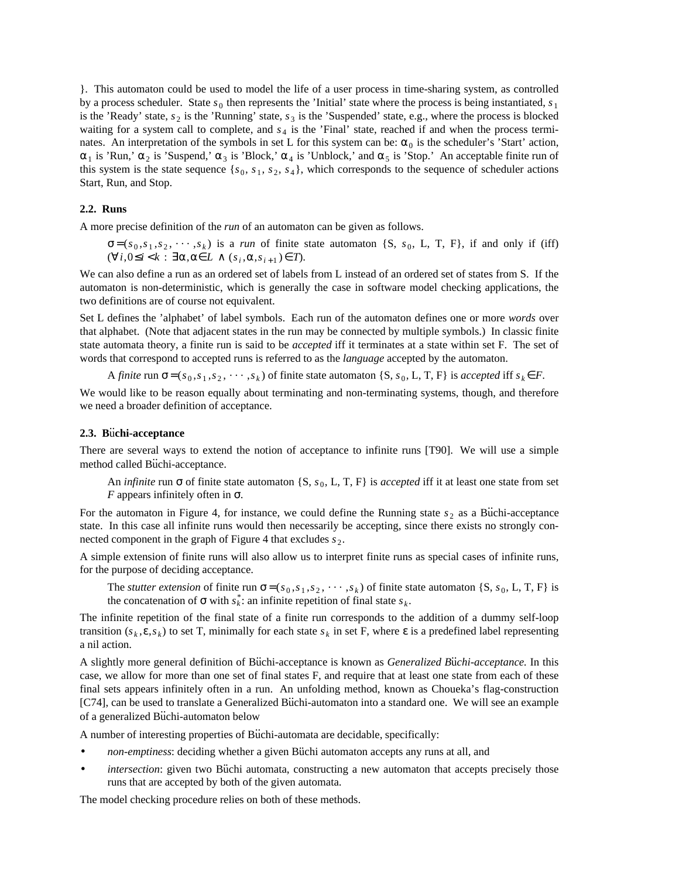}. This automaton could be used to model the life of a user process in time-sharing system, as controlled by a process scheduler. State $s_0$ then represents the 'Initial' state where the process is being instantiated, $s_1$ is the 'Ready' state, $s_2$ is the 'Running' state, $s_3$ is the 'Suspended' state, e.g., where the process is blocked waiting for a system call to complete, and $s_4$ is the 'Final' state, reached if and when the process terminates. An interpretation of the symbols in set L for this system can be: $\alpha_0$ is the scheduler's 'Start' action, $\alpha_1$ is 'Run,' $\alpha_2$ is 'Suspend,' $\alpha_3$ is 'Block,' $\alpha_4$ is 'Unblock,' and $\alpha_5$ is 'Stop.' An acceptable finite run of this system is the state sequence {$s_0$, $s_1$, $s_2$, $s_4$}, which corresponds to the sequence of scheduler actions Start, Run, and Stop.

### 2.2. Runs

A more precise definition of the *run* of an automaton can be given as follows.

> $\sigma = (s_0, s_1, s_2, \cdots, s_k)$ is a *run* of finite state automaton {S, $s_0$, L, T, F}, if and only if (iff) $(\forall i, 0 \le i < k : \exists \alpha, \alpha \in L \wedge (s_i, \alpha, s_{i+1}) \in T)$.

We can also define a run as an ordered set of labels from L instead of an ordered set of states from S. If the automaton is non-deterministic, which is generally the case in software model checking applications, the two definitions are of course not equivalent.

Set L defines the 'alphabet' of label symbols. Each run of the automaton defines one or more *words* over that alphabet. (Note that adjacent states in the run may be connected by multiple symbols.) In classic finite state automata theory, a finite run is said to be *accepted* iff it terminates at a state within set F. The set of words that correspond to accepted runs is referred to as the *language* accepted by the automaton.

> A *finite* run $\sigma = (s_0, s_1, s_2, \cdots, s_k)$ of finite state automaton {S, $s_0$, L, T, F} is *accepted* iff $s_k \in F$.

We would like to be reason equally about terminating and non-terminating systems, though, and therefore we need a broader definition of acceptance.

### 2.3. Büchi-acceptance

There are several ways to extend the notion of acceptance to infinite runs [T90]. We will use a simple method called Büchi-acceptance.

> An *infinite* run $\sigma$ of finite state automaton {S, $s_0$, L, T, F} is *accepted* iff it at least one state from set *F* appears infinitely often in $\sigma$.

For the automaton in Figure 4, for instance, we could define the Running state $s_2$ as a Büchi-acceptance state. In this case all infinite runs would then necessarily be accepting, since there exists no strongly connected component in the graph of Figure 4 that excludes $s_2$.

A simple extension of finite runs will also allow us to interpret finite runs as special cases of infinite runs, for the purpose of deciding acceptance.

> The *stutter extension* of finite run $\sigma = (s_0, s_1, s_2, \cdots, s_k)$ of finite state automaton {S, $s_0$, L, T, F} is the concatenation of $\sigma$ with $s_k^*$: an infinite repetition of final state $s_k$.

The infinite repetition of the final state of a finite run corresponds to the addition of a dummy self-loop transition $(s_k, \varepsilon, s_k)$ to set T, minimally for each state $s_k$ in set F, where $\varepsilon$ is a predefined label representing a nil action.

A slightly more general definition of Büchi-acceptance is known as *Generalized Büchi-acceptance.* In this case, we allow for more than one set of final states F, and require that at least one state from each of these final sets appears infinitely often in a run. An unfolding method, known as Choueka's flag-construction [C74], can be used to translate a Generalized Büchi-automaton into a standard one. We will see an example of a generalized Büchi-automaton below

A number of interesting properties of Büchi-automata are decidable, specifically:

- *non-emptiness*: deciding whether a given Büchi automaton accepts any runs at all, and
- *intersection*: given two Büchi automata, constructing a new automaton that accepts precisely those runs that are accepted by both of the given automata.

The model checking procedure relies on both of these methods.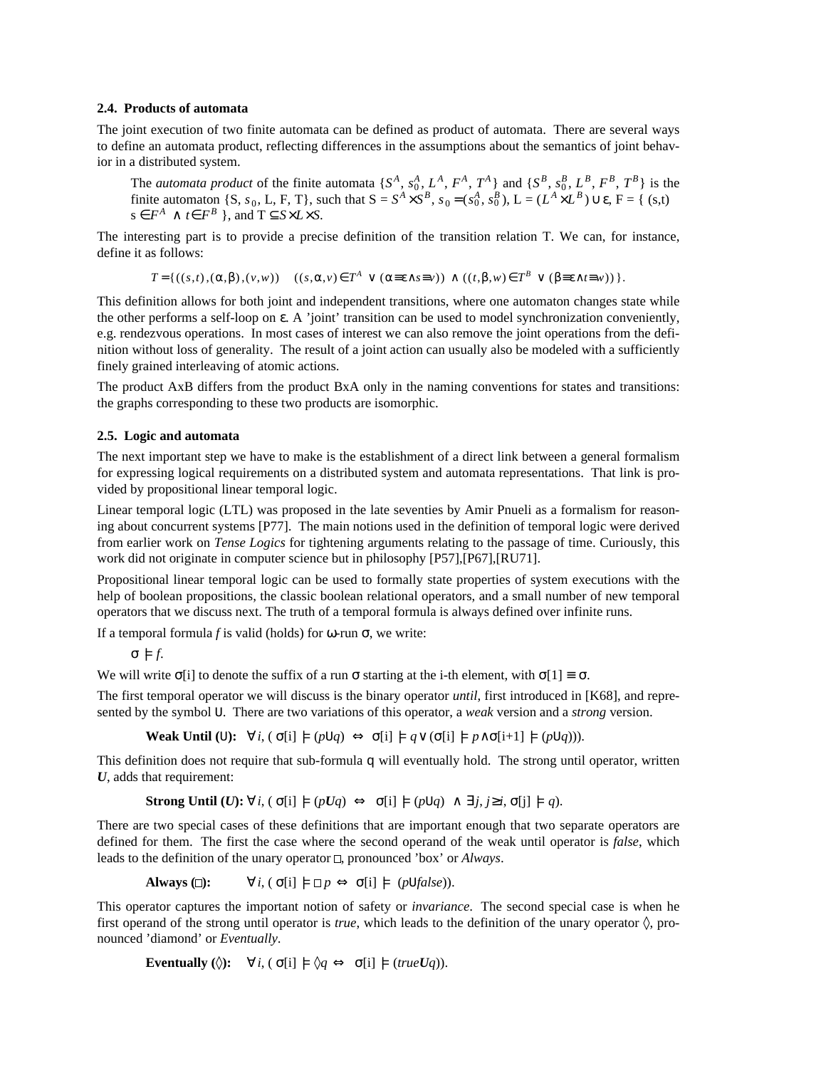### 2.4. Products of automata

The joint execution of two finite automata can be defined as product of automata. There are several ways to define an automata product, reflecting differences in the assumptions about the semantics of joint behavior in a distributed system.

> The *automata product* of the finite automata $\{S^A, s_0^A, L^A, F^A, T^A\}$ and $\{S^B, s_0^B, L^B, F^B, T^B\}$ is the finite automaton $\{S, s_0, L, F, T\}$, such that $S = S^A \times S^B$, $s_0 = (s_0^A, s_0^B)$, $L = (L^A \times L^B) \cup \varepsilon$, $F = \{ (s,t) \mid s \in F^A \wedge t \in F^B \}$, and $T \subseteq S \times L \times S$.

The interesting part is to provide a precise definition of the transition relation T. We can, for instance, define it as follows:

$$T = \{ ((s,t), (\alpha,\beta), (v,w)) \mid ((s,\alpha,v) \in T^A \vee (\alpha \equiv \varepsilon \wedge s \equiv v)) \wedge ((t,\beta,w) \in T^B \vee (\beta \equiv \varepsilon \wedge t \equiv w)) \}.$$

This definition allows for both joint and independent transitions, where one automaton changes state while the other performs a self-loop on ε. A 'joint' transition can be used to model synchronization conveniently, e.g. rendezvous operations. In most cases of interest we can also remove the joint operations from the definition without loss of generality. The result of a joint action can usually also be modeled with a sufficiently finely grained interleaving of atomic actions.

The product AxB differs from the product BxA only in the naming conventions for states and transitions: the graphs corresponding to these two products are isomorphic.

### 2.5. Logic and automata

The next important step we have to make is the establishment of a direct link between a general formalism for expressing logical requirements on a distributed system and automata representations. That link is provided by propositional linear temporal logic.

Linear temporal logic (LTL) was proposed in the late seventies by Amir Pnueli as a formalism for reasoning about concurrent systems [P77]. The main notions used in the definition of temporal logic were derived from earlier work on *Tense Logics* for tightening arguments relating to the passage of time. Curiously, this work did not originate in computer science but in philosophy [P57],[P67],[RU71].

Propositional linear temporal logic can be used to formally state properties of system executions with the help of boolean propositions, the classic boolean relational operators, and a small number of new temporal operators that we discuss next. The truth of a temporal formula is always defined over infinite runs.

If a temporal formula $f$ is valid (holds) for ω-run σ, we write:

$\sigma \models f.$

We will write σ[i] to denote the suffix of a run σ starting at the i-th element, with $\sigma[1] \equiv \sigma$.

The first temporal operator we will discuss is the binary operator *until*, first introduced in [K68], and represented by the symbol ∪. There are two variations of this operator, a *weak* version and a *strong* version.

**Weak Until (∪):** $\forall i, ( \sigma[i] \models (p \cup q) \Leftrightarrow \sigma[i] \models q \vee (\sigma[i] \models p \wedge \sigma[i+1] \models (p \cup q))).$

This definition does not require that sub-formula q will eventually hold. The strong until operator, written ***U***, adds that requirement:

**Strong Until (*U*):** $\forall i, ( \sigma[i] \models (p\,\boldsymbol{U} q) \Leftrightarrow \sigma[i] \models (p \cup q) \wedge \exists j, j \geq i, \sigma[j] \models q).$

There are two special cases of these definitions that are important enough that two separate operators are defined for them. The first the case where the second operand of the weak until operator is *false*, which leads to the definition of the unary operator □, pronounced 'box' or *Always*.

**Always (□):** $\forall i, ( \sigma[i] \models \Box p \Leftrightarrow \sigma[i] \models (p \cup \mathit{false})).$

This operator captures the important notion of safety or *invariance*. The second special case is when he first operand of the strong until operator is *true*, which leads to the definition of the unary operator ◊, pronounced 'diamond' or *Eventually*.

**Eventually (◊):** $\forall i, ( \sigma[i] \models \Diamond q \Leftrightarrow \sigma[i] \models (\mathit{true}\,\boldsymbol{U} q)).$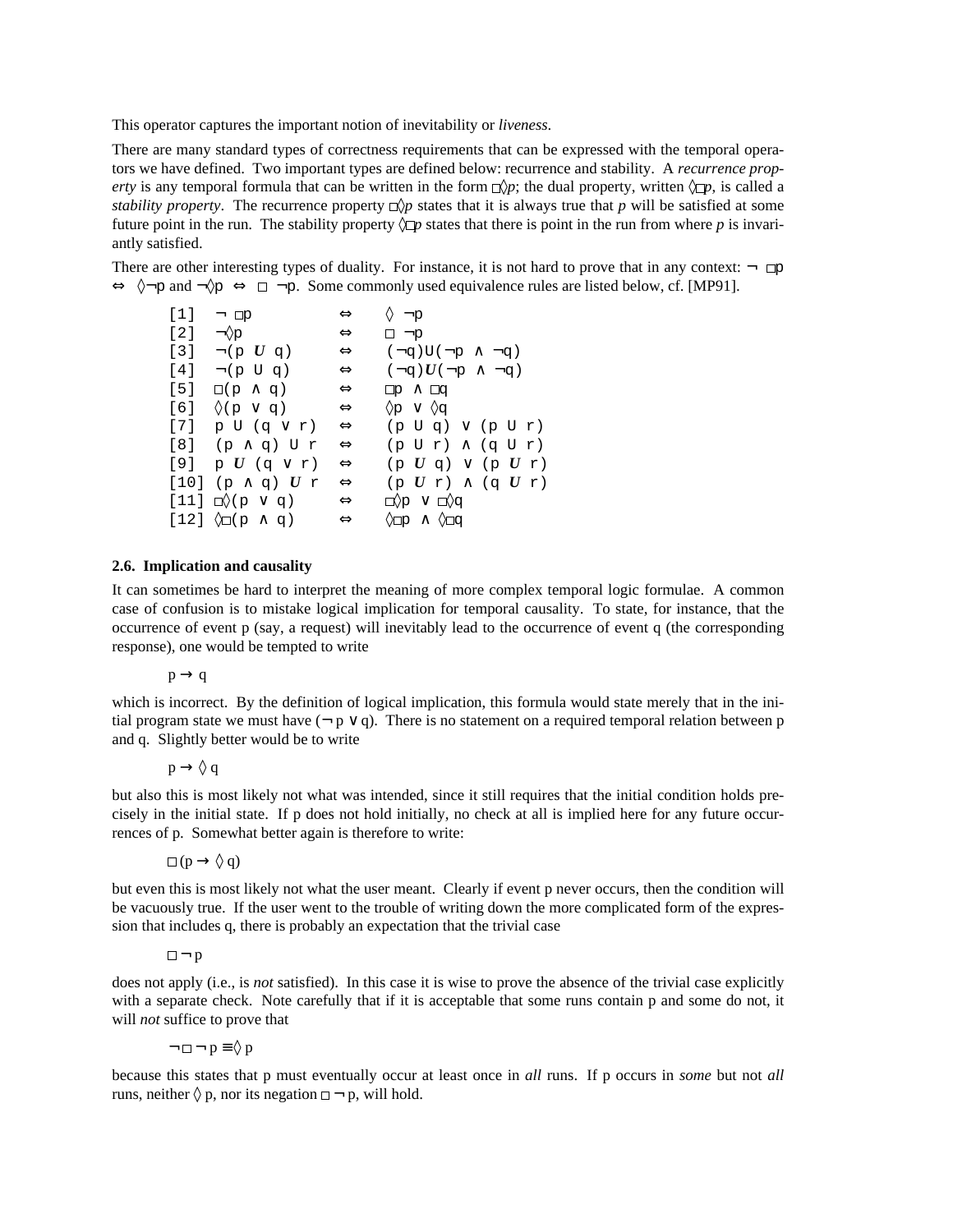This operator captures the important notion of inevitability or *liveness*.

There are many standard types of correctness requirements that can be expressed with the temporal operators we have defined. Two important types are defined below: recurrence and stability. A *recurrence property* is any temporal formula that can be written in the form $\Box\Diamond p$; the dual property, written $\Diamond\Box p$, is called a *stability property*. The recurrence property $\Box\Diamond p$ states that it is always true that $p$ will be satisfied at some future point in the run. The stability property $\Diamond\Box p$ states that there is point in the run from where $p$ is invariantly satisfied.

There are other interesting types of duality. For instance, it is not hard to prove that in any context: $\neg\ \Box p \Leftrightarrow \Diamond\neg p$ and $\neg\Diamond p \Leftrightarrow \Box\ \neg p$. Some commonly used equivalence rules are listed below, cf. [MP91].

| | | | |
|---|---|---|---|
| [1] | $\neg\ \Box p$ | $\Leftrightarrow$ | $\Diamond\ \neg p$ |
| [2] | $\neg\Diamond p$ | $\Leftrightarrow$ | $\Box\ \neg p$ |
| [3] | $\neg(p\ \boldsymbol{U}\ q)$ | $\Leftrightarrow$ | $(\neg q) U (\neg p \wedge \neg q)$ |
| [4] | $\neg(p\ U\ q)$ | $\Leftrightarrow$ | $(\neg q) \boldsymbol{U} (\neg p \wedge \neg q)$ |
| [5] | $\Box(p \wedge q)$ | $\Leftrightarrow$ | $\Box p \wedge \Box q$ |
| [6] | $\Diamond(p \vee q)$ | $\Leftrightarrow$ | $\Diamond p \vee \Diamond q$ |
| [7] | $p\ U\ (q \vee r)$ | $\Leftrightarrow$ | $(p\ U\ q) \vee (p\ U\ r)$ |
| [8] | $(p \wedge q)\ U\ r$ | $\Leftrightarrow$ | $(p\ U\ r) \wedge (q\ U\ r)$ |
| [9] | $p\ \boldsymbol{U}\ (q \vee r)$ | $\Leftrightarrow$ | $(p\ \boldsymbol{U}\ q) \vee (p\ \boldsymbol{U}\ r)$ |
| [10] | $(p \wedge q)\ \boldsymbol{U}\ r$ | $\Leftrightarrow$ | $(p\ \boldsymbol{U}\ r) \wedge (q\ \boldsymbol{U}\ r)$ |
| [11] | $\Box\Diamond(p \vee q)$ | $\Leftrightarrow$ | $\Box\Diamond p \vee \Box\Diamond q$ |
| [12] | $\Diamond\Box(p \wedge q)$ | $\Leftrightarrow$ | $\Diamond\Box p \wedge \Diamond\Box q$ |

### 2.6. Implication and causality

It can sometimes be hard to interpret the meaning of more complex temporal logic formulae. A common case of confusion is to mistake logical implication for temporal causality. To state, for instance, that the occurrence of event p (say, a request) will inevitably lead to the occurrence of event q (the corresponding response), one would be tempted to write

$$p \rightarrow q$$

which is incorrect. By the definition of logical implication, this formula would state merely that in the initial program state we must have $(\neg p \vee q)$. There is no statement on a required temporal relation between p and q. Slightly better would be to write

$$p \rightarrow \Diamond q$$

but also this is most likely not what was intended, since it still requires that the initial condition holds precisely in the initial state. If p does not hold initially, no check at all is implied here for any future occurrences of p. Somewhat better again is therefore to write:

$$\Box(p \rightarrow \Diamond q)$$

but even this is most likely not what the user meant. Clearly if event p never occurs, then the condition will be vacuously true. If the user went to the trouble of writing down the more complicated form of the expression that includes q, there is probably an expectation that the trivial case

$$\Box \neg p$$

does not apply (i.e., is *not* satisfied). In this case it is wise to prove the absence of the trivial case explicitly with a separate check. Note carefully that if it is acceptable that some runs contain p and some do not, it will *not* suffice to prove that

$$\neg \Box \neg p \equiv \Diamond p$$

because this states that p must eventually occur at least once in *all* runs. If p occurs in *some* but not *all* runs, neither $\Diamond$ p, nor its negation $\Box \neg$ p, will hold.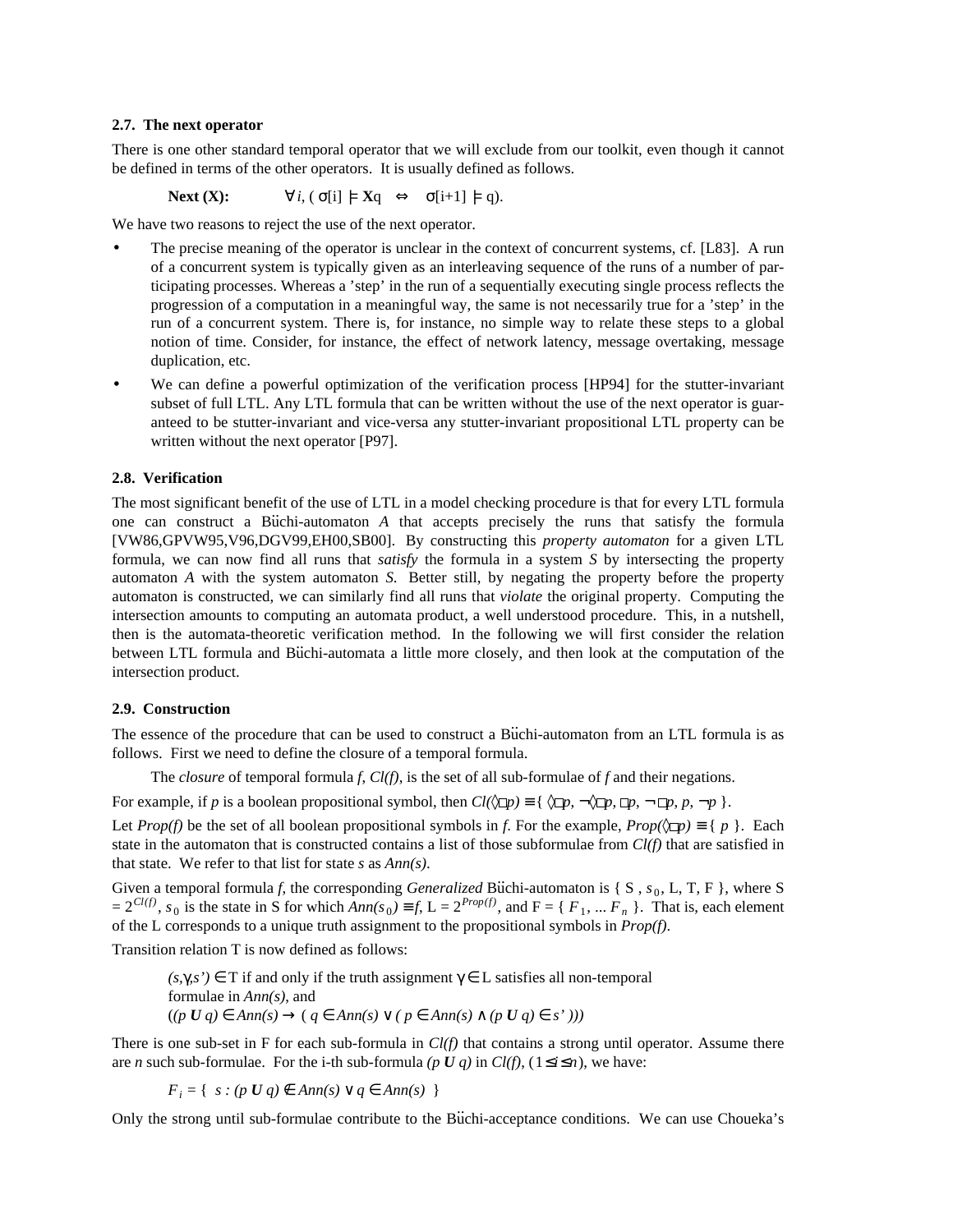### 2.7. The next operator

There is one other standard temporal operator that we will exclude from our toolkit, even though it cannot be defined in terms of the other operators. It is usually defined as follows.

**Next (X):** $\forall i, (\sigma[i] \models \mathbf{X}q \Leftrightarrow \sigma[i+1] \models q)$.

We have two reasons to reject the use of the next operator.

- The precise meaning of the operator is unclear in the context of concurrent systems, cf. [L83]. A run of a concurrent system is typically given as an interleaving sequence of the runs of a number of participating processes. Whereas a 'step' in the run of a sequentially executing single process reflects the progression of a computation in a meaningful way, the same is not necessarily true for a 'step' in the run of a concurrent system. There is, for instance, no simple way to relate these steps to a global notion of time. Consider, for instance, the effect of network latency, message overtaking, message duplication, etc.
- We can define a powerful optimization of the verification process [HP94] for the stutter-invariant subset of full LTL. Any LTL formula that can be written without the use of the next operator is guaranteed to be stutter-invariant and vice-versa any stutter-invariant propositional LTL property can be written without the next operator [P97].

### 2.8. Verification

The most significant benefit of the use of LTL in a model checking procedure is that for every LTL formula one can construct a Büchi-automaton $A$ that accepts precisely the runs that satisfy the formula [VW86,GPVW95,V96,DGV99,EH00,SB00]. By constructing this *property automaton* for a given LTL formula, we can now find all runs that *satisfy* the formula in a system $S$ by intersecting the property automaton $A$ with the system automaton $S$. Better still, by negating the property before the property automaton is constructed, we can similarly find all runs that *violate* the original property. Computing the intersection amounts to computing an automata product, a well understood procedure. This, in a nutshell, then is the automata-theoretic verification method. In the following we will first consider the relation between LTL formula and Büchi-automata a little more closely, and then look at the computation of the intersection product.

### 2.9. Construction

The essence of the procedure that can be used to construct a Büchi-automaton from an LTL formula is as follows. First we need to define the closure of a temporal formula.

The *closure* of temporal formula $f$, $Cl(f)$, is the set of all sub-formulae of $f$ and their negations.

For example, if $p$ is a boolean propositional symbol, then $Cl(\Diamond\Box p) \equiv \{ \Diamond\Box p, \neg\Diamond\Box p, \Box p, \neg\Box p, p, \neg p \}$.

Let $Prop(f)$ be the set of all boolean propositional symbols in $f$. For the example, $Prop(\Diamond\Box p) \equiv \{ p \}$. Each state in the automaton that is constructed contains a list of those subformulae from $Cl(f)$ that are satisfied in that state. We refer to that list for state $s$ as $Ann(s)$.

Given a temporal formula $f$, the corresponding *Generalized* Büchi-automaton is $\{ S, s_0, L, T, F \}$, where $S = 2^{Cl(f)}$, $s_0$ is the state in S for which $Ann(s_0) \equiv f$, $L = 2^{Prop(f)}$, and $F = \{ F_1, \ldots F_n \}$. That is, each element of the L corresponds to a unique truth assignment to the propositional symbols in $Prop(f)$.

Transition relation T is now defined as follows:

$(s,\gamma,s') \in T$ if and only if the truth assignment $\gamma \in L$ satisfies all non-temporal formulae in $Ann(s)$, and
$((p\ \mathbf{U}\ q) \in Ann(s) \rightarrow ( q \in Ann(s) \vee ( p \in Ann(s) \wedge (p\ \mathbf{U}\ q) \in s' )))$

There is one sub-set in F for each sub-formula in $Cl(f)$ that contains a strong until operator. Assume there are $n$ such sub-formulae. For the i-th sub-formula $(p\ \mathbf{U}\ q)$ in $Cl(f)$, $(1 \le i \le n)$, we have:

$F_i = \{ s : (p\ \mathbf{U}\ q) \notin Ann(s) \vee q \in Ann(s) \}$

Only the strong until sub-formulae contribute to the Büchi-acceptance conditions. We can use Choueka's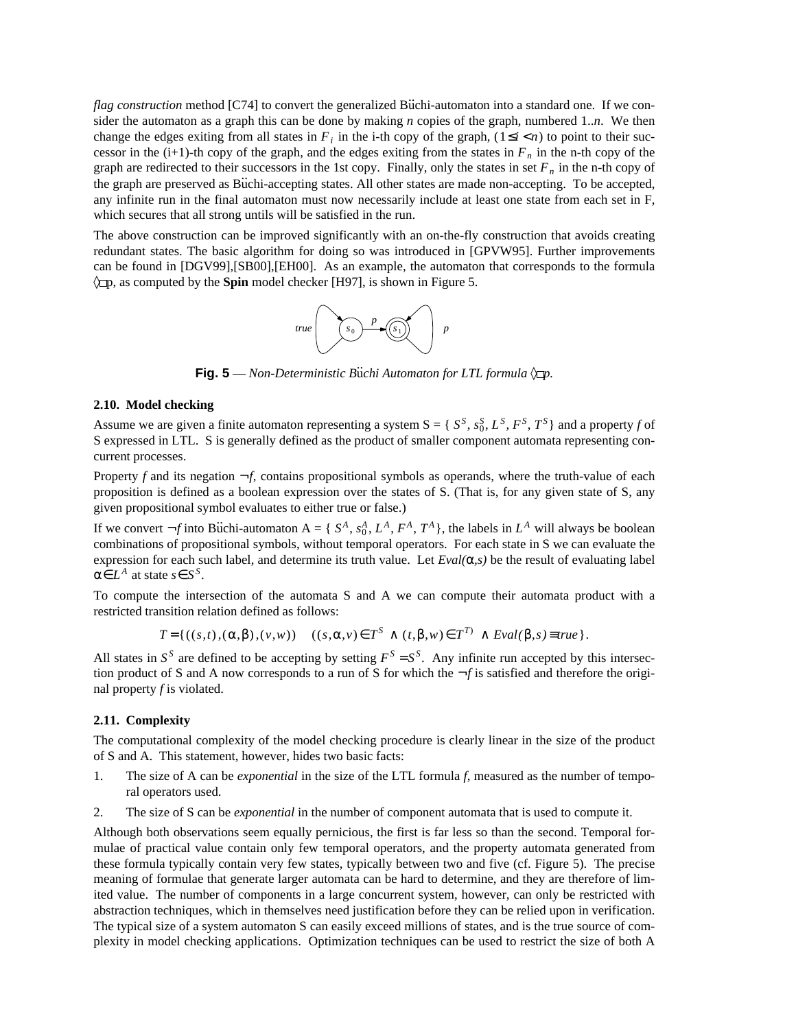*flag construction* method [C74] to convert the generalized Büchi-automaton into a standard one. If we consider the automaton as a graph this can be done by making $n$ copies of the graph, numbered $1..n$. We then change the edges exiting from all states in $F_i$ in the i-th copy of the graph, $(1 \le i < n)$ to point to their successor in the (i+1)-th copy of the graph, and the edges exiting from the states in $F_n$ in the n-th copy of the graph are redirected to their successors in the 1st copy. Finally, only the states in set $F_n$ in the n-th copy of the graph are preserved as Büchi-accepting states. All other states are made non-accepting. To be accepted, any infinite run in the final automaton must now necessarily include at least one state from each set in F, which secures that all strong untils will be satisfied in the run.

The above construction can be improved significantly with an on-the-fly construction that avoids creating redundant states. The basic algorithm for doing so was introduced in [GPVW95]. Further improvements can be found in [DGV99],[SB00],[EH00]. As an example, the automaton that corresponds to the formula $\Diamond\Box p$, as computed by the **Spin** model checker [H97], is shown in Figure 5.

**Fig. 5** — *Non-Deterministic Büchi Automaton for LTL formula* $\Diamond\Box p$.

### 2.10. Model checking

Assume we are given a finite automaton representing a system S = { $S^S$, $s_0^S$, $L^S$, $F^S$, $T^S$} and a property $f$ of S expressed in LTL. S is generally defined as the product of smaller component automata representing concurrent processes.

Property $f$ and its negation $\neg f$, contains propositional symbols as operands, where the truth-value of each proposition is defined as a boolean expression over the states of S. (That is, for any given state of S, any given propositional symbol evaluates to either true or false.)

If we convert $\neg f$ into Büchi-automaton A = { $S^A$, $s_0^A$, $L^A$, $F^A$, $T^A$}, the labels in $L^A$ will always be boolean combinations of propositional symbols, without temporal operators. For each state in S we can evaluate the expression for each such label, and determine its truth value. Let $Eval(\alpha,s)$ be the result of evaluating label $\alpha \in L^A$ at state $s \in S^S$.

To compute the intersection of the automata S and A we can compute their automata product with a restricted transition relation defined as follows:

$$T = \{((s,t),(\alpha,\beta),(v,w)) \quad ((s,\alpha,v) \in T^S \wedge (t,\beta,w) \in T^{T)} \wedge Eval(\beta,s) \equiv true\}.$$

All states in $S^S$ are defined to be accepting by setting $F^S = S^S$. Any infinite run accepted by this intersection product of S and A now corresponds to a run of S for which the $\neg f$ is satisfied and therefore the original property $f$ is violated.

### 2.11. Complexity

The computational complexity of the model checking procedure is clearly linear in the size of the product of S and A. This statement, however, hides two basic facts:

1. The size of A can be *exponential* in the size of the LTL formula $f$, measured as the number of temporal operators used.
2. The size of S can be *exponential* in the number of component automata that is used to compute it.

Although both observations seem equally pernicious, the first is far less so than the second. Temporal formulae of practical value contain only few temporal operators, and the property automata generated from these formula typically contain very few states, typically between two and five (cf. Figure 5). The precise meaning of formulae that generate larger automata can be hard to determine, and they are therefore of limited value. The number of components in a large concurrent system, however, can only be restricted with abstraction techniques, which in themselves need justification before they can be relied upon in verification. The typical size of a system automaton S can easily exceed millions of states, and is the true source of complexity in model checking applications. Optimization techniques can be used to restrict the size of both A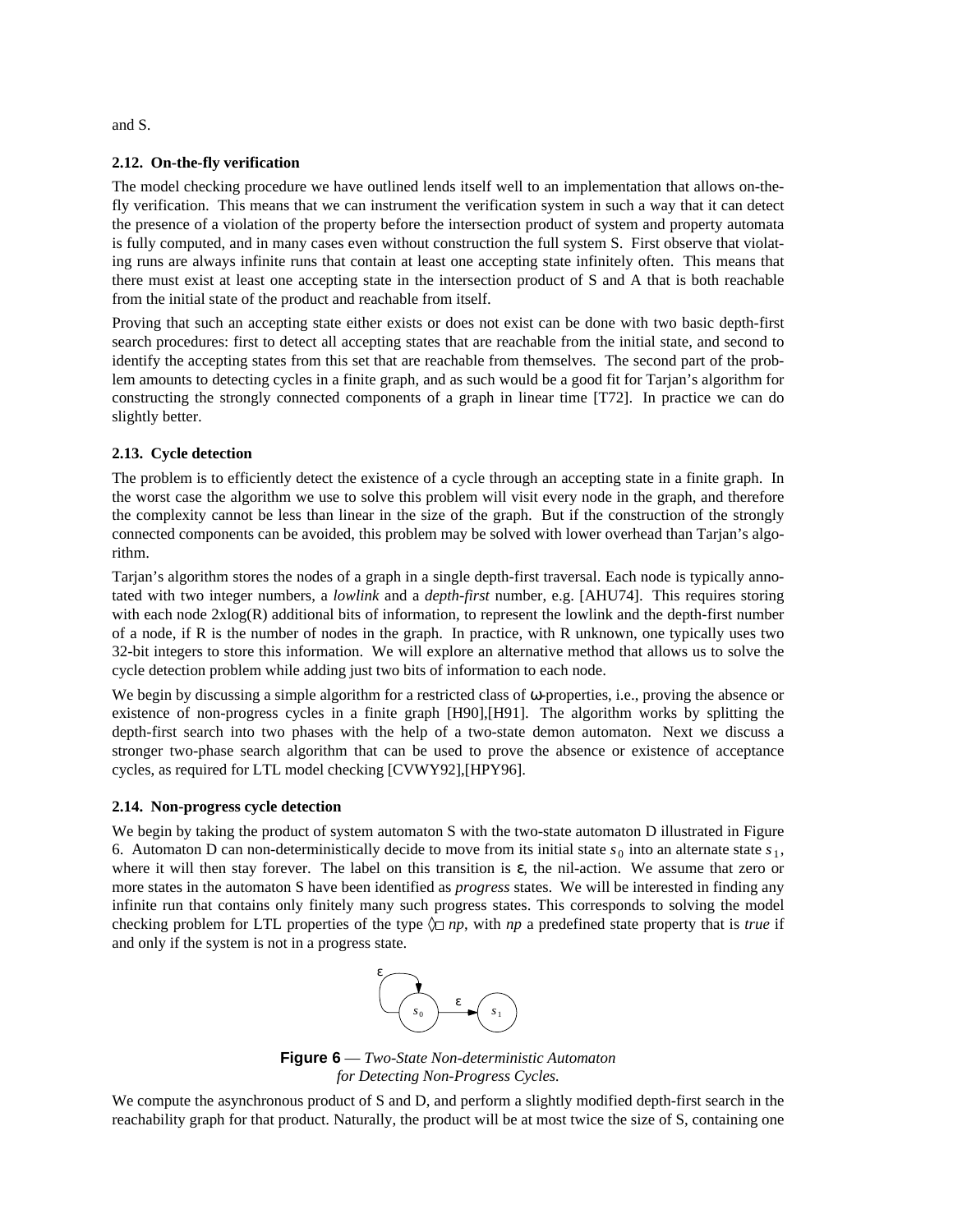and S.

### 2.12. On-the-fly verification

The model checking procedure we have outlined lends itself well to an implementation that allows on-the-fly verification. This means that we can instrument the verification system in such a way that it can detect the presence of a violation of the property before the intersection product of system and property automata is fully computed, and in many cases even without construction the full system S. First observe that violating runs are always infinite runs that contain at least one accepting state infinitely often. This means that there must exist at least one accepting state in the intersection product of S and A that is both reachable from the initial state of the product and reachable from itself.

Proving that such an accepting state either exists or does not exist can be done with two basic depth-first search procedures: first to detect all accepting states that are reachable from the initial state, and second to identify the accepting states from this set that are reachable from themselves. The second part of the problem amounts to detecting cycles in a finite graph, and as such would be a good fit for Tarjan's algorithm for constructing the strongly connected components of a graph in linear time [T72]. In practice we can do slightly better.

### 2.13. Cycle detection

The problem is to efficiently detect the existence of a cycle through an accepting state in a finite graph. In the worst case the algorithm we use to solve this problem will visit every node in the graph, and therefore the complexity cannot be less than linear in the size of the graph. But if the construction of the strongly connected components can be avoided, this problem may be solved with lower overhead than Tarjan's algorithm.

Tarjan's algorithm stores the nodes of a graph in a single depth-first traversal. Each node is typically annotated with two integer numbers, a *lowlink* and a *depth-first* number, e.g. [AHU74]. This requires storing with each node 2xlog(R) additional bits of information, to represent the lowlink and the depth-first number of a node, if R is the number of nodes in the graph. In practice, with R unknown, one typically uses two 32-bit integers to store this information. We will explore an alternative method that allows us to solve the cycle detection problem while adding just two bits of information to each node.

We begin by discussing a simple algorithm for a restricted class of $\omega$-properties, i.e., proving the absence or existence of non-progress cycles in a finite graph [H90],[H91]. The algorithm works by splitting the depth-first search into two phases with the help of a two-state demon automaton. Next we discuss a stronger two-phase search algorithm that can be used to prove the absence or existence of acceptance cycles, as required for LTL model checking [CVWY92],[HPY96].

### 2.14. Non-progress cycle detection

We begin by taking the product of system automaton S with the two-state automaton D illustrated in Figure 6. Automaton D can non-deterministically decide to move from its initial state $s_0$ into an alternate state $s_1$, where it will then stay forever. The label on this transition is $\varepsilon$, the nil-action. We assume that zero or more states in the automaton S have been identified as *progress* states. We will be interested in finding any infinite run that contains only finitely many such progress states. This corresponds to solving the model checking problem for LTL properties of the type $\Diamond\Box\, np$, with *np* a predefined state property that is *true* if and only if the system is not in a progress state.

**Figure 6** — *Two-State Non-deterministic Automaton for Detecting Non-Progress Cycles.*

We compute the asynchronous product of S and D, and perform a slightly modified depth-first search in the reachability graph for that product. Naturally, the product will be at most twice the size of S, containing one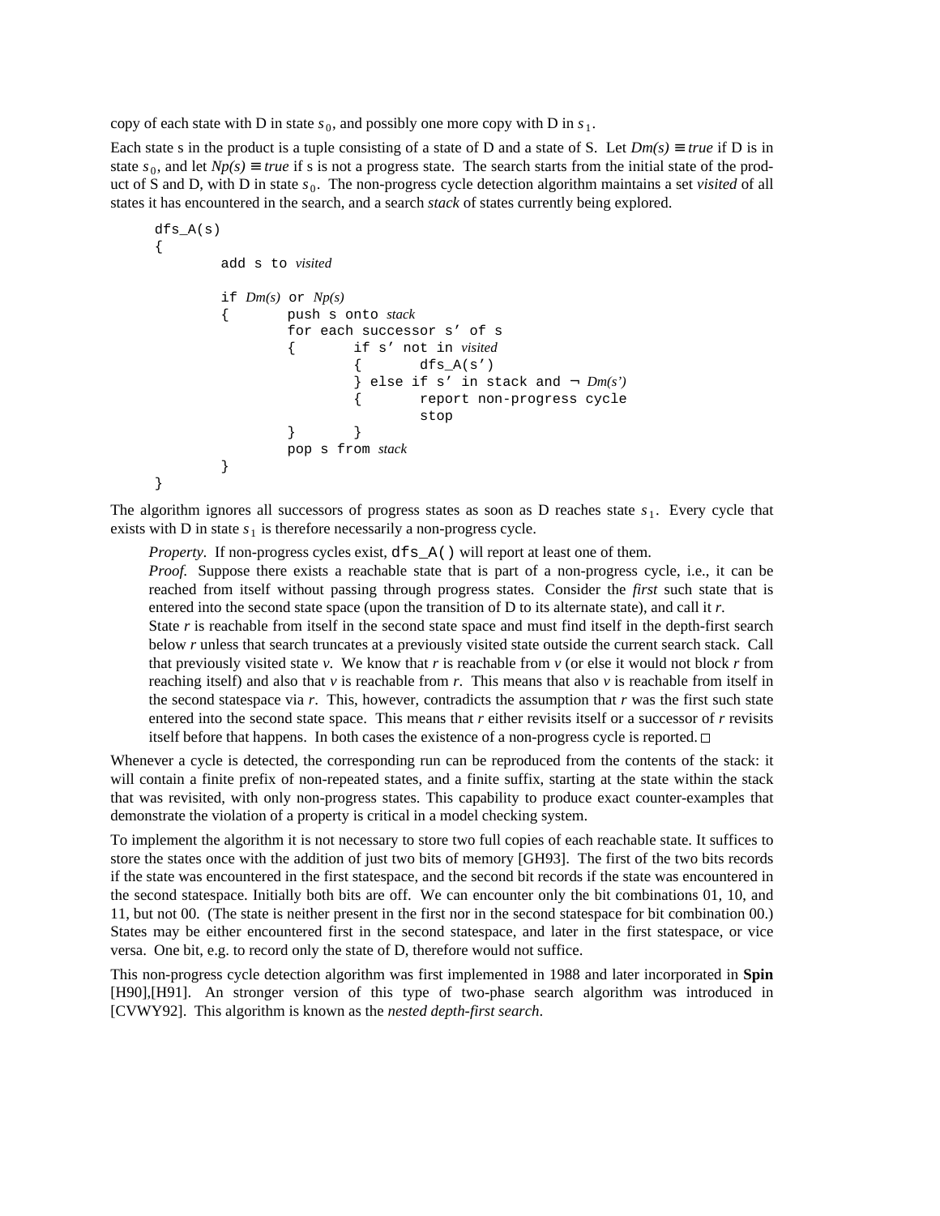copy of each state with D in state $s_0$, and possibly one more copy with D in $s_1$.

Each state s in the product is a tuple consisting of a state of D and a state of S. Let *Dm(s)* ≡ *true* if D is in state $s_0$, and let *Np(s)* ≡ *true* if s is not a progress state. The search starts from the initial state of the product of S and D, with D in state $s_0$. The non-progress cycle detection algorithm maintains a set *visited* of all states it has encountered in the search, and a search *stack* of states currently being explored.

```
dfs_A(s)
{
        add s to visited

        if Dm(s) or Np(s)
        {       push s onto stack
                for each successor s' of s
                {       if s' not in visited
                        {       dfs_A(s')
                        } else if s' in stack and ¬ Dm(s')
                        {       report non-progress cycle
                                stop
                }       }
                pop s from stack
        }
}
```

The algorithm ignores all successors of progress states as soon as D reaches state $s_1$. Every cycle that exists with D in state $s_1$ is therefore necessarily a non-progress cycle.

> *Property.* If non-progress cycles exist, `dfs_A()` will report at least one of them.
>
> *Proof.* Suppose there exists a reachable state that is part of a non-progress cycle, i.e., it can be reached from itself without passing through progress states. Consider the *first* such state that is entered into the second state space (upon the transition of D to its alternate state), and call it *r*.
> State *r* is reachable from itself in the second state space and must find itself in the depth-first search below *r* unless that search truncates at a previously visited state outside the current search stack. Call that previously visited state *v*. We know that *r* is reachable from *v* (or else it would not block *r* from reaching itself) and also that *v* is reachable from *r*. This means that also *v* is reachable from itself in the second statespace via *r*. This, however, contradicts the assumption that *r* was the first such state entered into the second state space. This means that *r* either revisits itself or a successor of *r* revisits itself before that happens. In both cases the existence of a non-progress cycle is reported. □

Whenever a cycle is detected, the corresponding run can be reproduced from the contents of the stack: it will contain a finite prefix of non-repeated states, and a finite suffix, starting at the state within the stack that was revisited, with only non-progress states. This capability to produce exact counter-examples that demonstrate the violation of a property is critical in a model checking system.

To implement the algorithm it is not necessary to store two full copies of each reachable state. It suffices to store the states once with the addition of just two bits of memory [GH93]. The first of the two bits records if the state was encountered in the first statespace, and the second bit records if the state was encountered in the second statespace. Initially both bits are off. We can encounter only the bit combinations 01, 10, and 11, but not 00. (The state is neither present in the first nor in the second statespace for bit combination 00.) States may be either encountered first in the second statespace, and later in the first statespace, or vice versa. One bit, e.g. to record only the state of D, therefore would not suffice.

This non-progress cycle detection algorithm was first implemented in 1988 and later incorporated in **Spin** [H90],[H91]. An stronger version of this type of two-phase search algorithm was introduced in [CVWY92]. This algorithm is known as the *nested depth-first search*.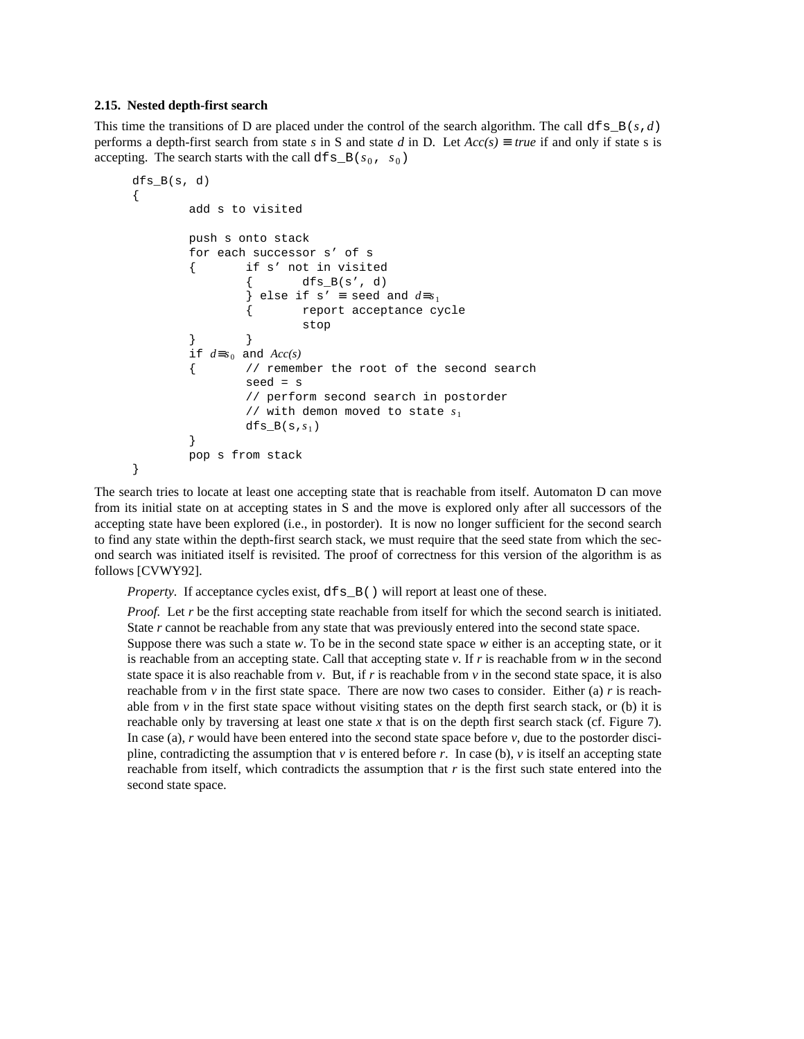### 2.15. Nested depth-first search

This time the transitions of D are placed under the control of the search algorithm. The call `dfs_B(`$s$`,`$d$`)` performs a depth-first search from state $s$ in S and state $d$ in D. Let $Acc(s) \equiv true$ if and only if state s is accepting. The search starts with the call `dfs_B(`$s_0$`, `$s_0$`)`

```
dfs_B(s, d)
{
        add s to visited

        push s onto stack
        for each successor s' of s
        {       if s' not in visited
                {       dfs_B(s', d)
                } else if s' ≡ seed and d≡s1
                {       report acceptance cycle
                        stop
        }       }
        if d≡s0 and Acc(s)
        {       // remember the root of the second search
                seed = s
                // perform second search in postorder
                // with demon moved to state s1
                dfs_B(s,s1)
        }
        pop s from stack
}
```

The search tries to locate at least one accepting state that is reachable from itself. Automaton D can move from its initial state on at accepting states in S and the move is explored only after all successors of the accepting state have been explored (i.e., in postorder). It is now no longer sufficient for the second search to find any state within the depth-first search stack, we must require that the seed state from which the second search was initiated itself is revisited. The proof of correctness for this version of the algorithm is as follows [CVWY92].

*Property.* If acceptance cycles exist, `dfs_B()` will report at least one of these.

*Proof.* Let $r$ be the first accepting state reachable from itself for which the second search is initiated. State $r$ cannot be reachable from any state that was previously entered into the second state space. Suppose there was such a state $w$. To be in the second state space $w$ either is an accepting state, or it is reachable from an accepting state. Call that accepting state $v$. If $r$ is reachable from $w$ in the second state space it is also reachable from $v$. But, if $r$ is reachable from $v$ in the second state space, it is also reachable from $v$ in the first state space. There are now two cases to consider. Either (a) $r$ is reachable from $v$ in the first state space without visiting states on the depth first search stack, or (b) it is reachable only by traversing at least one state $x$ that is on the depth first search stack (cf. Figure 7). In case (a), $r$ would have been entered into the second state space before $v$, due to the postorder discipline, contradicting the assumption that $v$ is entered before $r$. In case (b), $v$ is itself an accepting state reachable from itself, which contradicts the assumption that $r$ is the first such state entered into the second state space.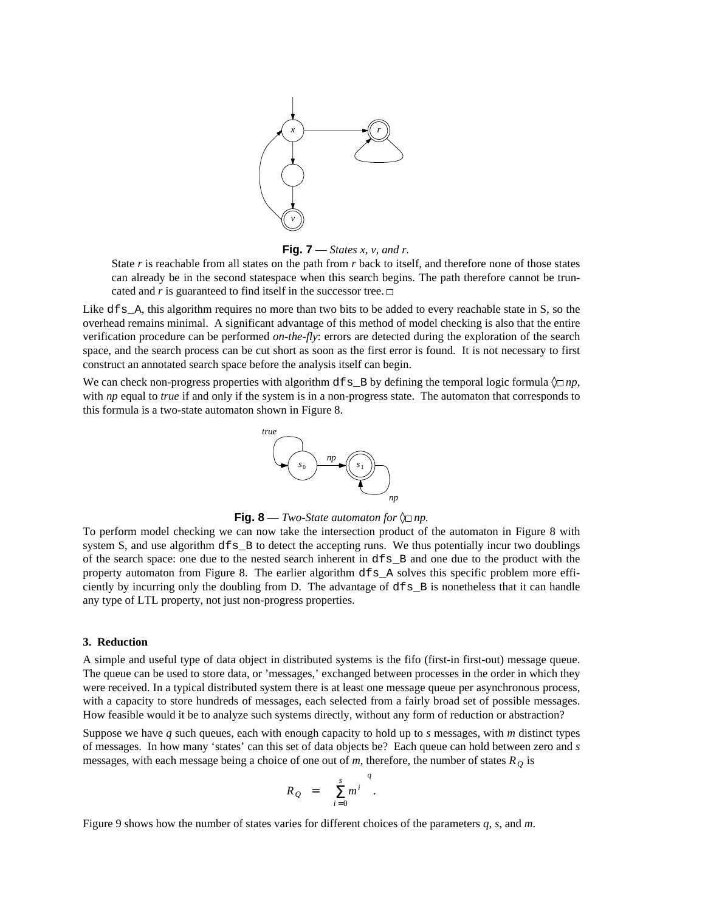**Fig. 7** — *States x, v, and r.*

State *r* is reachable from all states on the path from *r* back to itself, and therefore none of those states can already be in the second statespace when this search begins. The path therefore cannot be truncated and *r* is guaranteed to find itself in the successor tree. □

Like `dfs_A`, this algorithm requires no more than two bits to be added to every reachable state in S, so the overhead remains minimal. A significant advantage of this method of model checking is also that the entire verification procedure can be performed *on-the-fly*: errors are detected during the exploration of the search space, and the search process can be cut short as soon as the first error is found. It is not necessary to first construct an annotated search space before the analysis itself can begin.

We can check non-progress properties with algorithm `dfs_B` by defining the temporal logic formula $\Diamond\Box\, np$, with *np* equal to *true* if and only if the system is in a non-progress state. The automaton that corresponds to this formula is a two-state automaton shown in Figure 8.

**Fig. 8** — *Two-State automaton for* $\Diamond\Box\, np$.

To perform model checking we can now take the intersection product of the automaton in Figure 8 with system S, and use algorithm `dfs_B` to detect the accepting runs. We thus potentially incur two doublings of the search space: one due to the nested search inherent in `dfs_B` and one due to the product with the property automaton from Figure 8. The earlier algorithm `dfs_A` solves this specific problem more efficiently by incurring only the doubling from D. The advantage of `dfs_B` is nonetheless that it can handle any type of LTL property, not just non-progress properties.

### 3. Reduction

A simple and useful type of data object in distributed systems is the fifo (first-in first-out) message queue. The queue can be used to store data, or 'messages,' exchanged between processes in the order in which they were received. In a typical distributed system there is at least one message queue per asynchronous process, with a capacity to store hundreds of messages, each selected from a fairly broad set of possible messages. How feasible would it be to analyze such systems directly, without any form of reduction or abstraction?

Suppose we have *q* such queues, each with enough capacity to hold up to *s* messages, with *m* distinct types of messages. In how many 'states' can this set of data objects be? Each queue can hold between zero and *s* messages, with each message being a choice of one out of *m*, therefore, the number of states $R_Q$ is

$$R_Q \;=\; \left( \sum_{i=0}^{s} m^i \right)^q .$$

Figure 9 shows how the number of states varies for different choices of the parameters *q*, *s*, and *m*.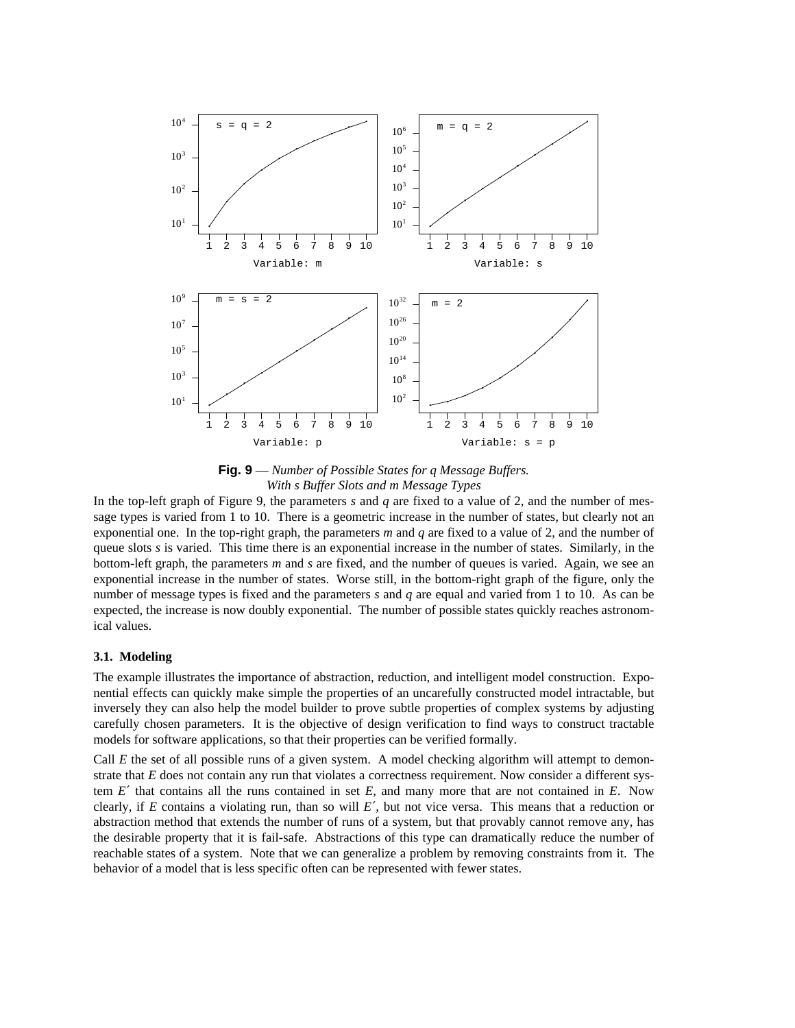**Fig. 9** — *Number of Possible States for q Message Buffers. With s Buffer Slots and m Message Types*

In the top-left graph of Figure 9, the parameters *s* and *q* are fixed to a value of 2, and the number of message types is varied from 1 to 10. There is a geometric increase in the number of states, but clearly not an exponential one. In the top-right graph, the parameters *m* and *q* are fixed to a value of 2, and the number of queue slots *s* is varied. This time there is an exponential increase in the number of states. Similarly, in the bottom-left graph, the parameters *m* and *s* are fixed, and the number of queues is varied. Again, we see an exponential increase in the number of states. Worse still, in the bottom-right graph of the figure, only the number of message types is fixed and the parameters *s* and *q* are equal and varied from 1 to 10. As can be expected, the increase is now doubly exponential. The number of possible states quickly reaches astronomical values.

### 3.1. Modeling

The example illustrates the importance of abstraction, reduction, and intelligent model construction. Exponential effects can quickly make simple the properties of an uncarefully constructed model intractable, but inversely they can also help the model builder to prove subtle properties of complex systems by adjusting carefully chosen parameters. It is the objective of design verification to find ways to construct tractable models for software applications, so that their properties can be verified formally.

Call *E* the set of all possible runs of a given system. A model checking algorithm will attempt to demonstrate that *E* does not contain any run that violates a correctness requirement. Now consider a different system *E′* that contains all the runs contained in set *E*, and many more that are not contained in *E*. Now clearly, if *E* contains a violating run, than so will *E′*, but not vice versa. This means that a reduction or abstraction method that extends the number of runs of a system, but that provably cannot remove any, has the desirable property that it is fail-safe. Abstractions of this type can dramatically reduce the number of reachable states of a system. Note that we can generalize a problem by removing constraints from it. The behavior of a model that is less specific often can be represented with fewer states.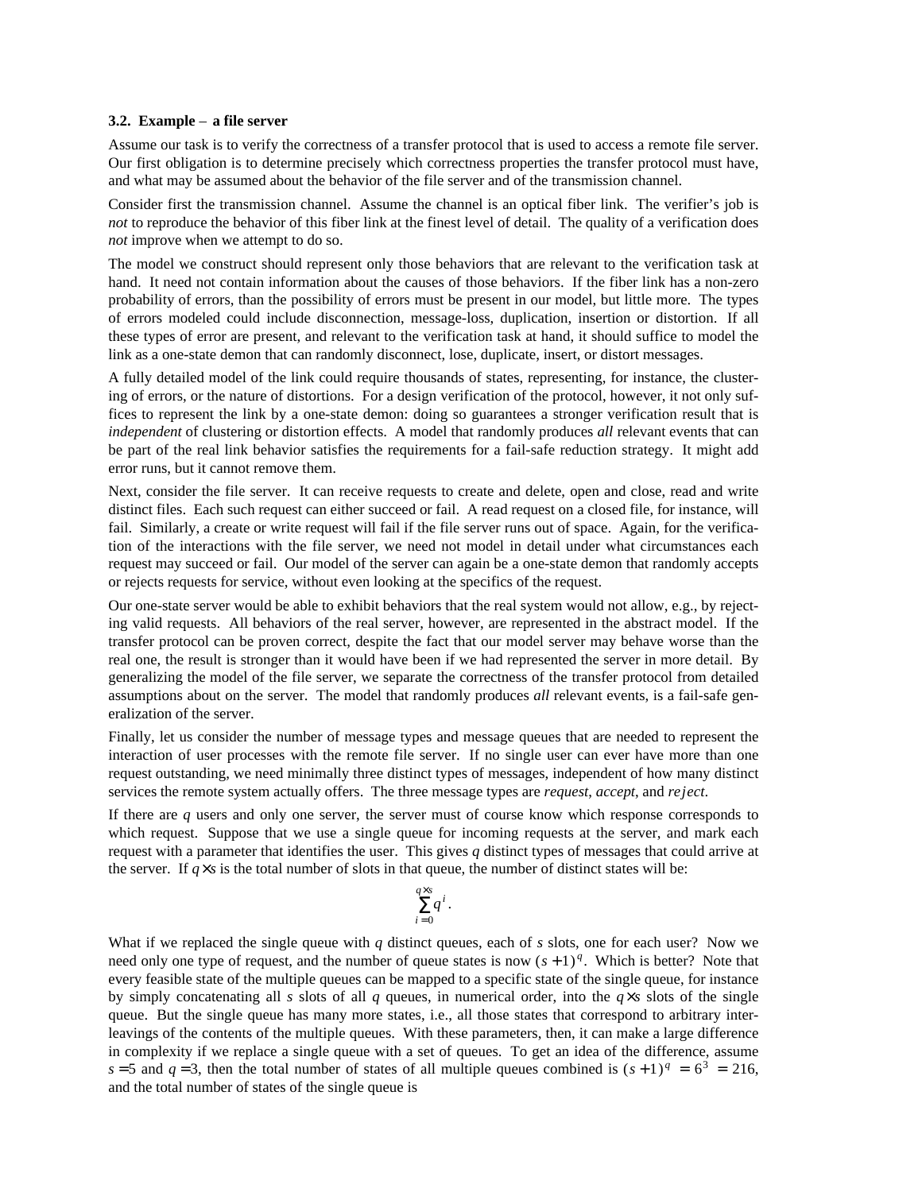### 3.2. Example – a file server

Assume our task is to verify the correctness of a transfer protocol that is used to access a remote file server. Our first obligation is to determine precisely which correctness properties the transfer protocol must have, and what may be assumed about the behavior of the file server and of the transmission channel.

Consider first the transmission channel. Assume the channel is an optical fiber link. The verifier's job is *not* to reproduce the behavior of this fiber link at the finest level of detail. The quality of a verification does *not* improve when we attempt to do so.

The model we construct should represent only those behaviors that are relevant to the verification task at hand. It need not contain information about the causes of those behaviors. If the fiber link has a non-zero probability of errors, than the possibility of errors must be present in our model, but little more. The types of errors modeled could include disconnection, message-loss, duplication, insertion or distortion. If all these types of error are present, and relevant to the verification task at hand, it should suffice to model the link as a one-state demon that can randomly disconnect, lose, duplicate, insert, or distort messages.

A fully detailed model of the link could require thousands of states, representing, for instance, the clustering of errors, or the nature of distortions. For a design verification of the protocol, however, it not only suffices to represent the link by a one-state demon: doing so guarantees a stronger verification result that is *independent* of clustering or distortion effects. A model that randomly produces *all* relevant events that can be part of the real link behavior satisfies the requirements for a fail-safe reduction strategy. It might add error runs, but it cannot remove them.

Next, consider the file server. It can receive requests to create and delete, open and close, read and write distinct files. Each such request can either succeed or fail. A read request on a closed file, for instance, will fail. Similarly, a create or write request will fail if the file server runs out of space. Again, for the verification of the interactions with the file server, we need not model in detail under what circumstances each request may succeed or fail. Our model of the server can again be a one-state demon that randomly accepts or rejects requests for service, without even looking at the specifics of the request.

Our one-state server would be able to exhibit behaviors that the real system would not allow, e.g., by rejecting valid requests. All behaviors of the real server, however, are represented in the abstract model. If the transfer protocol can be proven correct, despite the fact that our model server may behave worse than the real one, the result is stronger than it would have been if we had represented the server in more detail. By generalizing the model of the file server, we separate the correctness of the transfer protocol from detailed assumptions about on the server. The model that randomly produces *all* relevant events, is a fail-safe generalization of the server.

Finally, let us consider the number of message types and message queues that are needed to represent the interaction of user processes with the remote file server. If no single user can ever have more than one request outstanding, we need minimally three distinct types of messages, independent of how many distinct services the remote system actually offers. The three message types are *request*, *accept*, and *reject*.

If there are $q$ users and only one server, the server must of course know which response corresponds to which request. Suppose that we use a single queue for incoming requests at the server, and mark each request with a parameter that identifies the user. This gives $q$ distinct types of messages that could arrive at the server. If $q \times s$ is the total number of slots in that queue, the number of distinct states will be:

$$\sum_{i=0}^{q \times s} q^i .$$

What if we replaced the single queue with $q$ distinct queues, each of $s$ slots, one for each user? Now we need only one type of request, and the number of queue states is now $(s+1)^q$. Which is better? Note that every feasible state of the multiple queues can be mapped to a specific state of the single queue, for instance by simply concatenating all $s$ slots of all $q$ queues, in numerical order, into the $q \times s$ slots of the single queue. But the single queue has many more states, i.e., all those states that correspond to arbitrary interleavings of the contents of the multiple queues. With these parameters, then, it can make a large difference in complexity if we replace a single queue with a set of queues. To get an idea of the difference, assume $s = 5$ and $q = 3$, then the total number of states of all multiple queues combined is $(s+1)^q = 6^3 = 216$, and the total number of states of the single queue is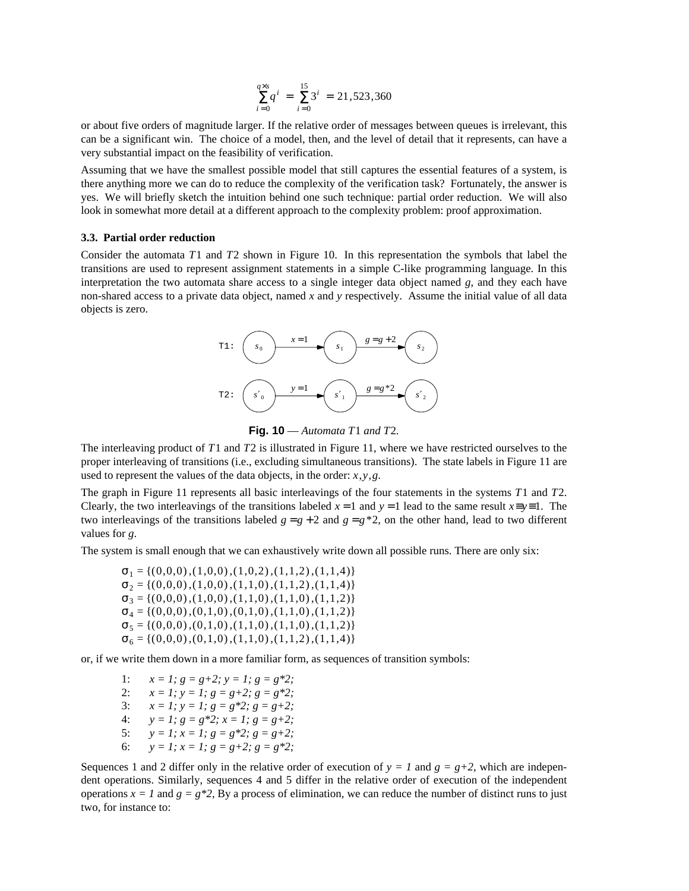$$\sum_{i=0}^{q \times s} q^i = \sum_{i=0}^{15} 3^i = 21,523,360$$

or about five orders of magnitude larger. If the relative order of messages between queues is irrelevant, this can be a significant win. The choice of a model, then, and the level of detail that it represents, can have a very substantial impact on the feasibility of verification.

Assuming that we have the smallest possible model that still captures the essential features of a system, is there anything more we can do to reduce the complexity of the verification task? Fortunately, the answer is yes. We will briefly sketch the intuition behind one such technique: partial order reduction. We will also look in somewhat more detail at a different approach to the complexity problem: proof approximation.

### 3.3. Partial order reduction

Consider the automata $T1$ and $T2$ shown in Figure 10. In this representation the symbols that label the transitions are used to represent assignment statements in a simple C-like programming language. In this interpretation the two automata share access to a single integer data object named *g*, and they each have non-shared access to a private data object, named *x* and *y* respectively. Assume the initial value of all data objects is zero.

T1: $s_0 \xrightarrow{x=1} s_1 \xrightarrow{g=g+2} s_2$

T2: $s'_0 \xrightarrow{y=1} s'_1 \xrightarrow{g=g*2} s'_2$

**Fig. 10** — *Automata $T1$ and $T2$.*

The interleaving product of $T1$ and $T2$ is illustrated in Figure 11, where we have restricted ourselves to the proper interleaving of transitions (i.e., excluding simultaneous transitions). The state labels in Figure 11 are used to represent the values of the data objects, in the order: $x, y, g$.

The graph in Figure 11 represents all basic interleavings of the four statements in the systems $T1$ and $T2$. Clearly, the two interleavings of the transitions labeled $x = 1$ and $y = 1$ lead to the same result $x \equiv y \equiv 1$. The two interleavings of the transitions labeled $g = g + 2$ and $g = g * 2$, on the other hand, lead to two different values for *g*.

The system is small enough that we can exhaustively write down all possible runs. There are only six:

$\sigma_1 = \{(0,0,0),(1,0,0),(1,0,2),(1,1,2),(1,1,4)\}$
$\sigma_2 = \{(0,0,0),(1,0,0),(1,1,0),(1,1,2),(1,1,4)\}$
$\sigma_3 = \{(0,0,0),(1,0,0),(1,1,0),(1,1,0),(1,1,2)\}$
$\sigma_4 = \{(0,0,0),(0,1,0),(0,1,0),(1,1,0),(1,1,2)\}$
$\sigma_5 = \{(0,0,0),(0,1,0),(1,1,0),(1,1,0),(1,1,2)\}$
$\sigma_6 = \{(0,0,0),(0,1,0),(1,1,0),(1,1,2),(1,1,4)\}$

or, if we write them down in a more familiar form, as sequences of transition symbols:

1: *x = 1; g = g+2; y = 1; g = g*2;*
2: *x = 1; y = 1; g = g+2; g = g*2;*
3: *x = 1; y = 1; g = g*2; g = g+2;*
4: *y = 1; g = g*2; x = 1; g = g+2;*
5: *y = 1; x = 1; g = g*2; g = g+2;*
6: *y = 1; x = 1; g = g+2; g = g*2;*

Sequences 1 and 2 differ only in the relative order of execution of *y = 1* and *g = g+2*, which are independent operations. Similarly, sequences 4 and 5 differ in the relative order of execution of the independent operations *x = 1* and *g = g*2*, By a process of elimination, we can reduce the number of distinct runs to just two, for instance to: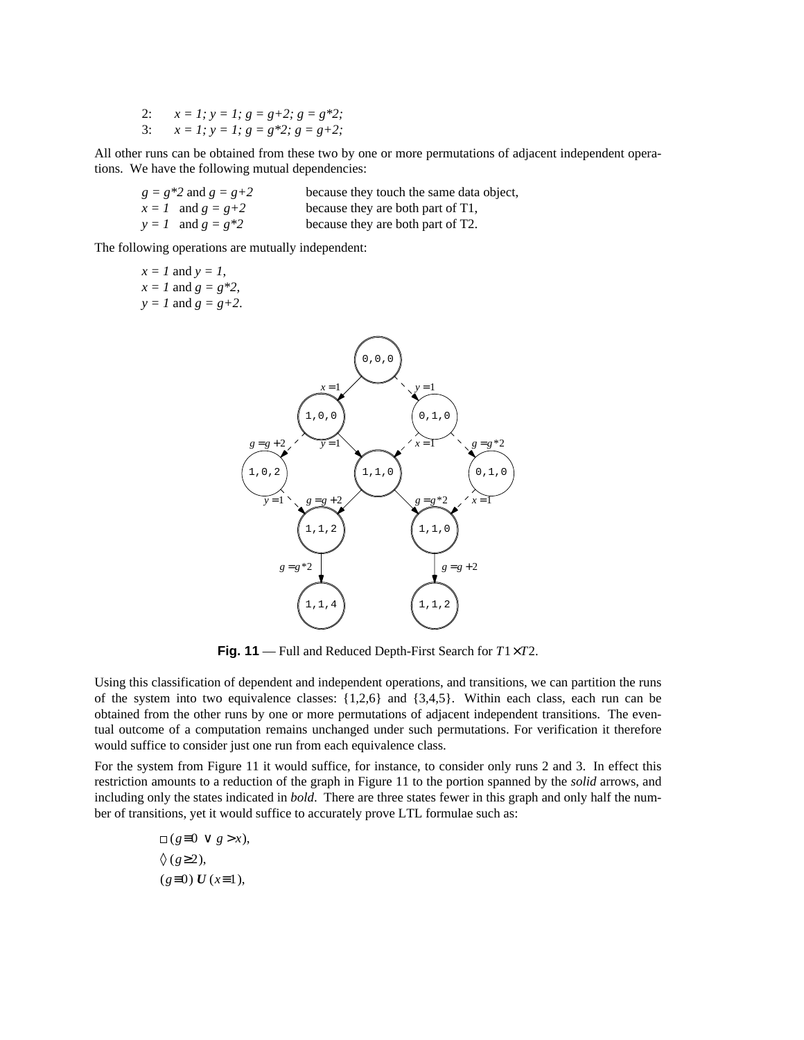2: *x = 1; y = 1; g = g+2; g = g\*2;*
3: *x = 1; y = 1; g = g\*2; g = g+2;*

All other runs can be obtained from these two by one or more permutations of adjacent independent operations. We have the following mutual dependencies:

| | |
|---|---|
| *g = g\*2* and *g = g+2* | because they touch the same data object, |
| *x = 1* and *g = g+2* | because they are both part of T1, |
| *y = 1* and *g = g\*2* | because they are both part of T2. |

The following operations are mutually independent:

*x = 1* and *y = 1*,
*x = 1* and *g = g\*2*,
*y = 1* and *g = g+2*.

**Fig. 11** — Full and Reduced Depth-First Search for $T1 \times T2$.

Using this classification of dependent and independent operations, and transitions, we can partition the runs of the system into two equivalence classes: {1,2,6} and {3,4,5}. Within each class, each run can be obtained from the other runs by one or more permutations of adjacent independent transitions. The eventual outcome of a computation remains unchanged under such permutations. For verification it therefore would suffice to consider just one run from each equivalence class.

For the system from Figure 11 it would suffice, for instance, to consider only runs 2 and 3. In effect this restriction amounts to a reduction of the graph in Figure 11 to the portion spanned by the *solid* arrows, and including only the states indicated in *bold*. There are three states fewer in this graph and only half the number of transitions, yet it would suffice to accurately prove LTL formulae such as:

$$\square (g \equiv 0 \lor g > x),$$
$$\Diamond (g \geq 2),$$
$$(g \equiv 0) \, \boldsymbol{U} \, (x \equiv 1),$$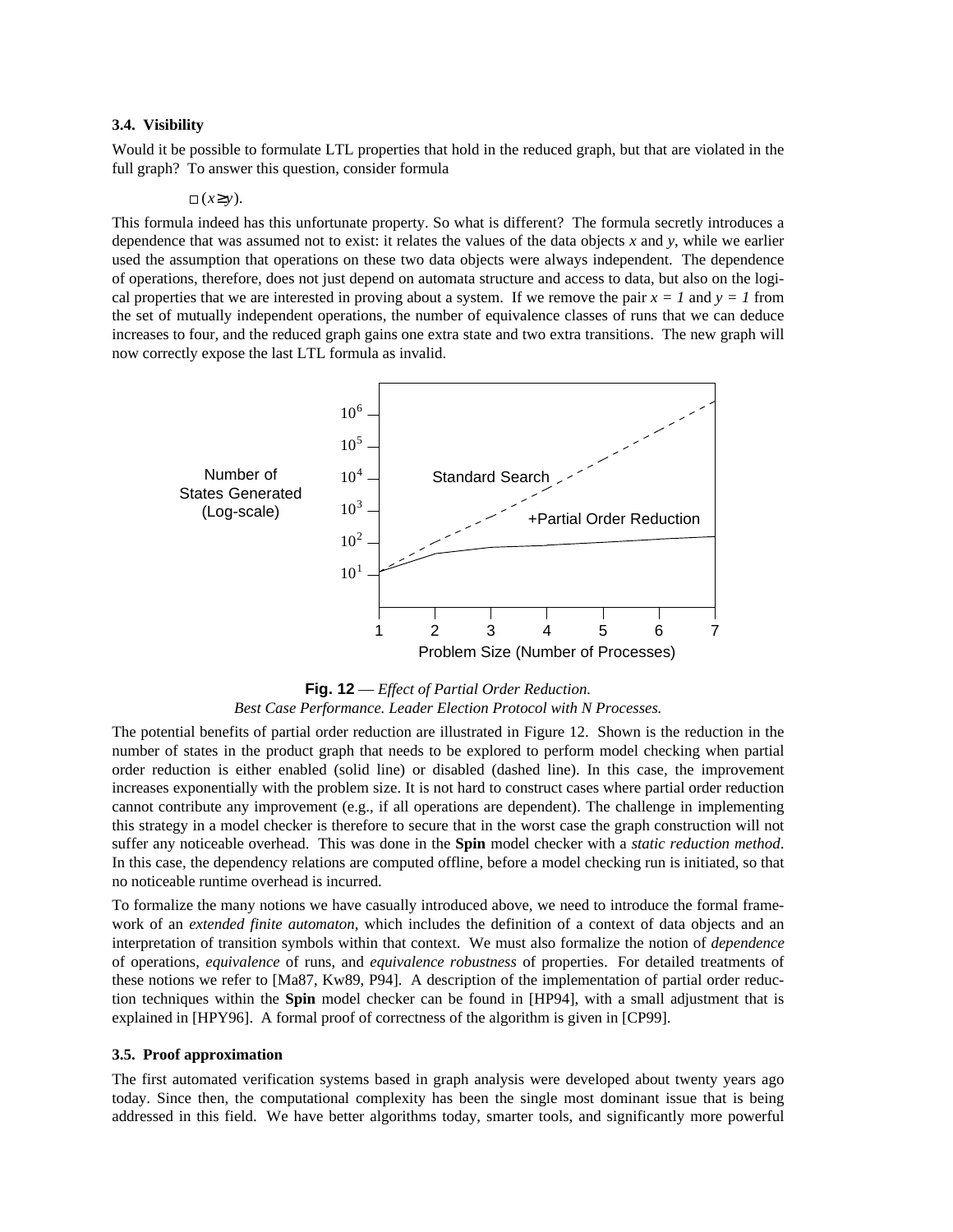### 3.4. Visibility

Would it be possible to formulate LTL properties that hold in the reduced graph, but that are violated in the full graph? To answer this question, consider formula

$$\Box(x \ge y).$$

This formula indeed has this unfortunate property. So what is different? The formula secretly introduces a dependence that was assumed not to exist: it relates the values of the data objects *x* and *y*, while we earlier used the assumption that operations on these two data objects were always independent. The dependence of operations, therefore, does not just depend on automata structure and access to data, but also on the logical properties that we are interested in proving about a system. If we remove the pair $x = 1$ and $y = 1$ from the set of mutually independent operations, the number of equivalence classes of runs that we can deduce increases to four, and the reduced graph gains one extra state and two extra transitions. The new graph will now correctly expose the last LTL formula as invalid.

**Fig. 12** — *Effect of Partial Order Reduction. Best Case Performance. Leader Election Protocol with N Processes.*

The potential benefits of partial order reduction are illustrated in Figure 12. Shown is the reduction in the number of states in the product graph that needs to be explored to perform model checking when partial order reduction is either enabled (solid line) or disabled (dashed line). In this case, the improvement increases exponentially with the problem size. It is not hard to construct cases where partial order reduction cannot contribute any improvement (e.g., if all operations are dependent). The challenge in implementing this strategy in a model checker is therefore to secure that in the worst case the graph construction will not suffer any noticeable overhead. This was done in the **Spin** model checker with a *static reduction method*. In this case, the dependency relations are computed offline, before a model checking run is initiated, so that no noticeable runtime overhead is incurred.

To formalize the many notions we have casually introduced above, we need to introduce the formal framework of an *extended finite automaton*, which includes the definition of a context of data objects and an interpretation of transition symbols within that context. We must also formalize the notion of *dependence* of operations, *equivalence* of runs, and *equivalence robustness* of properties. For detailed treatments of these notions we refer to [Ma87, Kw89, P94]. A description of the implementation of partial order reduction techniques within the **Spin** model checker can be found in [HP94], with a small adjustment that is explained in [HPY96]. A formal proof of correctness of the algorithm is given in [CP99].

### 3.5. Proof approximation

The first automated verification systems based in graph analysis were developed about twenty years ago today. Since then, the computational complexity has been the single most dominant issue that is being addressed in this field. We have better algorithms today, smarter tools, and significantly more powerful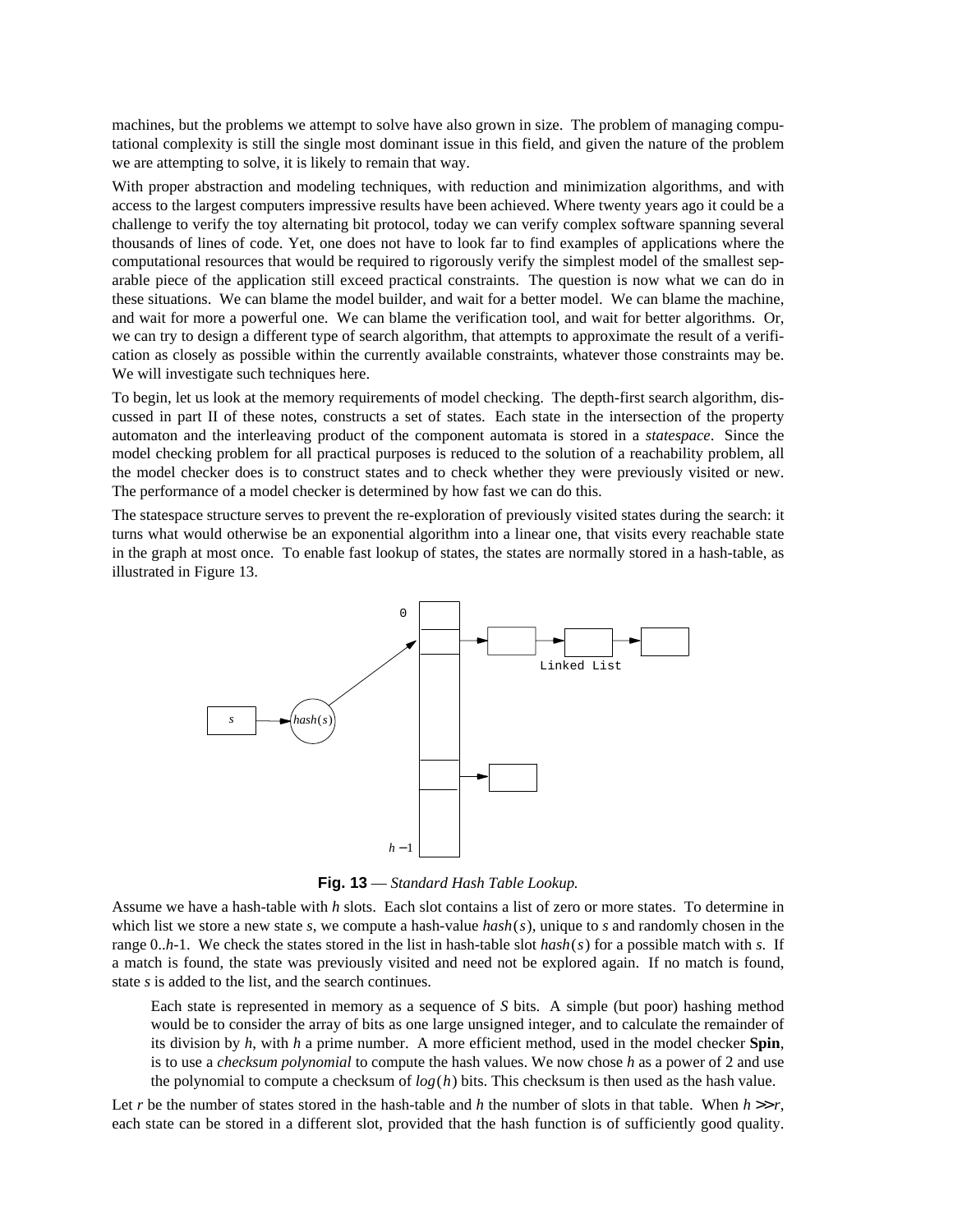machines, but the problems we attempt to solve have also grown in size. The problem of managing computational complexity is still the single most dominant issue in this field, and given the nature of the problem we are attempting to solve, it is likely to remain that way.

With proper abstraction and modeling techniques, with reduction and minimization algorithms, and with access to the largest computers impressive results have been achieved. Where twenty years ago it could be a challenge to verify the toy alternating bit protocol, today we can verify complex software spanning several thousands of lines of code. Yet, one does not have to look far to find examples of applications where the computational resources that would be required to rigorously verify the simplest model of the smallest separable piece of the application still exceed practical constraints. The question is now what we can do in these situations. We can blame the model builder, and wait for a better model. We can blame the machine, and wait for more a powerful one. We can blame the verification tool, and wait for better algorithms. Or, we can try to design a different type of search algorithm, that attempts to approximate the result of a verification as closely as possible within the currently available constraints, whatever those constraints may be. We will investigate such techniques here.

To begin, let us look at the memory requirements of model checking. The depth-first search algorithm, discussed in part II of these notes, constructs a set of states. Each state in the intersection of the property automaton and the interleaving product of the component automata is stored in a *statespace*. Since the model checking problem for all practical purposes is reduced to the solution of a reachability problem, all the model checker does is to construct states and to check whether they were previously visited or new. The performance of a model checker is determined by how fast we can do this.

The statespace structure serves to prevent the re-exploration of previously visited states during the search: it turns what would otherwise be an exponential algorithm into a linear one, that visits every reachable state in the graph at most once. To enable fast lookup of states, the states are normally stored in a hash-table, as illustrated in Figure 13.

**Fig. 13** — *Standard Hash Table Lookup.*

Assume we have a hash-table with $h$ slots. Each slot contains a list of zero or more states. To determine in which list we store a new state $s$, we compute a hash-value $hash(s)$, unique to $s$ and randomly chosen in the range 0..$h$-1. We check the states stored in the list in hash-table slot $hash(s)$ for a possible match with $s$. If a match is found, the state was previously visited and need not be explored again. If no match is found, state $s$ is added to the list, and the search continues.

> Each state is represented in memory as a sequence of $S$ bits. A simple (but poor) hashing method would be to consider the array of bits as one large unsigned integer, and to calculate the remainder of its division by $h$, with $h$ a prime number. A more efficient method, used in the model checker **Spin**, is to use a *checksum polynomial* to compute the hash values. We now chose $h$ as a power of 2 and use the polynomial to compute a checksum of $log(h)$ bits. This checksum is then used as the hash value.

Let $r$ be the number of states stored in the hash-table and $h$ the number of slots in that table. When $h \gg r$, each state can be stored in a different slot, provided that the hash function is of sufficiently good quality.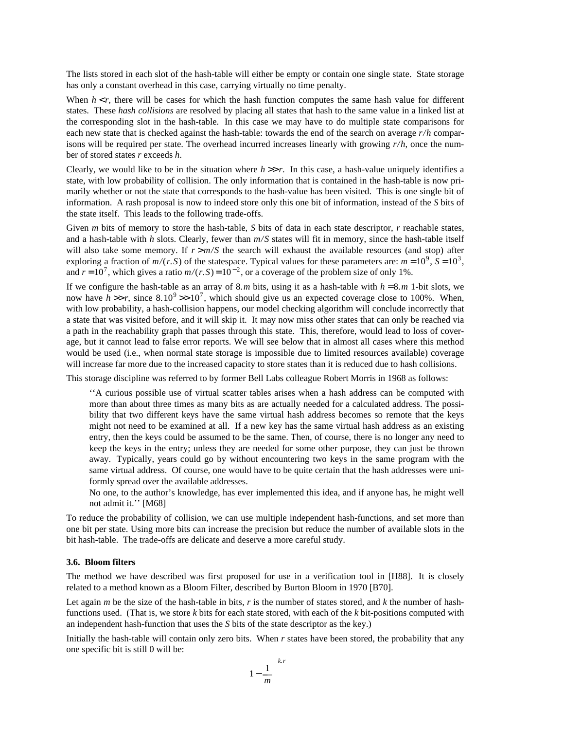The lists stored in each slot of the hash-table will either be empty or contain one single state. State storage has only a constant overhead in this case, carrying virtually no time penalty.

When $h < r$, there will be cases for which the hash function computes the same hash value for different states. These *hash collisions* are resolved by placing all states that hash to the same value in a linked list at the corresponding slot in the hash-table. In this case we may have to do multiple state comparisons for each new state that is checked against the hash-table: towards the end of the search on average $r/h$ comparisons will be required per state. The overhead incurred increases linearly with growing $r/h$, once the number of stored states $r$ exceeds $h$.

Clearly, we would like to be in the situation where $h >> r$. In this case, a hash-value uniquely identifies a state, with low probability of collision. The only information that is contained in the hash-table is now primarily whether or not the state that corresponds to the hash-value has been visited. This is one single bit of information. A rash proposal is now to indeed store only this one bit of information, instead of the $S$ bits of the state itself. This leads to the following trade-offs.

Given $m$ bits of memory to store the hash-table, $S$ bits of data in each state descriptor, $r$ reachable states, and a hash-table with $h$ slots. Clearly, fewer than $m/S$ states will fit in memory, since the hash-table itself will also take some memory. If $r > m/S$ the search will exhaust the available resources (and stop) after exploring a fraction of $m/(r.S)$ of the statespace. Typical values for these parameters are: $m = 10^9$, $S = 10^3$, and $r = 10^7$, which gives a ratio $m/(r.S) = 10^{-2}$, or a coverage of the problem size of only 1%.

If we configure the hash-table as an array of $8.m$ bits, using it as a hash-table with $h = 8.m$ 1-bit slots, we now have $h >> r$, since $8.10^9 >> 10^7$, which should give us an expected coverage close to 100%. When, with low probability, a hash-collision happens, our model checking algorithm will conclude incorrectly that a state that was visited before, and it will skip it. It may now miss other states that can only be reached via a path in the reachability graph that passes through this state. This, therefore, would lead to loss of coverage, but it cannot lead to false error reports. We will see below that in almost all cases where this method would be used (i.e., when normal state storage is impossible due to limited resources available) coverage will increase far more due to the increased capacity to store states than it is reduced due to hash collisions.

This storage discipline was referred to by former Bell Labs colleague Robert Morris in 1968 as follows:

> ''A curious possible use of virtual scatter tables arises when a hash address can be computed with more than about three times as many bits as are actually needed for a calculated address. The possibility that two different keys have the same virtual hash address becomes so remote that the keys might not need to be examined at all. If a new key has the same virtual hash address as an existing entry, then the keys could be assumed to be the same. Then, of course, there is no longer any need to keep the keys in the entry; unless they are needed for some other purpose, they can just be thrown away. Typically, years could go by without encountering two keys in the same program with the same virtual address. Of course, one would have to be quite certain that the hash addresses were uniformly spread over the available addresses.
>
> No one, to the author's knowledge, has ever implemented this idea, and if anyone has, he might well not admit it.'' [M68]

To reduce the probability of collision, we can use multiple independent hash-functions, and set more than one bit per state. Using more bits can increase the precision but reduce the number of available slots in the bit hash-table. The trade-offs are delicate and deserve a more careful study.

### 3.6. Bloom filters

The method we have described was first proposed for use in a verification tool in [H88]. It is closely related to a method known as a Bloom Filter, described by Burton Bloom in 1970 [B70].

Let again $m$ be the size of the hash-table in bits, $r$ is the number of states stored, and $k$ the number of hash-functions used. (That is, we store $k$ bits for each state stored, with each of the $k$ bit-positions computed with an independent hash-function that uses the $S$ bits of the state descriptor as the key.)

Initially the hash-table will contain only zero bits. When $r$ states have been stored, the probability that any one specific bit is still 0 will be:

$$\left(1 - \frac{1}{m}\right)^{k.r}$$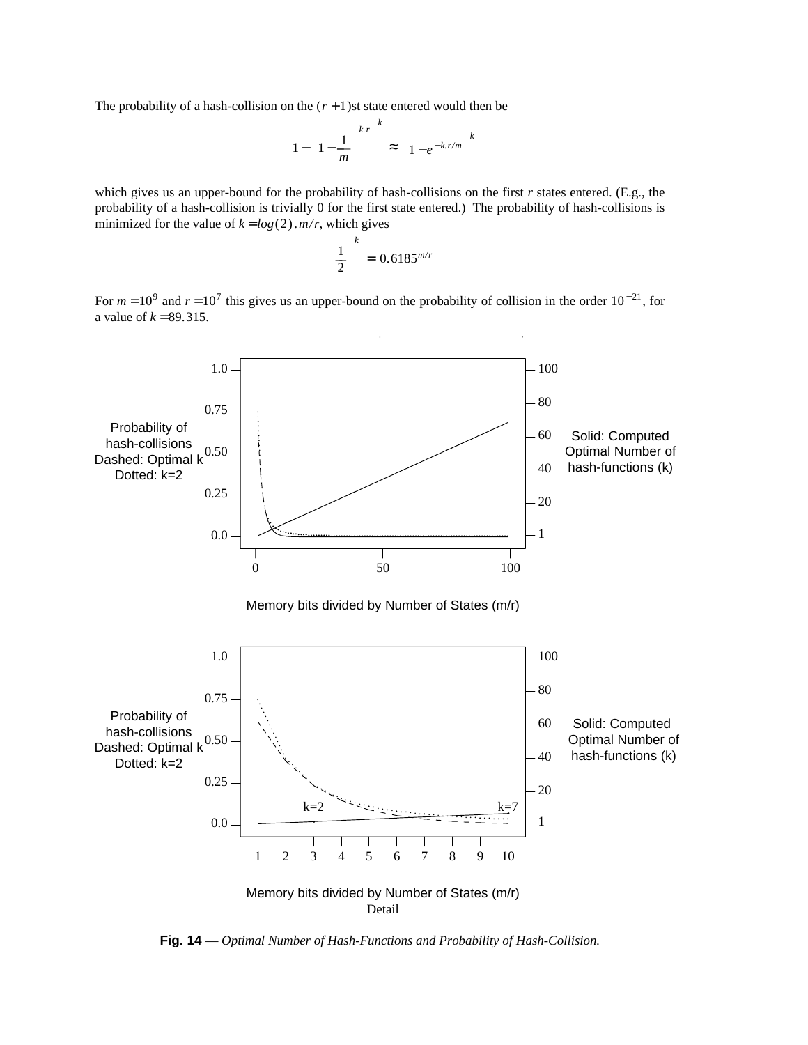The probability of a hash-collision on the $(r+1)$st state entered would then be

$$1 - \left(1 - \left(1 - \frac{1}{m}\right)^{k.r}\right)^{k} \approx \left(1 - e^{-k.r/m}\right)^{k}$$

which gives us an upper-bound for the probability of hash-collisions on the first $r$ states entered. (E.g., the probability of a hash-collision is trivially 0 for the first state entered.) The probability of hash-collisions is minimized for the value of $k = log(2).m/r$, which gives

$$\left(\frac{1}{2}\right)^{k} = 0.6185^{m/r}$$

For $m = 10^9$ and $r = 10^7$ this gives us an upper-bound on the probability of collision in the order $10^{-21}$, for a value of $k = 89.315$.

**Fig. 14** — *Optimal Number of Hash-Functions and Probability of Hash-Collision.*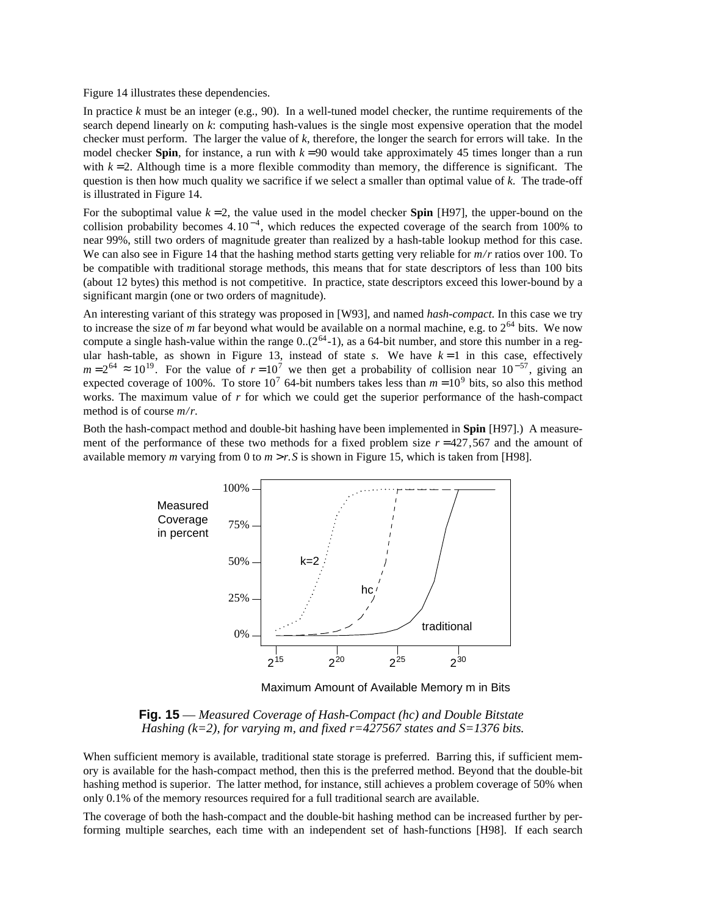Figure 14 illustrates these dependencies.

In practice $k$ must be an integer (e.g., 90). In a well-tuned model checker, the runtime requirements of the search depend linearly on $k$: computing hash-values is the single most expensive operation that the model checker must perform. The larger the value of $k$, therefore, the longer the search for errors will take. In the model checker **Spin**, for instance, a run with $k = 90$ would take approximately 45 times longer than a run with $k = 2$. Although time is a more flexible commodity than memory, the difference is significant. The question is then how much quality we sacrifice if we select a smaller than optimal value of $k$. The trade-off is illustrated in Figure 14.

For the suboptimal value $k = 2$, the value used in the model checker **Spin** [H97], the upper-bound on the collision probability becomes $4.10^{-4}$, which reduces the expected coverage of the search from 100% to near 99%, still two orders of magnitude greater than realized by a hash-table lookup method for this case. We can also see in Figure 14 that the hashing method starts getting very reliable for $m/r$ ratios over 100. To be compatible with traditional storage methods, this means that for state descriptors of less than 100 bits (about 12 bytes) this method is not competitive. In practice, state descriptors exceed this lower-bound by a significant margin (one or two orders of magnitude).

An interesting variant of this strategy was proposed in [W93], and named *hash-compact*. In this case we try to increase the size of $m$ far beyond what would be available on a normal machine, e.g. to $2^{64}$ bits. We now compute a single hash-value within the range $0..(2^{64}$-1), as a 64-bit number, and store this number in a regular hash-table, as shown in Figure 13, instead of state $s$. We have $k = 1$ in this case, effectively $m = 2^{64} \approx 10^{19}$. For the value of $r = 10^7$ we then get a probability of collision near $10^{-57}$, giving an expected coverage of 100%. To store $10^7$ 64-bit numbers takes less than $m = 10^9$ bits, so also this method works. The maximum value of $r$ for which we could get the superior performance of the hash-compact method is of course $m/r$.

Both the hash-compact method and double-bit hashing have been implemented in **Spin** [H97].) A measurement of the performance of these two methods for a fixed problem size $r = 427{,}567$ and the amount of available memory $m$ varying from 0 to $m > r.S$ is shown in Figure 15, which is taken from [H98].

**Fig. 15** — *Measured Coverage of Hash-Compact (hc) and Double Bitstate Hashing (k=2), for varying m, and fixed r=427567 states and S=1376 bits.*

When sufficient memory is available, traditional state storage is preferred. Barring this, if sufficient memory is available for the hash-compact method, then this is the preferred method. Beyond that the double-bit hashing method is superior. The latter method, for instance, still achieves a problem coverage of 50% when only 0.1% of the memory resources required for a full traditional search are available.

The coverage of both the hash-compact and the double-bit hashing method can be increased further by performing multiple searches, each time with an independent set of hash-functions [H98]. If each search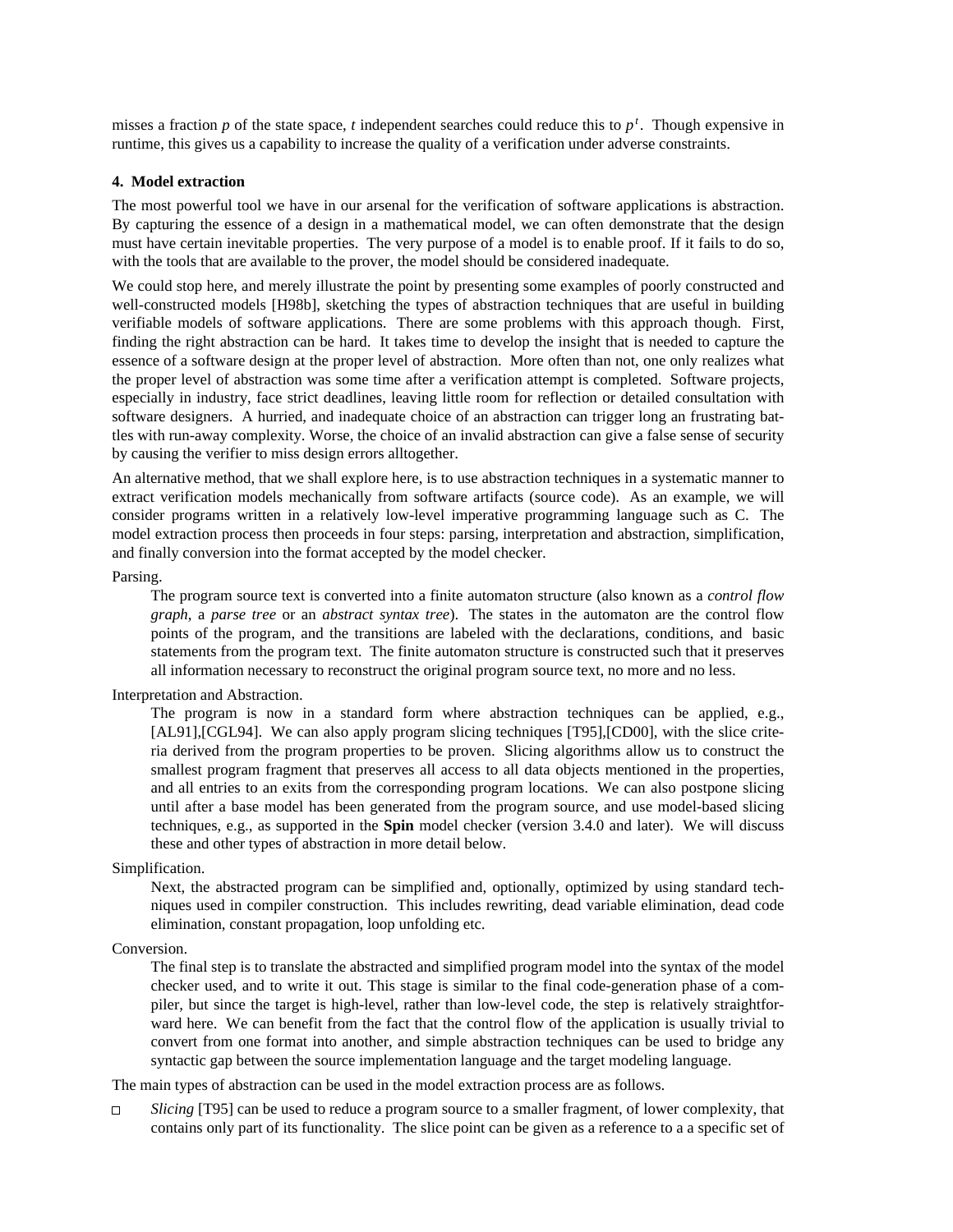misses a fraction $p$ of the state space, $t$ independent searches could reduce this to $p^t$. Though expensive in runtime, this gives us a capability to increase the quality of a verification under adverse constraints.

## 4. Model extraction

The most powerful tool we have in our arsenal for the verification of software applications is abstraction. By capturing the essence of a design in a mathematical model, we can often demonstrate that the design must have certain inevitable properties. The very purpose of a model is to enable proof. If it fails to do so, with the tools that are available to the prover, the model should be considered inadequate.

We could stop here, and merely illustrate the point by presenting some examples of poorly constructed and well-constructed models [H98b], sketching the types of abstraction techniques that are useful in building verifiable models of software applications. There are some problems with this approach though. First, finding the right abstraction can be hard. It takes time to develop the insight that is needed to capture the essence of a software design at the proper level of abstraction. More often than not, one only realizes what the proper level of abstraction was some time after a verification attempt is completed. Software projects, especially in industry, face strict deadlines, leaving little room for reflection or detailed consultation with software designers. A hurried, and inadequate choice of an abstraction can trigger long an frustrating battles with run-away complexity. Worse, the choice of an invalid abstraction can give a false sense of security by causing the verifier to miss design errors alltogether.

An alternative method, that we shall explore here, is to use abstraction techniques in a systematic manner to extract verification models mechanically from software artifacts (source code). As an example, we will consider programs written in a relatively low-level imperative programming language such as C. The model extraction process then proceeds in four steps: parsing, interpretation and abstraction, simplification, and finally conversion into the format accepted by the model checker.

Parsing.

> The program source text is converted into a finite automaton structure (also known as a *control flow graph*, a *parse tree* or an *abstract syntax tree*). The states in the automaton are the control flow points of the program, and the transitions are labeled with the declarations, conditions, and basic statements from the program text. The finite automaton structure is constructed such that it preserves all information necessary to reconstruct the original program source text, no more and no less.

Interpretation and Abstraction.

> The program is now in a standard form where abstraction techniques can be applied, e.g., [AL91],[CGL94]. We can also apply program slicing techniques [T95],[CD00], with the slice criteria derived from the program properties to be proven. Slicing algorithms allow us to construct the smallest program fragment that preserves all access to all data objects mentioned in the properties, and all entries to an exits from the corresponding program locations. We can also postpone slicing until after a base model has been generated from the program source, and use model-based slicing techniques, e.g., as supported in the **Spin** model checker (version 3.4.0 and later). We will discuss these and other types of abstraction in more detail below.

Simplification.

> Next, the abstracted program can be simplified and, optionally, optimized by using standard techniques used in compiler construction. This includes rewriting, dead variable elimination, dead code elimination, constant propagation, loop unfolding etc.

Conversion.

> The final step is to translate the abstracted and simplified program model into the syntax of the model checker used, and to write it out. This stage is similar to the final code-generation phase of a compiler, but since the target is high-level, rather than low-level code, the step is relatively straightforward here. We can benefit from the fact that the control flow of the application is usually trivial to convert from one format into another, and simple abstraction techniques can be used to bridge any syntactic gap between the source implementation language and the target modeling language.

The main types of abstraction can be used in the model extraction process are as follows.

- *Slicing* [T95] can be used to reduce a program source to a smaller fragment, of lower complexity, that contains only part of its functionality. The slice point can be given as a reference to a a specific set of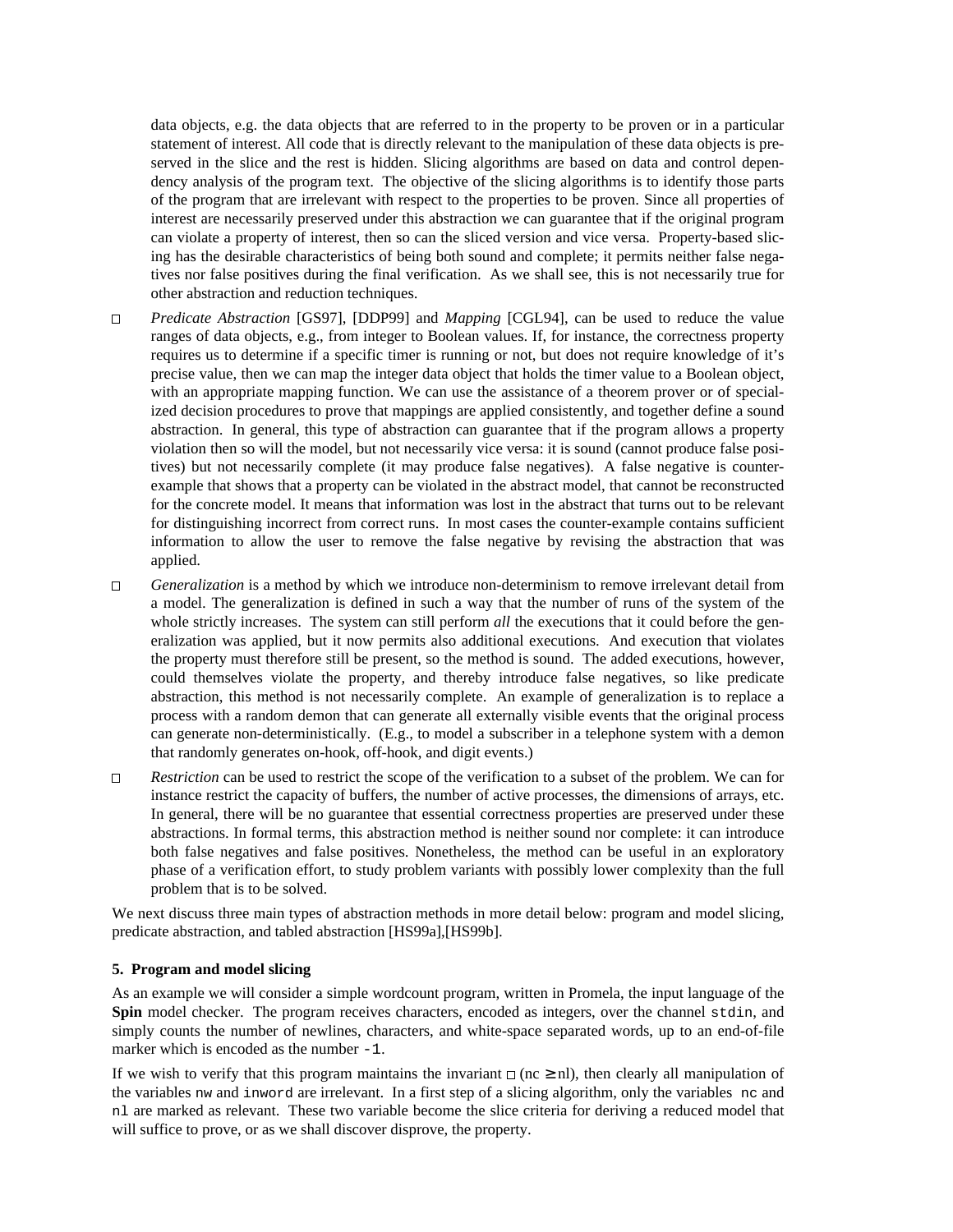data objects, e.g. the data objects that are referred to in the property to be proven or in a particular statement of interest. All code that is directly relevant to the manipulation of these data objects is preserved in the slice and the rest is hidden. Slicing algorithms are based on data and control dependency analysis of the program text. The objective of the slicing algorithms is to identify those parts of the program that are irrelevant with respect to the properties to be proven. Since all properties of interest are necessarily preserved under this abstraction we can guarantee that if the original program can violate a property of interest, then so can the sliced version and vice versa. Property-based slicing has the desirable characteristics of being both sound and complete; it permits neither false negatives nor false positives during the final verification. As we shall see, this is not necessarily true for other abstraction and reduction techniques.

- *Predicate Abstraction* [GS97], [DDP99] and *Mapping* [CGL94], can be used to reduce the value ranges of data objects, e.g., from integer to Boolean values. If, for instance, the correctness property requires us to determine if a specific timer is running or not, but does not require knowledge of it's precise value, then we can map the integer data object that holds the timer value to a Boolean object, with an appropriate mapping function. We can use the assistance of a theorem prover or of specialized decision procedures to prove that mappings are applied consistently, and together define a sound abstraction. In general, this type of abstraction can guarantee that if the program allows a property violation then so will the model, but not necessarily vice versa: it is sound (cannot produce false positives) but not necessarily complete (it may produce false negatives). A false negative is counter-example that shows that a property can be violated in the abstract model, that cannot be reconstructed for the concrete model. It means that information was lost in the abstract that turns out to be relevant for distinguishing incorrect from correct runs. In most cases the counter-example contains sufficient information to allow the user to remove the false negative by revising the abstraction that was applied.

- *Generalization* is a method by which we introduce non-determinism to remove irrelevant detail from a model. The generalization is defined in such a way that the number of runs of the system of the whole strictly increases. The system can still perform *all* the executions that it could before the generalization was applied, but it now permits also additional executions. And execution that violates the property must therefore still be present, so the method is sound. The added executions, however, could themselves violate the property, and thereby introduce false negatives, so like predicate abstraction, this method is not necessarily complete. An example of generalization is to replace a process with a random demon that can generate all externally visible events that the original process can generate non-deterministically. (E.g., to model a subscriber in a telephone system with a demon that randomly generates on-hook, off-hook, and digit events.)

- *Restriction* can be used to restrict the scope of the verification to a subset of the problem. We can for instance restrict the capacity of buffers, the number of active processes, the dimensions of arrays, etc. In general, there will be no guarantee that essential correctness properties are preserved under these abstractions. In formal terms, this abstraction method is neither sound nor complete: it can introduce both false negatives and false positives. Nonetheless, the method can be useful in an exploratory phase of a verification effort, to study problem variants with possibly lower complexity than the full problem that is to be solved.

We next discuss three main types of abstraction methods in more detail below: program and model slicing, predicate abstraction, and tabled abstraction [HS99a],[HS99b].

### 5. Program and model slicing

As an example we will consider a simple wordcount program, written in Promela, the input language of the **Spin** model checker. The program receives characters, encoded as integers, over the channel `stdin`, and simply counts the number of newlines, characters, and white-space separated words, up to an end-of-file marker which is encoded as the number `-1`.

If we wish to verify that this program maintains the invariant $\Box\,(nc \geq nl)$, then clearly all manipulation of the variables `nw` and `inword` are irrelevant. In a first step of a slicing algorithm, only the variables `nc` and `nl` are marked as relevant. These two variable become the slice criteria for deriving a reduced model that will suffice to prove, or as we shall discover disprove, the property.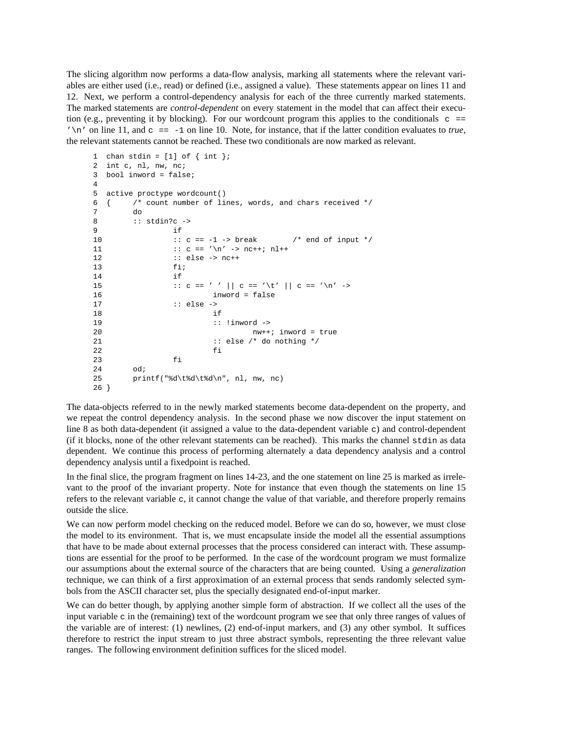The slicing algorithm now performs a data-flow analysis, marking all statements where the relevant variables are either used (i.e., read) or defined (i.e., assigned a value). These statements appear on lines 11 and 12. Next, we perform a control-dependency analysis for each of the three currently marked statements. The marked statements are *control-dependent* on every statement in the model that can affect their execution (e.g., preventing it by blocking). For our wordcount program this applies to the conditionals `c == '\n'` on line 11, and `c == -1` on line 10. Note, for instance, that if the latter condition evaluates to *true*, the relevant statements cannot be reached. These two conditionals are now marked as relevant.

```
 1  chan stdin = [1] of { int };
 2  int c, nl, nw, nc;
 3  bool inword = false;
 4
 5  active proctype wordcount()
 6  {      /* count number of lines, words, and chars received */
 7         do
 8         :: stdin?c ->
 9                 if
10                 :: c == -1 -> break        /* end of input */
11                 :: c == '\n' -> nc++; nl++
12                 :: else -> nc++
13                 fi;
14                 if
15                 :: c == ' ' || c == '\t' || c == '\n' ->
16                         inword = false
17                 :: else ->
18                         if
19                         :: !inword ->
20                                 nw++; inword = true
21                         :: else /* do nothing */
22                         fi
23                 fi
24         od;
25         printf("%d\t%d\t%d\n", nl, nw, nc)
26 }
```

The data-objects referred to in the newly marked statements become data-dependent on the property, and we repeat the control dependency analysis. In the second phase we now discover the input statement on line 8 as both data-dependent (it assigned a value to the data-dependent variable `c`) and control-dependent (if it blocks, none of the other relevant statements can be reached). This marks the channel `stdin` as data dependent. We continue this process of performing alternately a data dependency analysis and a control dependency analysis until a fixedpoint is reached.

In the final slice, the program fragment on lines 14-23, and the one statement on line 25 is marked as irrelevant to the proof of the invariant property. Note for instance that even though the statements on line 15 refers to the relevant variable `c`, it cannot change the value of that variable, and therefore properly remains outside the slice.

We can now perform model checking on the reduced model. Before we can do so, however, we must close the model to its environment. That is, we must encapsulate inside the model all the essential assumptions that have to be made about external processes that the process considered can interact with. These assumptions are essential for the proof to be performed. In the case of the wordcount program we must formalize our assumptions about the external source of the characters that are being counted. Using a *generalization* technique, we can think of a first approximation of an external process that sends randomly selected symbols from the ASCII character set, plus the specially designated end-of-input marker.

We can do better though, by applying another simple form of abstraction. If we collect all the uses of the input variable `c` in the (remaining) text of the wordcount program we see that only three ranges of values of the variable are of interest: (1) newlines, (2) end-of-input markers, and (3) any other symbol. It suffices therefore to restrict the input stream to just three abstract symbols, representing the three relevant value ranges. The following environment definition suffices for the sliced model.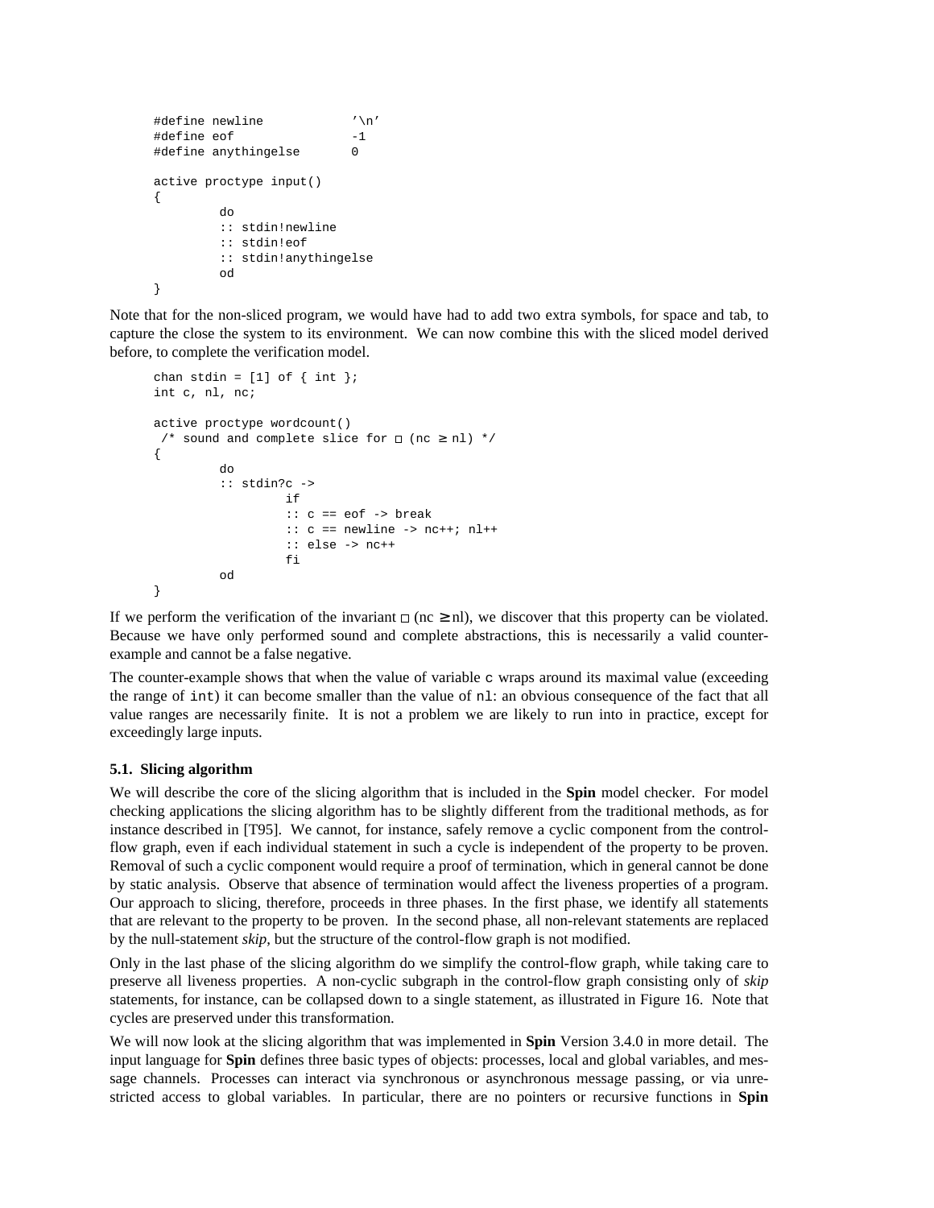```
#define newline        '\n'
#define eof            -1
#define anythingelse   0

active proctype input()
{
        do
        :: stdin!newline
        :: stdin!eof
        :: stdin!anythingelse
        od
}
```

Note that for the non-sliced program, we would have had to add two extra symbols, for space and tab, to capture the close the system to its environment. We can now combine this with the sliced model derived before, to complete the verification model.

```
chan stdin = [1] of { int };
int c, nl, nc;

active proctype wordcount()
 /* sound and complete slice for □ (nc ≥ nl) */
{
        do
        :: stdin?c ->
                if
                :: c == eof -> break
                :: c == newline -> nc++; nl++
                :: else -> nc++
                fi
        od
}
```

If we perform the verification of the invariant $\square$ (nc $\geq$ nl), we discover that this property can be violated. Because we have only performed sound and complete abstractions, this is necessarily a valid counter-example and cannot be a false negative.

The counter-example shows that when the value of variable `c` wraps around its maximal value (exceeding the range of `int`) it can become smaller than the value of `nl`: an obvious consequence of the fact that all value ranges are necessarily finite. It is not a problem we are likely to run into in practice, except for exceedingly large inputs.

### 5.1. Slicing algorithm

We will describe the core of the slicing algorithm that is included in the **Spin** model checker. For model checking applications the slicing algorithm has to be slightly different from the traditional methods, as for instance described in [T95]. We cannot, for instance, safely remove a cyclic component from the control-flow graph, even if each individual statement in such a cycle is independent of the property to be proven. Removal of such a cyclic component would require a proof of termination, which in general cannot be done by static analysis. Observe that absence of termination would affect the liveness properties of a program. Our approach to slicing, therefore, proceeds in three phases. In the first phase, we identify all statements that are relevant to the property to be proven. In the second phase, all non-relevant statements are replaced by the null-statement *skip*, but the structure of the control-flow graph is not modified.

Only in the last phase of the slicing algorithm do we simplify the control-flow graph, while taking care to preserve all liveness properties. A non-cyclic subgraph in the control-flow graph consisting only of *skip* statements, for instance, can be collapsed down to a single statement, as illustrated in Figure 16. Note that cycles are preserved under this transformation.

We will now look at the slicing algorithm that was implemented in **Spin** Version 3.4.0 in more detail. The input language for **Spin** defines three basic types of objects: processes, local and global variables, and message channels. Processes can interact via synchronous or asynchronous message passing, or via unrestricted access to global variables. In particular, there are no pointers or recursive functions in **Spin**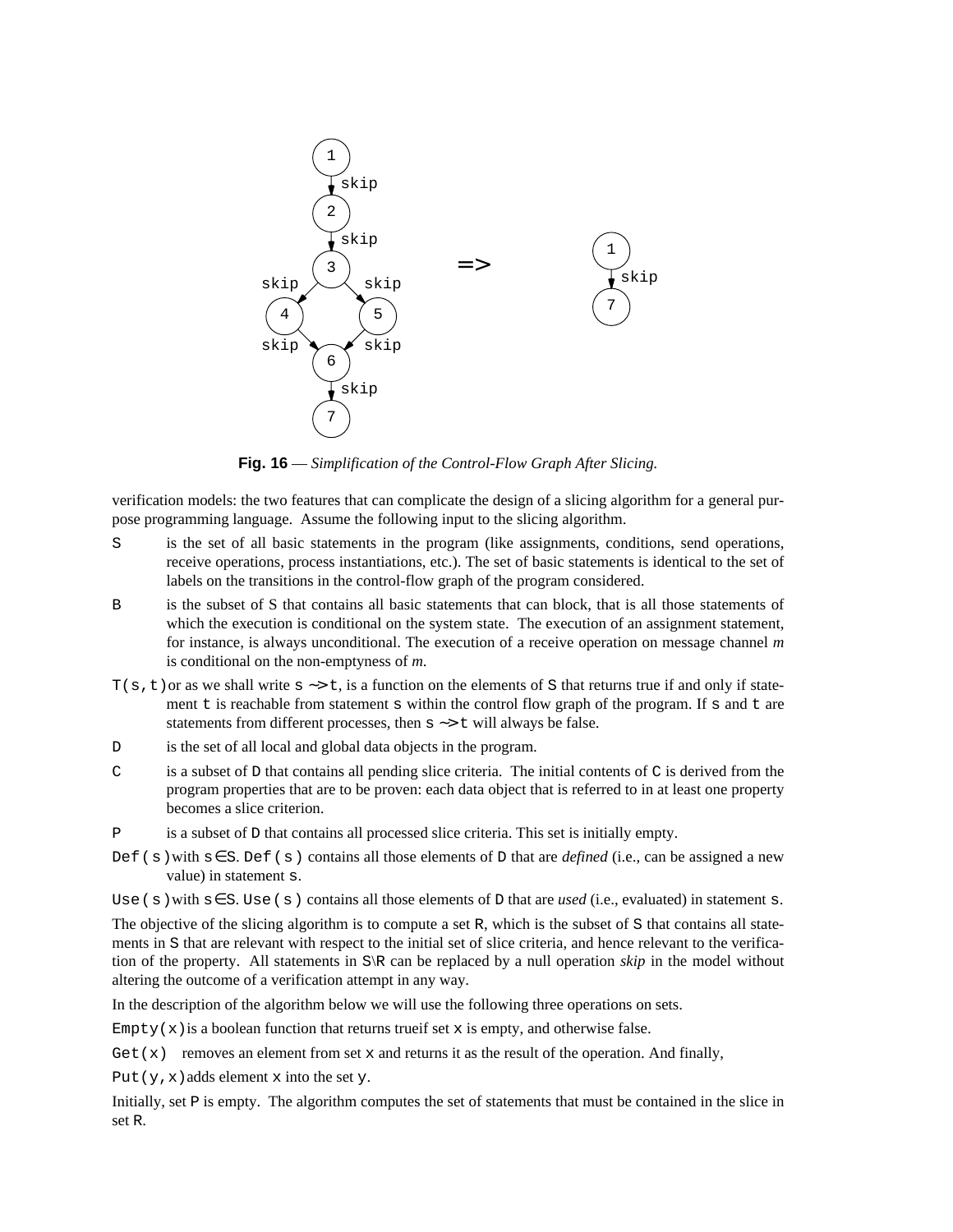**Fig. 16** — *Simplification of the Control-Flow Graph After Slicing.*

verification models: the two features that can complicate the design of a slicing algorithm for a general purpose programming language. Assume the following input to the slicing algorithm.

`S` is the set of all basic statements in the program (like assignments, conditions, send operations, receive operations, process instantiations, etc.). The set of basic statements is identical to the set of labels on the transitions in the control-flow graph of the program considered.

`B` is the subset of S that contains all basic statements that can block, that is all those statements of which the execution is conditional on the system state. The execution of an assignment statement, for instance, is always unconditional. The execution of a receive operation on message channel *m* is conditional on the non-emptyness of *m*.

`T(s,t)` or as we shall write `s ~> t`, is a function on the elements of `S` that returns true if and only if statement `t` is reachable from statement `s` within the control flow graph of the program. If `s` and `t` are statements from different processes, then `s ~> t` will always be false.

`D` is the set of all local and global data objects in the program.

`C` is a subset of `D` that contains all pending slice criteria. The initial contents of `C` is derived from the program properties that are to be proven: each data object that is referred to in at least one property becomes a slice criterion.

`P` is a subset of `D` that contains all processed slice criteria. This set is initially empty.

`Def(s)` with `s`∈`S`. `Def(s)` contains all those elements of `D` that are *defined* (i.e., can be assigned a new value) in statement `s`.

`Use(s)` with `s`∈`S`. `Use(s)` contains all those elements of `D` that are *used* (i.e., evaluated) in statement `s`.

The objective of the slicing algorithm is to compute a set `R`, which is the subset of `S` that contains all statements in `S` that are relevant with respect to the initial set of slice criteria, and hence relevant to the verification of the property. All statements in `S\R` can be replaced by a null operation *skip* in the model without altering the outcome of a verification attempt in any way.

In the description of the algorithm below we will use the following three operations on sets.

`Empty(x)` is a boolean function that returns trueif set `x` is empty, and otherwise false.

`Get(x)` removes an element from set `x` and returns it as the result of the operation. And finally,

`Put(y,x)` adds element `x` into the set `y`.

Initially, set `P` is empty. The algorithm computes the set of statements that must be contained in the slice in set `R`.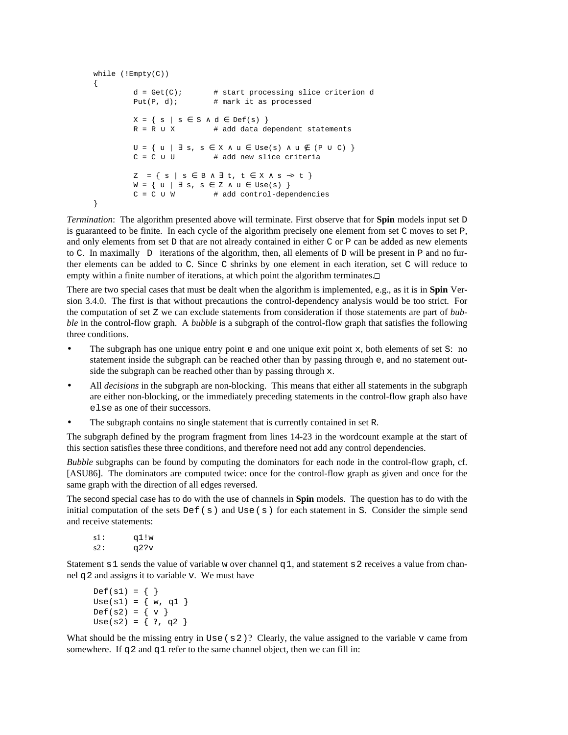```
while (!Empty(C))
{
        d = Get(C);       # start processing slice criterion d
        Put(P, d);        # mark it as processed

        X = { s | s ∈ S ∧ d ∈ Def(s) }
        R = R ∪ X         # add data dependent statements

        U = { u | ∃ s, s ∈ X ∧ u ∈ Use(s) ∧ u ∉ (P ∪ C) }
        C = C ∪ U         # add new slice criteria

        Z  = { s | s ∈ B ∧ ∃ t, t ∈ X ∧ s ⇝ t }
        W = { u | ∃ s, s ∈ Z ∧ u ∈ Use(s) }
        C = C ∪ W         # add control-dependencies
}
```

*Termination*: The algorithm presented above will terminate. First observe that for **Spin** models input set D is guaranteed to be finite. In each cycle of the algorithm precisely one element from set C moves to set P, and only elements from set D that are not already contained in either C or P can be added as new elements to C. In maximally $|D|$ iterations of the algorithm, then, all elements of D will be present in P and no further elements can be added to C. Since C shrinks by one element in each iteration, set C will reduce to empty within a finite number of iterations, at which point the algorithm terminates.□

There are two special cases that must be dealt when the algorithm is implemented, e.g., as it is in **Spin** Version 3.4.0. The first is that without precautions the control-dependency analysis would be too strict. For the computation of set Z we can exclude statements from consideration if those statements are part of *bubble* in the control-flow graph. A *bubble* is a subgraph of the control-flow graph that satisfies the following three conditions.

- The subgraph has one unique entry point e and one unique exit point x, both elements of set S: no statement inside the subgraph can be reached other than by passing through e, and no statement outside the subgraph can be reached other than by passing through x.
- All *decisions* in the subgraph are non-blocking. This means that either all statements in the subgraph are either non-blocking, or the immediately preceding statements in the control-flow graph also have else as one of their successors.
- The subgraph contains no single statement that is currently contained in set R.

The subgraph defined by the program fragment from lines 14-23 in the wordcount example at the start of this section satisfies these three conditions, and therefore need not add any control dependencies.

*Bubble* subgraphs can be found by computing the dominators for each node in the control-flow graph, cf. [ASU86]. The dominators are computed twice: once for the control-flow graph as given and once for the same graph with the direction of all edges reversed.

The second special case has to do with the use of channels in **Spin** models. The question has to do with the initial computation of the sets Def(s) and Use(s) for each statement in S. Consider the simple send and receive statements:

```
s1:     q1!w
s2:     q2?v
```

Statement s1 sends the value of variable w over channel q1, and statement s2 receives a value from channel q2 and assigns it to variable v. We must have

```
Def(s1) = { }
Use(s1) = { w, q1 }
Def(s2) = { v }
Use(s2) = { ?, q2 }
```

What should be the missing entry in Use(s2)? Clearly, the value assigned to the variable v came from somewhere. If q2 and q1 refer to the same channel object, then we can fill in: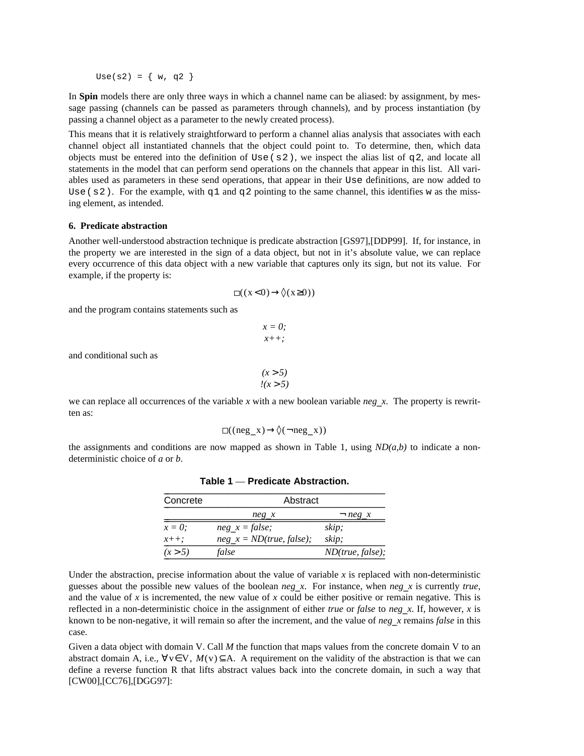```
Use(s2) = { w, q2 }
```

In **Spin** models there are only three ways in which a channel name can be aliased: by assignment, by message passing (channels can be passed as parameters through channels), and by process instantiation (by passing a channel object as a parameter to the newly created process).

This means that it is relatively straightforward to perform a channel alias analysis that associates with each channel object all instantiated channels that the object could point to. To determine, then, which data objects must be entered into the definition of `Use(s2)`, we inspect the alias list of `q2`, and locate all statements in the model that can perform send operations on the channels that appear in this list. All variables used as parameters in these send operations, that appear in their `Use` definitions, are now added to `Use(s2)`. For the example, with `q1` and `q2` pointing to the same channel, this identifies `w` as the missing element, as intended.

### 6. Predicate abstraction

Another well-understood abstraction technique is predicate abstraction [GS97],[DDP99]. If, for instance, in the property we are interested in the sign of a data object, but not in it's absolute value, we can replace every occurrence of this data object with a new variable that captures only its sign, but not its value. For example, if the property is:

$$\Box((x < 0) \rightarrow \Diamond(x \geq 0))$$

and the program contains statements such as

*x = 0;*
*x++;*

and conditional such as

*(x > 5)*
*!(x > 5)*

we can replace all occurrences of the variable *x* with a new boolean variable *neg_x*. The property is rewritten as:

$$\Box((neg\_x) \rightarrow \Diamond(\neg neg\_x))$$

the assignments and conditions are now mapped as shown in Table 1, using *ND(a,b)* to indicate a non-deterministic choice of *a* or *b*.

**Table 1 — Predicate Abstraction.**

| Concrete | Abstract | |
|---|---|---|
| | *neg_x* | ¬ *neg_x* |
| *x = 0;* | *neg_x = false;* | *skip;* |
| *x++;* | *neg_x = ND(true, false);* | *skip;* |
| *(x > 5)* | *false* | *ND(true, false);* |

Under the abstraction, precise information about the value of variable *x* is replaced with non-deterministic guesses about the possible new values of the boolean *neg_x*. For instance, when *neg_x* is currently *true*, and the value of *x* is incremented, the new value of *x* could be either positive or remain negative. This is reflected in a non-deterministic choice in the assignment of either *true* or *false* to *neg_x*. If, however, *x* is known to be non-negative, it will remain so after the increment, and the value of *neg_x* remains *false* in this case.

Given a data object with domain V. Call *M* the function that maps values from the concrete domain V to an abstract domain A, i.e., $\forall v \in V,\ M(v) \subseteq A$. A requirement on the validity of the abstraction is that we can define a reverse function R that lifts abstract values back into the concrete domain, in such a way that [CW00],[CC76],[DGG97]: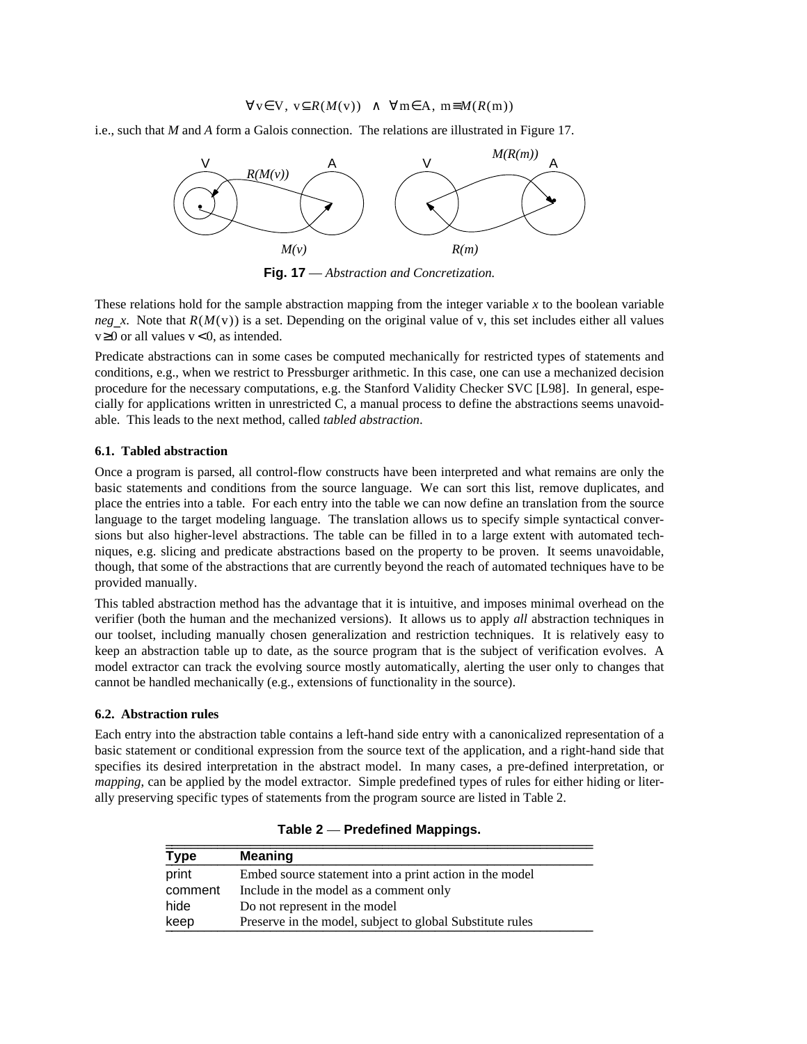$$\forall v \in V,\ v \subseteq R(M(v)) \quad \wedge \quad \forall m \in A,\ m \equiv M(R(m))$$

i.e., such that *M* and *A* form a Galois connection. The relations are illustrated in Figure 17.

**Fig. 17** — *Abstraction and Concretization.*

These relations hold for the sample abstraction mapping from the integer variable *x* to the boolean variable *neg_x*. Note that $R(M(v))$ is a set. Depending on the original value of v, this set includes either all values $v \geq 0$ or all values $v < 0$, as intended.

Predicate abstractions can in some cases be computed mechanically for restricted types of statements and conditions, e.g., when we restrict to Pressburger arithmetic. In this case, one can use a mechanized decision procedure for the necessary computations, e.g. the Stanford Validity Checker SVC [L98]. In general, especially for applications written in unrestricted C, a manual process to define the abstractions seems unavoidable. This leads to the next method, called *tabled abstraction*.

### 6.1. Tabled abstraction

Once a program is parsed, all control-flow constructs have been interpreted and what remains are only the basic statements and conditions from the source language. We can sort this list, remove duplicates, and place the entries into a table. For each entry into the table we can now define an translation from the source language to the target modeling language. The translation allows us to specify simple syntactical conversions but also higher-level abstractions. The table can be filled in to a large extent with automated techniques, e.g. slicing and predicate abstractions based on the property to be proven. It seems unavoidable, though, that some of the abstractions that are currently beyond the reach of automated techniques have to be provided manually.

This tabled abstraction method has the advantage that it is intuitive, and imposes minimal overhead on the verifier (both the human and the mechanized versions). It allows us to apply *all* abstraction techniques in our toolset, including manually chosen generalization and restriction techniques. It is relatively easy to keep an abstraction table up to date, as the source program that is the subject of verification evolves. A model extractor can track the evolving source mostly automatically, alerting the user only to changes that cannot be handled mechanically (e.g., extensions of functionality in the source).

### 6.2. Abstraction rules

Each entry into the abstraction table contains a left-hand side entry with a canonicalized representation of a basic statement or conditional expression from the source text of the application, and a right-hand side that specifies its desired interpretation in the abstract model. In many cases, a pre-defined interpretation, or *mapping*, can be applied by the model extractor. Simple predefined types of rules for either hiding or literally preserving specific types of statements from the program source are listed in Table 2.

**Table 2** — **Predefined Mappings.**

| Type | Meaning |
|---|---|
| print | Embed source statement into a print action in the model |
| comment | Include in the model as a comment only |
| hide | Do not represent in the model |
| keep | Preserve in the model, subject to global Substitute rules |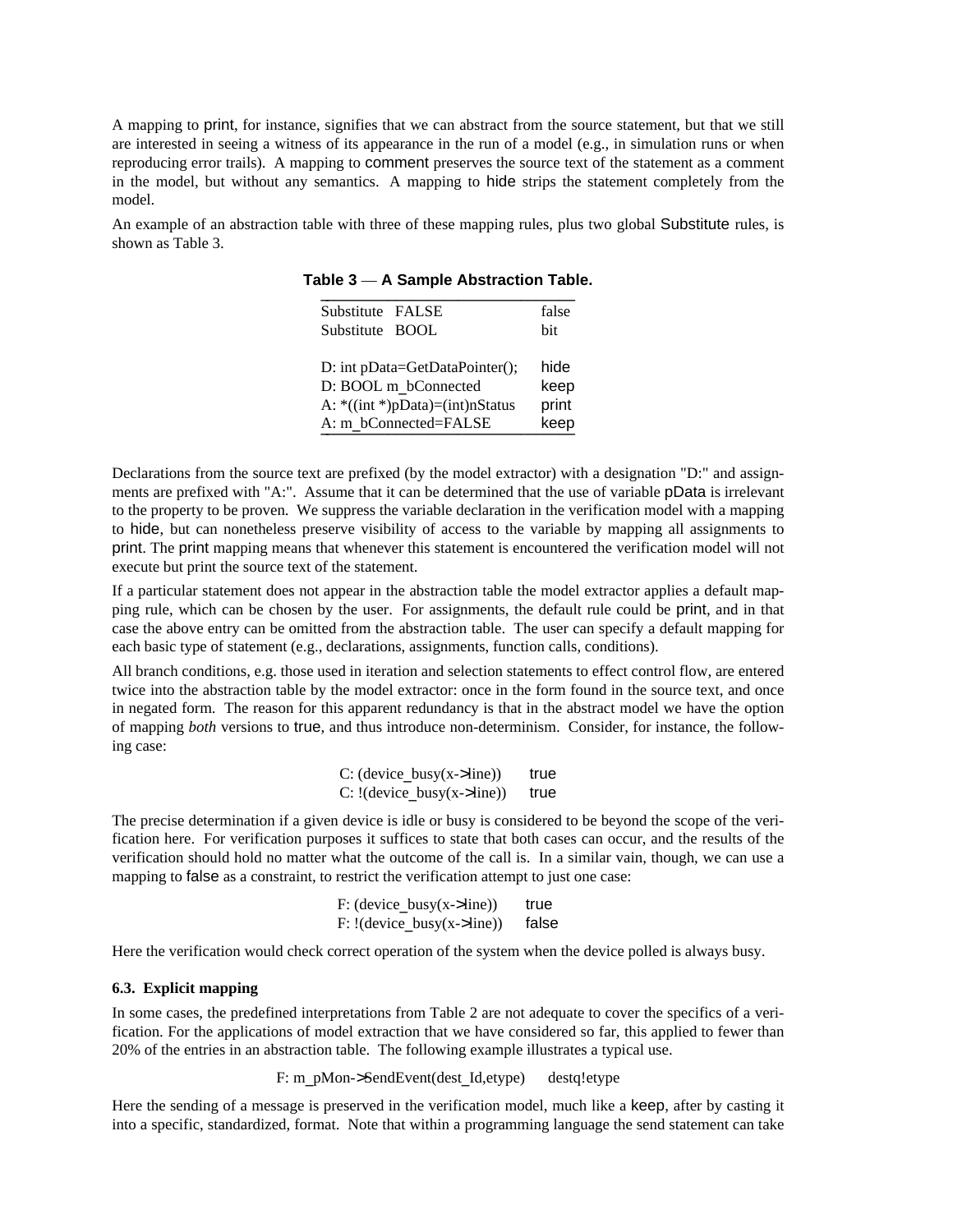A mapping to print, for instance, signifies that we can abstract from the source statement, but that we still are interested in seeing a witness of its appearance in the run of a model (e.g., in simulation runs or when reproducing error trails). A mapping to comment preserves the source text of the statement as a comment in the model, but without any semantics. A mapping to hide strips the statement completely from the model.

An example of an abstraction table with three of these mapping rules, plus two global Substitute rules, is shown as Table 3.

**Table 3 — A Sample Abstraction Table.**

| | |
|---|---|
| Substitute FALSE | false |
| Substitute BOOL | bit |
| | |
| D: int pData=GetDataPointer(); | hide |
| D: BOOL m_bConnected | keep |
| A: *((int *)pData)=(int)nStatus | print |
| A: m_bConnected=FALSE | keep |

Declarations from the source text are prefixed (by the model extractor) with a designation "D:" and assignments are prefixed with "A:". Assume that it can be determined that the use of variable pData is irrelevant to the property to be proven. We suppress the variable declaration in the verification model with a mapping to hide, but can nonetheless preserve visibility of access to the variable by mapping all assignments to print. The print mapping means that whenever this statement is encountered the verification model will not execute but print the source text of the statement.

If a particular statement does not appear in the abstraction table the model extractor applies a default mapping rule, which can be chosen by the user. For assignments, the default rule could be print, and in that case the above entry can be omitted from the abstraction table. The user can specify a default mapping for each basic type of statement (e.g., declarations, assignments, function calls, conditions).

All branch conditions, e.g. those used in iteration and selection statements to effect control flow, are entered twice into the abstraction table by the model extractor: once in the form found in the source text, and once in negated form. The reason for this apparent redundancy is that in the abstract model we have the option of mapping *both* versions to true, and thus introduce non-determinism. Consider, for instance, the following case:

```
C: (device_busy(x->line))      true
C: !(device_busy(x->line))     true
```

The precise determination if a given device is idle or busy is considered to be beyond the scope of the verification here. For verification purposes it suffices to state that both cases can occur, and the results of the verification should hold no matter what the outcome of the call is. In a similar vain, though, we can use a mapping to false as a constraint, to restrict the verification attempt to just one case:

```
F: (device_busy(x->line))      true
F: !(device_busy(x->line))     false
```

Here the verification would check correct operation of the system when the device polled is always busy.

### 6.3. Explicit mapping

In some cases, the predefined interpretations from Table 2 are not adequate to cover the specifics of a verification. For the applications of model extraction that we have considered so far, this applied to fewer than 20% of the entries in an abstraction table. The following example illustrates a typical use.

```
F: m_pMon->SendEvent(dest_Id,etype)      destq!etype
```

Here the sending of a message is preserved in the verification model, much like a keep, after by casting it into a specific, standardized, format. Note that within a programming language the send statement can take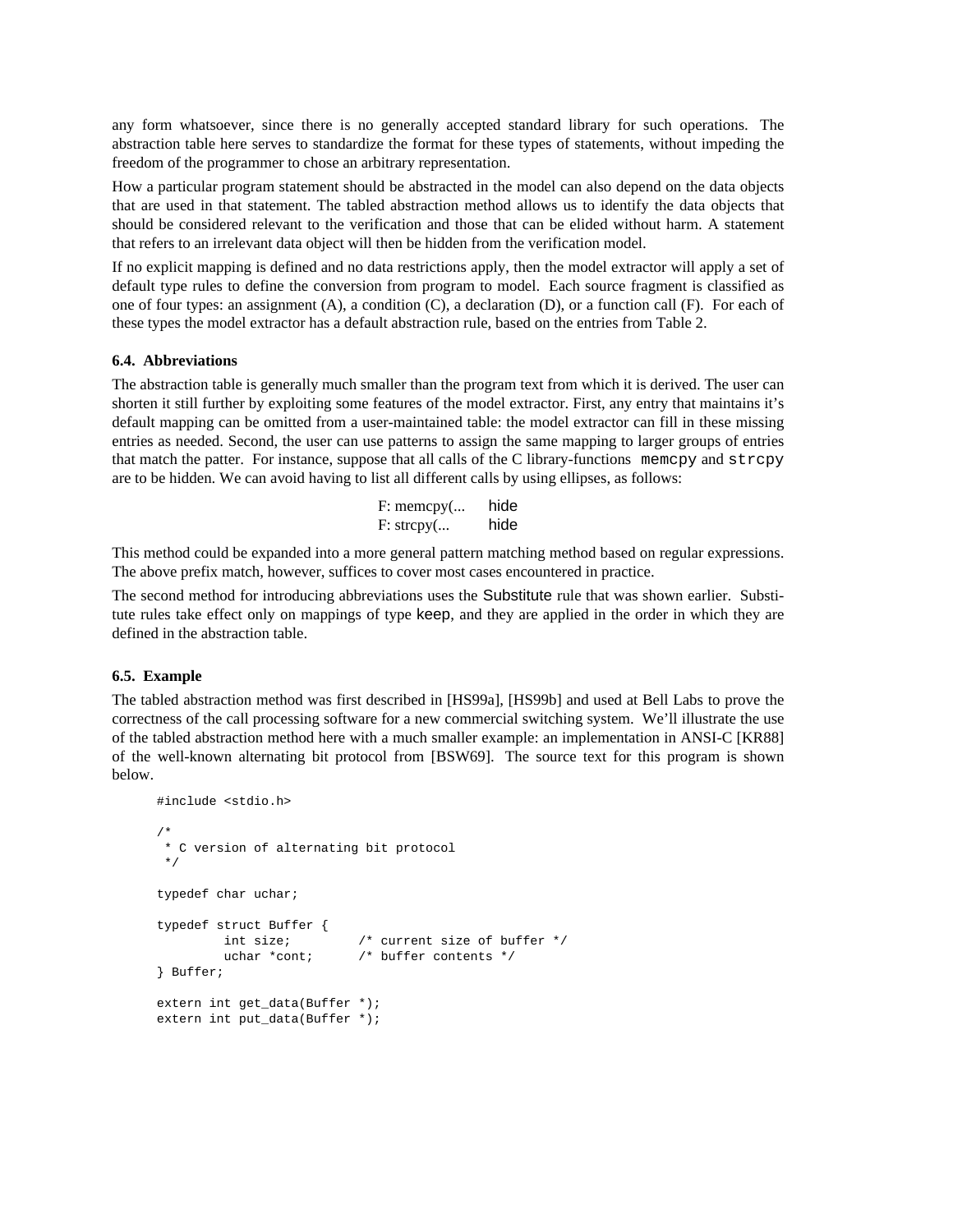any form whatsoever, since there is no generally accepted standard library for such operations. The abstraction table here serves to standardize the format for these types of statements, without impeding the freedom of the programmer to chose an arbitrary representation.

How a particular program statement should be abstracted in the model can also depend on the data objects that are used in that statement. The tabled abstraction method allows us to identify the data objects that should be considered relevant to the verification and those that can be elided without harm. A statement that refers to an irrelevant data object will then be hidden from the verification model.

If no explicit mapping is defined and no data restrictions apply, then the model extractor will apply a set of default type rules to define the conversion from program to model. Each source fragment is classified as one of four types: an assignment (A), a condition (C), a declaration (D), or a function call (F). For each of these types the model extractor has a default abstraction rule, based on the entries from Table 2.

### 6.4. Abbreviations

The abstraction table is generally much smaller than the program text from which it is derived. The user can shorten it still further by exploiting some features of the model extractor. First, any entry that maintains it's default mapping can be omitted from a user-maintained table: the model extractor can fill in these missing entries as needed. Second, the user can use patterns to assign the same mapping to larger groups of entries that match the patter. For instance, suppose that all calls of the C library-functions `memcpy` and `strcpy` are to be hidden. We can avoid having to list all different calls by using ellipses, as follows:

```
F: memcpy(...    hide
F: strcpy(...    hide
```

This method could be expanded into a more general pattern matching method based on regular expressions. The above prefix match, however, suffices to cover most cases encountered in practice.

The second method for introducing abbreviations uses the Substitute rule that was shown earlier. Substitute rules take effect only on mappings of type keep, and they are applied in the order in which they are defined in the abstraction table.

### 6.5. Example

The tabled abstraction method was first described in [HS99a], [HS99b] and used at Bell Labs to prove the correctness of the call processing software for a new commercial switching system. We'll illustrate the use of the tabled abstraction method here with a much smaller example: an implementation in ANSI-C [KR88] of the well-known alternating bit protocol from [BSW69]. The source text for this program is shown below.

```
#include <stdio.h>

/*
 * C version of alternating bit protocol
 */

typedef char uchar;

typedef struct Buffer {
        int size;         /* current size of buffer */
        uchar *cont;      /* buffer contents */
} Buffer;

extern int get_data(Buffer *);
extern int put_data(Buffer *);
```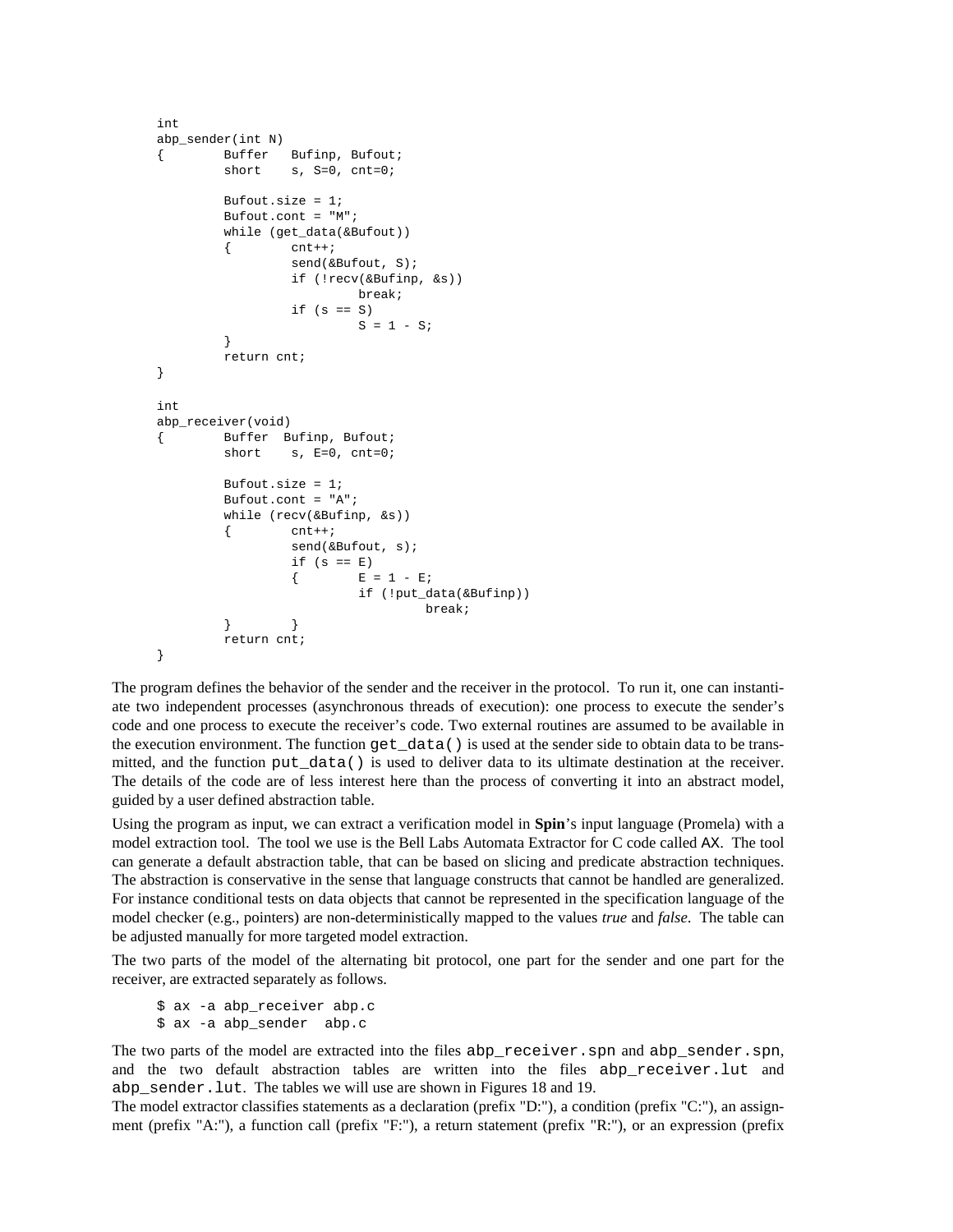```
int
abp_sender(int N)
{       Buffer   Bufinp, Bufout;
        short    s, S=0, cnt=0;

        Bufout.size = 1;
        Bufout.cont = "M";
        while (get_data(&Bufout))
        {       cnt++;
                send(&Bufout, S);
                if (!recv(&Bufinp, &s))
                        break;
                if (s == S)
                        S = 1 - S;
        }
        return cnt;
}

int
abp_receiver(void)
{       Buffer  Bufinp, Bufout;
        short    s, E=0, cnt=0;

        Bufout.size = 1;
        Bufout.cont = "A";
        while (recv(&Bufinp, &s))
        {       cnt++;
                send(&Bufout, s);
                if (s == E)
                {       E = 1 - E;
                        if (!put_data(&Bufinp))
                                break;
        }       }
        return cnt;
}
```

The program defines the behavior of the sender and the receiver in the protocol. To run it, one can instantiate two independent processes (asynchronous threads of execution): one process to execute the sender's code and one process to execute the receiver's code. Two external routines are assumed to be available in the execution environment. The function `get_data()` is used at the sender side to obtain data to be transmitted, and the function `put_data()` is used to deliver data to its ultimate destination at the receiver. The details of the code are of less interest here than the process of converting it into an abstract model, guided by a user defined abstraction table.

Using the program as input, we can extract a verification model in **Spin**'s input language (Promela) with a model extraction tool. The tool we use is the Bell Labs Automata Extractor for C code called AX. The tool can generate a default abstraction table, that can be based on slicing and predicate abstraction techniques. The abstraction is conservative in the sense that language constructs that cannot be handled are generalized. For instance conditional tests on data objects that cannot be represented in the specification language of the model checker (e.g., pointers) are non-deterministically mapped to the values *true* and *false*. The table can be adjusted manually for more targeted model extraction.

The two parts of the model of the alternating bit protocol, one part for the sender and one part for the receiver, are extracted separately as follows.

```
$ ax -a abp_receiver abp.c
$ ax -a abp_sender  abp.c
```

The two parts of the model are extracted into the files `abp_receiver.spn` and `abp_sender.spn`, and the two default abstraction tables are written into the files `abp_receiver.lut` and `abp_sender.lut`. The tables we will use are shown in Figures 18 and 19.

The model extractor classifies statements as a declaration (prefix "D:"), a condition (prefix "C:"), an assignment (prefix "A:"), a function call (prefix "F:"), a return statement (prefix "R:"), or an expression (prefix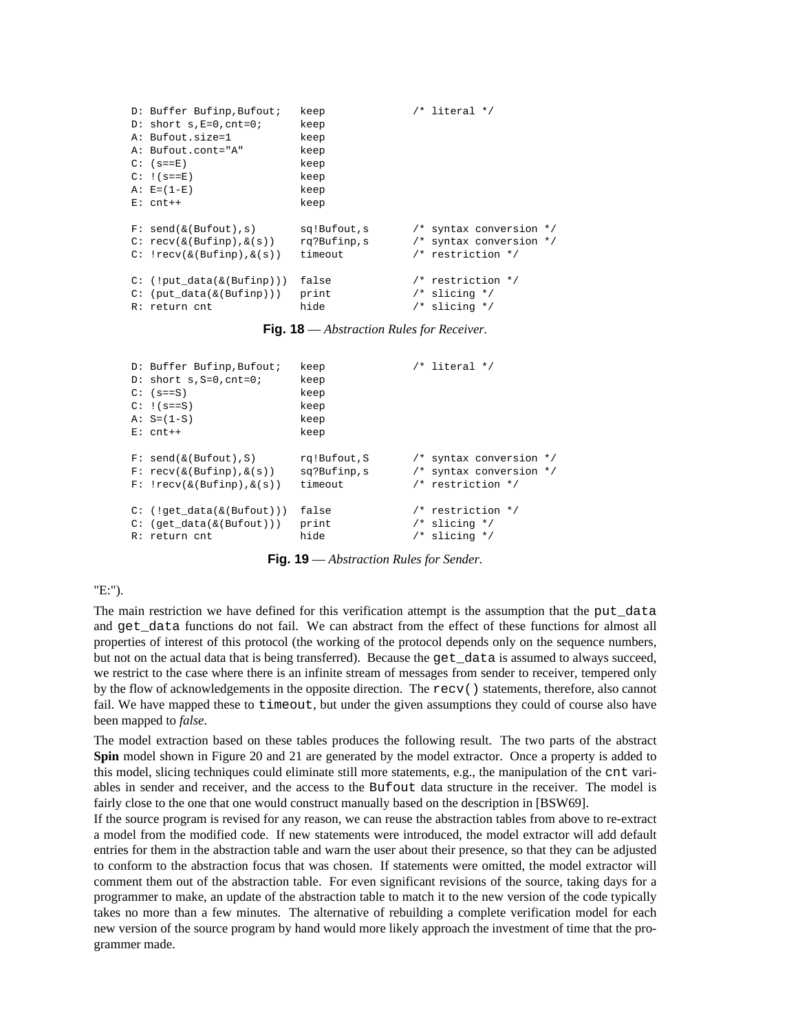```
D: Buffer Bufinp,Bufout;   keep            /* literal */
D: short s,E=0,cnt=0;      keep
A: Bufout.size=1           keep
A: Bufout.cont="A"         keep
C: (s==E)                  keep
C: !(s==E)                 keep
A: E=(1-E)                 keep
E: cnt++                   keep

F: send(&(Bufout),s)       sq!Bufout,s     /* syntax conversion */
C: recv(&(Bufinp),&(s))    rq?Bufinp,s     /* syntax conversion */
C: !recv(&(Bufinp),&(s))   timeout         /* restriction */

C: (!put_data(&(Bufinp)))  false           /* restriction */
C: (put_data(&(Bufinp)))   print           /* slicing */
R: return cnt              hide            /* slicing */
```

**Fig. 18** — *Abstraction Rules for Receiver.*

```
D: Buffer Bufinp,Bufout;   keep            /* literal */
D: short s,S=0,cnt=0;      keep
C: (s==S)                  keep
C: !(s==S)                 keep
A: S=(1-S)                 keep
E: cnt++                   keep

F: send(&(Bufout),S)       rq!Bufout,S     /* syntax conversion */
F: recv(&(Bufinp),&(s))    sq?Bufinp,s     /* syntax conversion */
F: !recv(&(Bufinp),&(s))   timeout         /* restriction */

C: (!get_data(&(Bufout)))  false           /* restriction */
C: (get_data(&(Bufout)))   print           /* slicing */
R: return cnt              hide            /* slicing */
```

**Fig. 19** — *Abstraction Rules for Sender.*

"E:").

The main restriction we have defined for this verification attempt is the assumption that the `put_data` and `get_data` functions do not fail. We can abstract from the effect of these functions for almost all properties of interest of this protocol (the working of the protocol depends only on the sequence numbers, but not on the actual data that is being transferred). Because the `get_data` is assumed to always succeed, we restrict to the case where there is an infinite stream of messages from sender to receiver, tempered only by the flow of acknowledgements in the opposite direction. The `recv()` statements, therefore, also cannot fail. We have mapped these to `timeout`, but under the given assumptions they could of course also have been mapped to *false*.

The model extraction based on these tables produces the following result. The two parts of the abstract **Spin** model shown in Figure 20 and 21 are generated by the model extractor. Once a property is added to this model, slicing techniques could eliminate still more statements, e.g., the manipulation of the `cnt` variables in sender and receiver, and the access to the `Bufout` data structure in the receiver. The model is fairly close to the one that one would construct manually based on the description in [BSW69].

If the source program is revised for any reason, we can reuse the abstraction tables from above to re-extract a model from the modified code. If new statements were introduced, the model extractor will add default entries for them in the abstraction table and warn the user about their presence, so that they can be adjusted to conform to the abstraction focus that was chosen. If statements were omitted, the model extractor will comment them out of the abstraction table. For even significant revisions of the source, taking days for a programmer to make, an update of the abstraction table to match it to the new version of the code typically takes no more than a few minutes. The alternative of rebuilding a complete verification model for each new version of the source program by hand would more likely approach the investment of time that the programmer made.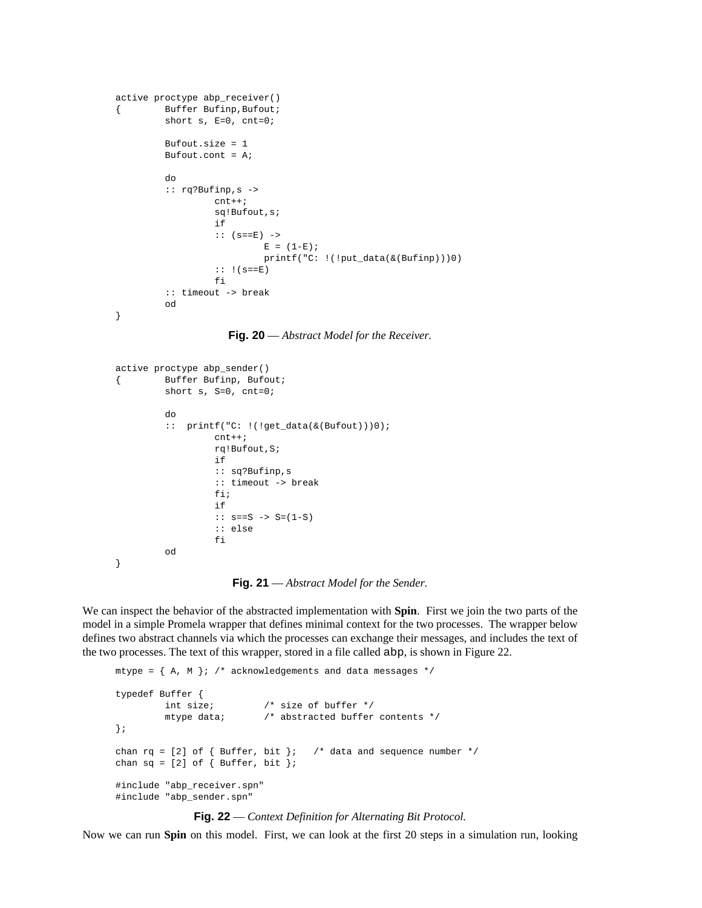```
active proctype abp_receiver()
{        Buffer Bufinp,Bufout;
         short s, E=0, cnt=0;

         Bufout.size = 1
         Bufout.cont = A;

         do
         :: rq?Bufinp,s ->
                  cnt++;
                  sq!Bufout,s;
                  if
                  :: (s==E) ->
                           E = (1-E);
                           printf("C: !(!put_data(&(Bufinp)))0)
                  :: !(s==E)
                  fi
         :: timeout -> break
         od
}
```

**Fig. 20** — *Abstract Model for the Receiver.*

```
active proctype abp_sender()
{        Buffer Bufinp, Bufout;
         short s, S=0, cnt=0;

         do
         ::  printf("C: !(!get_data(&(Bufout)))0);
                  cnt++;
                  rq!Bufout,S;
                  if
                  :: sq?Bufinp,s
                  :: timeout -> break
                  fi;
                  if
                  :: s==S -> S=(1-S)
                  :: else
                  fi
         od
}
```

**Fig. 21** — *Abstract Model for the Sender.*

We can inspect the behavior of the abstracted implementation with **Spin**. First we join the two parts of the model in a simple Promela wrapper that defines minimal context for the two processes. The wrapper below defines two abstract channels via which the processes can exchange their messages, and includes the text of the two processes. The text of this wrapper, stored in a file called `abp`, is shown in Figure 22.

```
mtype = { A, M }; /* acknowledgements and data messages */

typedef Buffer {
         int size;         /* size of buffer */
         mtype data;       /* abstracted buffer contents */
};

chan rq = [2] of { Buffer, bit };   /* data and sequence number */
chan sq = [2] of { Buffer, bit };

#include "abp_receiver.spn"
#include "abp_sender.spn"
```

**Fig. 22** — *Context Definition for Alternating Bit Protocol.*

Now we can run **Spin** on this model. First, we can look at the first 20 steps in a simulation run, looking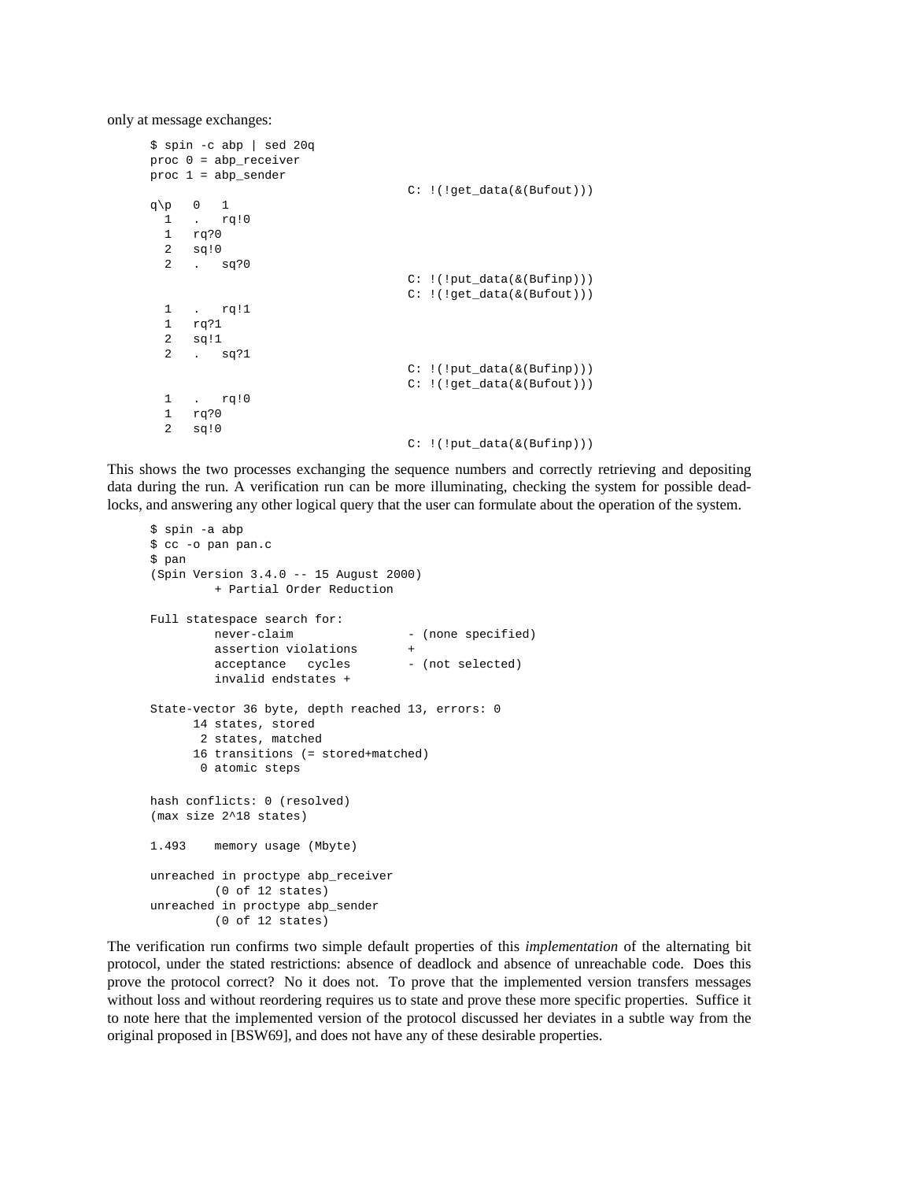only at message exchanges:

```
$ spin -c abp | sed 20q
proc 0 = abp_receiver
proc 1 = abp_sender
                                    C: !(!get_data(&(Bufout)))
q\p   0   1
  1   .   rq!0
  1   rq?0
  2   sq!0
  2   .   sq?0
                                    C: !(!put_data(&(Bufinp)))
                                    C: !(!get_data(&(Bufout)))
  1   .   rq!1
  1   rq?1
  2   sq!1
  2   .   sq?1
                                    C: !(!put_data(&(Bufinp)))
                                    C: !(!get_data(&(Bufout)))
  1   .   rq!0
  1   rq?0
  2   sq!0
                                    C: !(!put_data(&(Bufinp)))
```

This shows the two processes exchanging the sequence numbers and correctly retrieving and depositing data during the run. A verification run can be more illuminating, checking the system for possible deadlocks, and answering any other logical query that the user can formulate about the operation of the system.

```
$ spin -a abp
$ cc -o pan pan.c
$ pan
(Spin Version 3.4.0 -- 15 August 2000)
        + Partial Order Reduction

Full statespace search for:
        never-claim             - (none specified)
        assertion violations    +
        acceptance   cycles     - (not selected)
        invalid endstates +

State-vector 36 byte, depth reached 13, errors: 0
      14 states, stored
       2 states, matched
      16 transitions (= stored+matched)
       0 atomic steps

hash conflicts: 0 (resolved)
(max size 2^18 states)

1.493    memory usage (Mbyte)

unreached in proctype abp_receiver
        (0 of 12 states)
unreached in proctype abp_sender
        (0 of 12 states)
```

The verification run confirms two simple default properties of this *implementation* of the alternating bit protocol, under the stated restrictions: absence of deadlock and absence of unreachable code. Does this prove the protocol correct? No it does not. To prove that the implemented version transfers messages without loss and without reordering requires us to state and prove these more specific properties. Suffice it to note here that the implemented version of the protocol discussed her deviates in a subtle way from the original proposed in [BSW69], and does not have any of these desirable properties.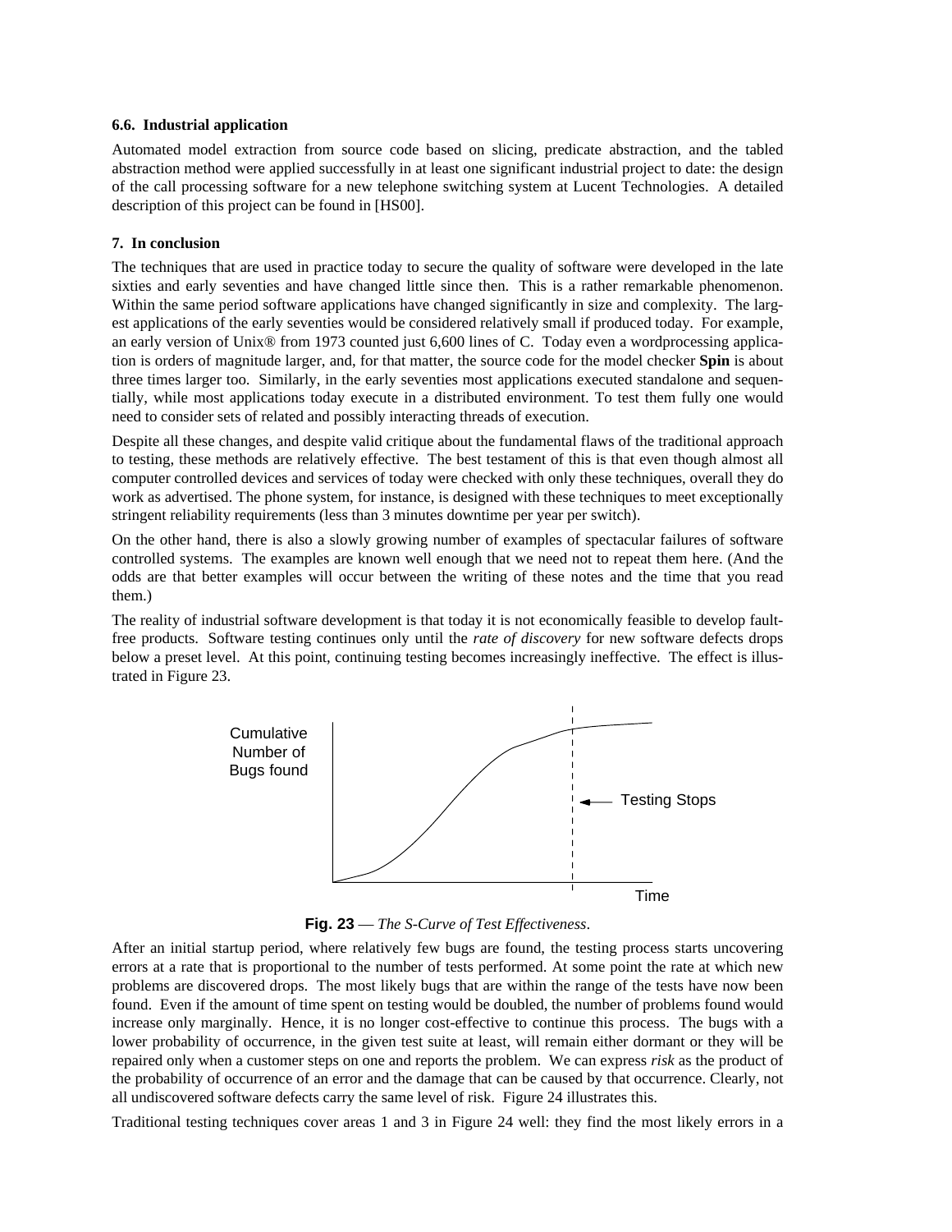### 6.6. Industrial application

Automated model extraction from source code based on slicing, predicate abstraction, and the tabled abstraction method were applied successfully in at least one significant industrial project to date: the design of the call processing software for a new telephone switching system at Lucent Technologies. A detailed description of this project can be found in [HS00].

## 7. In conclusion

The techniques that are used in practice today to secure the quality of software were developed in the late sixties and early seventies and have changed little since then. This is a rather remarkable phenomenon. Within the same period software applications have changed significantly in size and complexity. The largest applications of the early seventies would be considered relatively small if produced today. For example, an early version of Unix® from 1973 counted just 6,600 lines of C. Today even a wordprocessing application is orders of magnitude larger, and, for that matter, the source code for the model checker **Spin** is about three times larger too. Similarly, in the early seventies most applications executed standalone and sequentially, while most applications today execute in a distributed environment. To test them fully one would need to consider sets of related and possibly interacting threads of execution.

Despite all these changes, and despite valid critique about the fundamental flaws of the traditional approach to testing, these methods are relatively effective. The best testament of this is that even though almost all computer controlled devices and services of today were checked with only these techniques, overall they do work as advertised. The phone system, for instance, is designed with these techniques to meet exceptionally stringent reliability requirements (less than 3 minutes downtime per year per switch).

On the other hand, there is also a slowly growing number of examples of spectacular failures of software controlled systems. The examples are known well enough that we need not to repeat them here. (And the odds are that better examples will occur between the writing of these notes and the time that you read them.)

The reality of industrial software development is that today it is not economically feasible to develop fault-free products. Software testing continues only until the *rate of discovery* for new software defects drops below a preset level. At this point, continuing testing becomes increasingly ineffective. The effect is illustrated in Figure 23.

**Fig. 23** — *The S-Curve of Test Effectiveness*.

After an initial startup period, where relatively few bugs are found, the testing process starts uncovering errors at a rate that is proportional to the number of tests performed. At some point the rate at which new problems are discovered drops. The most likely bugs that are within the range of the tests have now been found. Even if the amount of time spent on testing would be doubled, the number of problems found would increase only marginally. Hence, it is no longer cost-effective to continue this process. The bugs with a lower probability of occurrence, in the given test suite at least, will remain either dormant or they will be repaired only when a customer steps on one and reports the problem. We can express *risk* as the product of the probability of occurrence of an error and the damage that can be caused by that occurrence. Clearly, not all undiscovered software defects carry the same level of risk. Figure 24 illustrates this.

Traditional testing techniques cover areas 1 and 3 in Figure 24 well: they find the most likely errors in a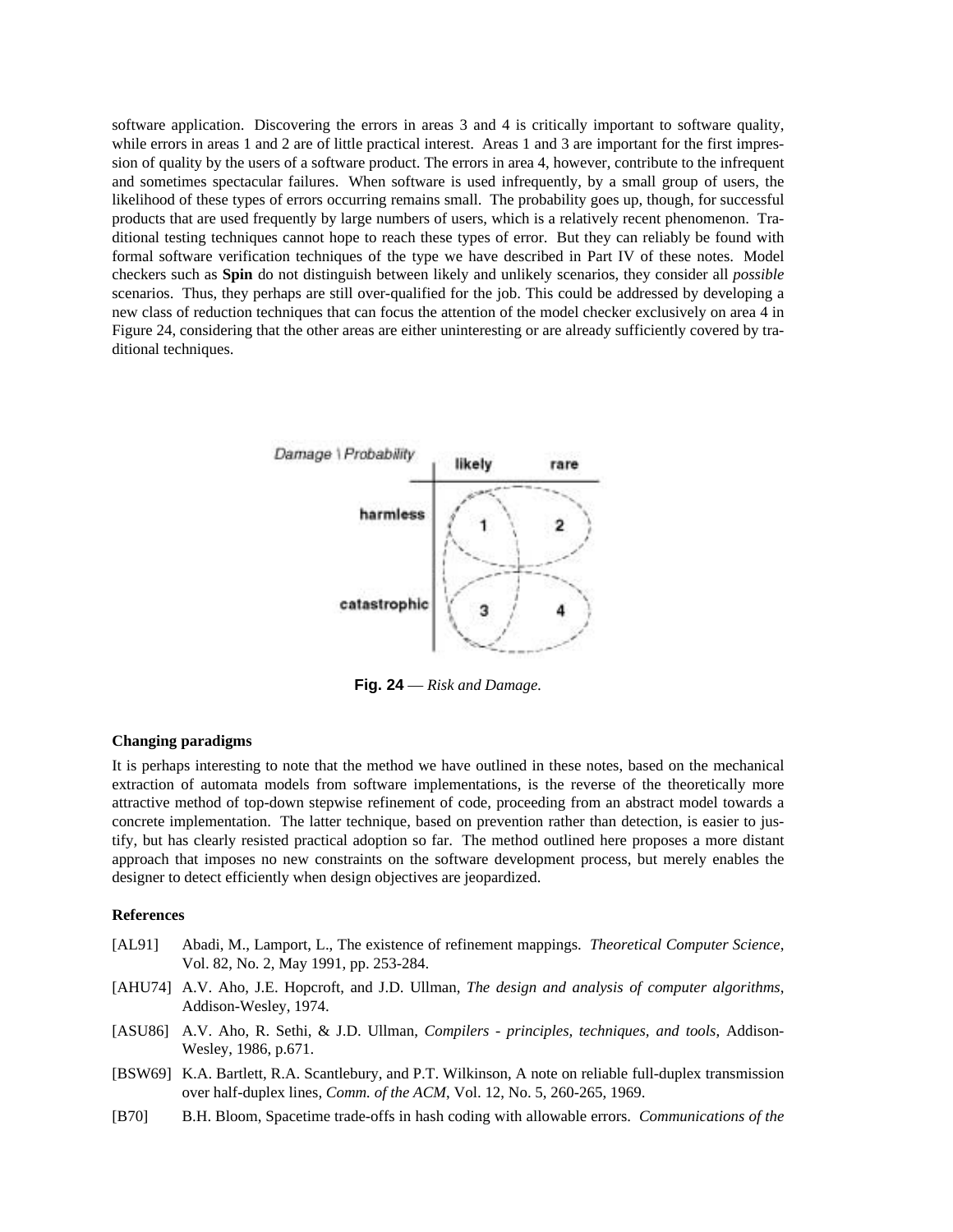software application. Discovering the errors in areas 3 and 4 is critically important to software quality, while errors in areas 1 and 2 are of little practical interest. Areas 1 and 3 are important for the first impression of quality by the users of a software product. The errors in area 4, however, contribute to the infrequent and sometimes spectacular failures. When software is used infrequently, by a small group of users, the likelihood of these types of errors occurring remains small. The probability goes up, though, for successful products that are used frequently by large numbers of users, which is a relatively recent phenomenon. Traditional testing techniques cannot hope to reach these types of error. But they can reliably be found with formal software verification techniques of the type we have described in Part IV of these notes. Model checkers such as **Spin** do not distinguish between likely and unlikely scenarios, they consider all *possible* scenarios. Thus, they perhaps are still over-qualified for the job. This could be addressed by developing a new class of reduction techniques that can focus the attention of the model checker exclusively on area 4 in Figure 24, considering that the other areas are either uninteresting or are already sufficiently covered by traditional techniques.

| Damage \ Probability | likely | rare |
|---|---|---|
| harmless | 1 | 2 |
| catastrophic | 3 | 4 |

**Fig. 24** — *Risk and Damage.*

### Changing paradigms

It is perhaps interesting to note that the method we have outlined in these notes, based on the mechanical extraction of automata models from software implementations, is the reverse of the theoretically more attractive method of top-down stepwise refinement of code, proceeding from an abstract model towards a concrete implementation. The latter technique, based on prevention rather than detection, is easier to justify, but has clearly resisted practical adoption so far. The method outlined here proposes a more distant approach that imposes no new constraints on the software development process, but merely enables the designer to detect efficiently when design objectives are jeopardized.

### References

- [AL91] Abadi, M., Lamport, L., The existence of refinement mappings. *Theoretical Computer Science*, Vol. 82, No. 2, May 1991, pp. 253-284.
- [AHU74] A.V. Aho, J.E. Hopcroft, and J.D. Ullman, *The design and analysis of computer algorithms*, Addison-Wesley, 1974.
- [ASU86] A.V. Aho, R. Sethi, & J.D. Ullman, *Compilers - principles, techniques, and tools*, Addison-Wesley, 1986, p.671.
- [BSW69] K.A. Bartlett, R.A. Scantlebury, and P.T. Wilkinson, A note on reliable full-duplex transmission over half-duplex lines, *Comm. of the ACM*, Vol. 12, No. 5, 260-265, 1969.
- [B70] B.H. Bloom, Spacetime trade-offs in hash coding with allowable errors. *Communications of the*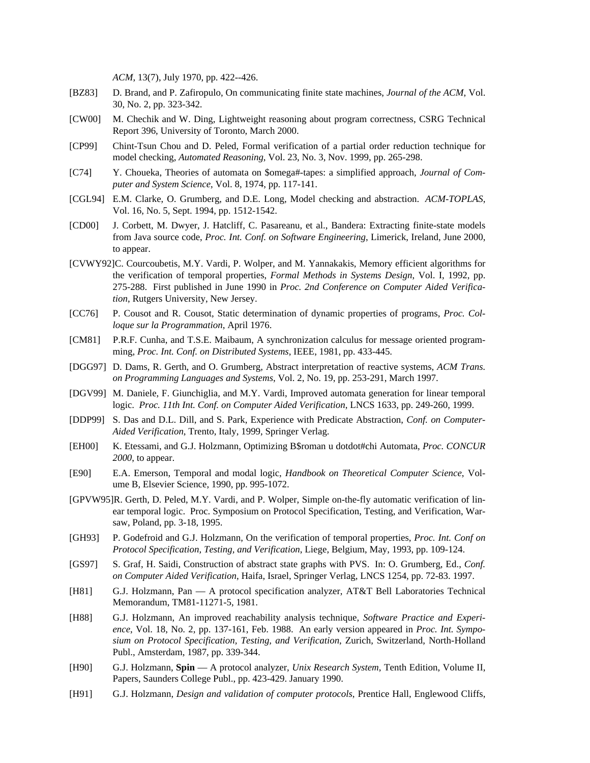*ACM*, 13(7), July 1970, pp. 422--426.

[BZ83] D. Brand, and P. Zafiropulo, On communicating finite state machines, *Journal of the ACM*, Vol. 30, No. 2, pp. 323-342.

[CW00] M. Chechik and W. Ding, Lightweight reasoning about program correctness, CSRG Technical Report 396, University of Toronto, March 2000.

[CP99] Chint-Tsun Chou and D. Peled, Formal verification of a partial order reduction technique for model checking, *Automated Reasoning*, Vol. 23, No. 3, Nov. 1999, pp. 265-298.

[C74] Y. Choueka, Theories of automata on $omega#-tapes: a simplified approach, *Journal of Computer and System Science*, Vol. 8, 1974, pp. 117-141.

[CGL94] E.M. Clarke, O. Grumberg, and D.E. Long, Model checking and abstraction. *ACM-TOPLAS*, Vol. 16, No. 5, Sept. 1994, pp. 1512-1542.

[CD00] J. Corbett, M. Dwyer, J. Hatcliff, C. Pasareanu, et al., Bandera: Extracting finite-state models from Java source code, *Proc. Int. Conf. on Software Engineering*, Limerick, Ireland, June 2000, to appear.

[CVWY92] C. Courcoubetis, M.Y. Vardi, P. Wolper, and M. Yannakakis, Memory efficient algorithms for the verification of temporal properties, *Formal Methods in Systems Design*, Vol. I, 1992, pp. 275-288. First published in June 1990 in *Proc. 2nd Conference on Computer Aided Verification*, Rutgers University, New Jersey.

[CC76] P. Cousot and R. Cousot, Static determination of dynamic properties of programs, *Proc. Colloque sur la Programmation*, April 1976.

[CM81] P.R.F. Cunha, and T.S.E. Maibaum, A synchronization calculus for message oriented programming, *Proc. Int. Conf. on Distributed Systems*, IEEE, 1981, pp. 433-445.

[DGG97] D. Dams, R. Gerth, and O. Grumberg, Abstract interpretation of reactive systems, *ACM Trans. on Programming Languages and Systems*, Vol. 2, No. 19, pp. 253-291, March 1997.

[DGV99] M. Daniele, F. Giunchiglia, and M.Y. Vardi, Improved automata generation for linear temporal logic. *Proc. 11th Int. Conf. on Computer Aided Verification*, LNCS 1633, pp. 249-260, 1999.

[DDP99] S. Das and D.L. Dill, and S. Park, Experience with Predicate Abstraction, *Conf. on Computer-Aided Verification*, Trento, Italy, 1999, Springer Verlag.

[EH00] K. Etessami, and G.J. Holzmann, Optimizing B$roman u dotdot#chi Automata, *Proc. CONCUR 2000*, to appear.

[E90] E.A. Emerson, Temporal and modal logic, *Handbook on Theoretical Computer Science*, Volume B, Elsevier Science, 1990, pp. 995-1072.

[GPVW95] R. Gerth, D. Peled, M.Y. Vardi, and P. Wolper, Simple on-the-fly automatic verification of linear temporal logic. Proc. Symposium on Protocol Specification, Testing, and Verification, Warsaw, Poland, pp. 3-18, 1995.

[GH93] P. Godefroid and G.J. Holzmann, On the verification of temporal properties, *Proc. Int. Conf on Protocol Specification, Testing, and Verification*, Liege, Belgium, May, 1993, pp. 109-124.

[GS97] S. Graf, H. Saidi, Construction of abstract state graphs with PVS. In: O. Grumberg, Ed., *Conf. on Computer Aided Verification*, Haifa, Israel, Springer Verlag, LNCS 1254, pp. 72-83. 1997.

[H81] G.J. Holzmann, Pan — A protocol specification analyzer, AT&T Bell Laboratories Technical Memorandum, TM81-11271-5, 1981.

[H88] G.J. Holzmann, An improved reachability analysis technique, *Software Practice and Experience*, Vol. 18, No. 2, pp. 137-161, Feb. 1988. An early version appeared in *Proc. Int. Symposium on Protocol Specification, Testing, and Verification*, Zurich, Switzerland, North-Holland Publ., Amsterdam, 1987, pp. 339-344.

[H90] G.J. Holzmann, **Spin** — A protocol analyzer, *Unix Research System*, Tenth Edition, Volume II, Papers, Saunders College Publ., pp. 423-429. January 1990.

[H91] G.J. Holzmann, *Design and validation of computer protocols*, Prentice Hall, Englewood Cliffs,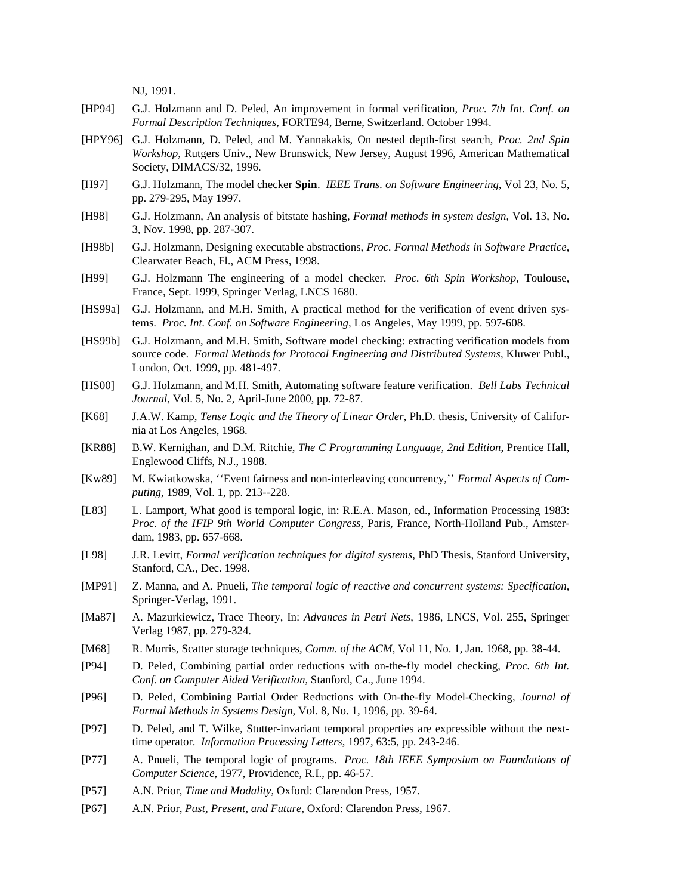NJ, 1991.

[HP94] G.J. Holzmann and D. Peled, An improvement in formal verification, *Proc. 7th Int. Conf. on Formal Description Techniques*, FORTE94, Berne, Switzerland. October 1994.

[HPY96] G.J. Holzmann, D. Peled, and M. Yannakakis, On nested depth-first search, *Proc. 2nd Spin Workshop*, Rutgers Univ., New Brunswick, New Jersey, August 1996, American Mathematical Society, DIMACS/32, 1996.

[H97] G.J. Holzmann, The model checker **Spin**. *IEEE Trans. on Software Engineering*, Vol 23, No. 5, pp. 279-295, May 1997.

[H98] G.J. Holzmann, An analysis of bitstate hashing, *Formal methods in system design*, Vol. 13, No. 3, Nov. 1998, pp. 287-307.

[H98b] G.J. Holzmann, Designing executable abstractions, *Proc. Formal Methods in Software Practice*, Clearwater Beach, Fl., ACM Press, 1998.

[H99] G.J. Holzmann The engineering of a model checker. *Proc. 6th Spin Workshop*, Toulouse, France, Sept. 1999, Springer Verlag, LNCS 1680.

[HS99a] G.J. Holzmann, and M.H. Smith, A practical method for the verification of event driven systems. *Proc. Int. Conf. on Software Engineering*, Los Angeles, May 1999, pp. 597-608.

[HS99b] G.J. Holzmann, and M.H. Smith, Software model checking: extracting verification models from source code. *Formal Methods for Protocol Engineering and Distributed Systems*, Kluwer Publ., London, Oct. 1999, pp. 481-497.

[HS00] G.J. Holzmann, and M.H. Smith, Automating software feature verification. *Bell Labs Technical Journal*, Vol. 5, No. 2, April-June 2000, pp. 72-87.

[K68] J.A.W. Kamp, *Tense Logic and the Theory of Linear Order*, Ph.D. thesis, University of California at Los Angeles, 1968.

[KR88] B.W. Kernighan, and D.M. Ritchie, *The C Programming Language, 2nd Edition*, Prentice Hall, Englewood Cliffs, N.J., 1988.

[Kw89] M. Kwiatkowska, ''Event fairness and non-interleaving concurrency,'' *Formal Aspects of Computing*, 1989, Vol. 1, pp. 213--228.

[L83] L. Lamport, What good is temporal logic, in: R.E.A. Mason, ed., Information Processing 1983: *Proc. of the IFIP 9th World Computer Congress*, Paris, France, North-Holland Pub., Amsterdam, 1983, pp. 657-668.

[L98] J.R. Levitt, *Formal verification techniques for digital systems*, PhD Thesis, Stanford University, Stanford, CA., Dec. 1998.

[MP91] Z. Manna, and A. Pnueli, *The temporal logic of reactive and concurrent systems: Specification*, Springer-Verlag, 1991.

[Ma87] A. Mazurkiewicz, Trace Theory, In: *Advances in Petri Nets*, 1986, LNCS, Vol. 255, Springer Verlag 1987, pp. 279-324.

[M68] R. Morris, Scatter storage techniques, *Comm. of the ACM*, Vol 11, No. 1, Jan. 1968, pp. 38-44.

[P94] D. Peled, Combining partial order reductions with on-the-fly model checking, *Proc. 6th Int. Conf. on Computer Aided Verification*, Stanford, Ca., June 1994.

[P96] D. Peled, Combining Partial Order Reductions with On-the-fly Model-Checking, *Journal of Formal Methods in Systems Design*, Vol. 8, No. 1, 1996, pp. 39-64.

[P97] D. Peled, and T. Wilke, Stutter-invariant temporal properties are expressible without the next-time operator. *Information Processing Letters*, 1997, 63:5, pp. 243-246.

[P77] A. Pnueli, The temporal logic of programs. *Proc. 18th IEEE Symposium on Foundations of Computer Science*, 1977, Providence, R.I., pp. 46-57.

[P57] A.N. Prior, *Time and Modality*, Oxford: Clarendon Press, 1957.

[P67] A.N. Prior, *Past, Present, and Future*, Oxford: Clarendon Press, 1967.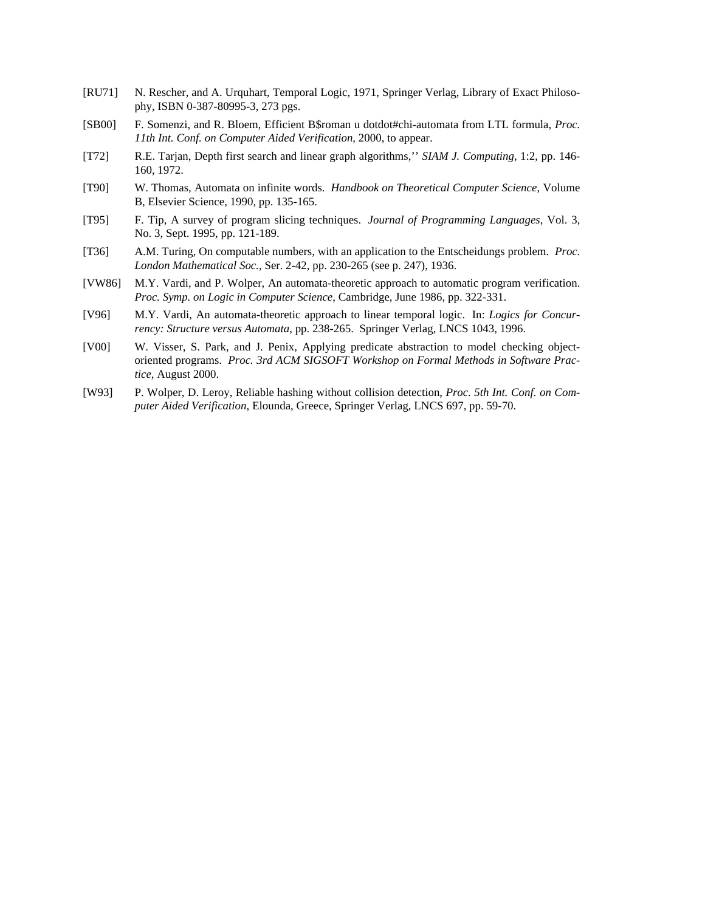[RU71] N. Rescher, and A. Urquhart, Temporal Logic, 1971, Springer Verlag, Library of Exact Philosophy, ISBN 0-387-80995-3, 273 pgs.

[SB00] F. Somenzi, and R. Bloem, Efficient B$roman u dotdot#chi-automata from LTL formula, *Proc. 11th Int. Conf. on Computer Aided Verification*, 2000, to appear.

[T72] R.E. Tarjan, Depth first search and linear graph algorithms,'' *SIAM J. Computing*, 1:2, pp. 146-160, 1972.

[T90] W. Thomas, Automata on infinite words. *Handbook on Theoretical Computer Science*, Volume B, Elsevier Science, 1990, pp. 135-165.

[T95] F. Tip, A survey of program slicing techniques. *Journal of Programming Languages*, Vol. 3, No. 3, Sept. 1995, pp. 121-189.

[T36] A.M. Turing, On computable numbers, with an application to the Entscheidungs problem. *Proc. London Mathematical Soc.*, Ser. 2-42, pp. 230-265 (see p. 247), 1936.

[VW86] M.Y. Vardi, and P. Wolper, An automata-theoretic approach to automatic program verification. *Proc. Symp. on Logic in Computer Science*, Cambridge, June 1986, pp. 322-331.

[V96] M.Y. Vardi, An automata-theoretic approach to linear temporal logic. In: *Logics for Concurrency: Structure versus Automata*, pp. 238-265. Springer Verlag, LNCS 1043, 1996.

[V00] W. Visser, S. Park, and J. Penix, Applying predicate abstraction to model checking object-oriented programs. *Proc. 3rd ACM SIGSOFT Workshop on Formal Methods in Software Practice*, August 2000.

[W93] P. Wolper, D. Leroy, Reliable hashing without collision detection, *Proc. 5th Int. Conf. on Computer Aided Verification*, Elounda, Greece, Springer Verlag, LNCS 697, pp. 59-70.